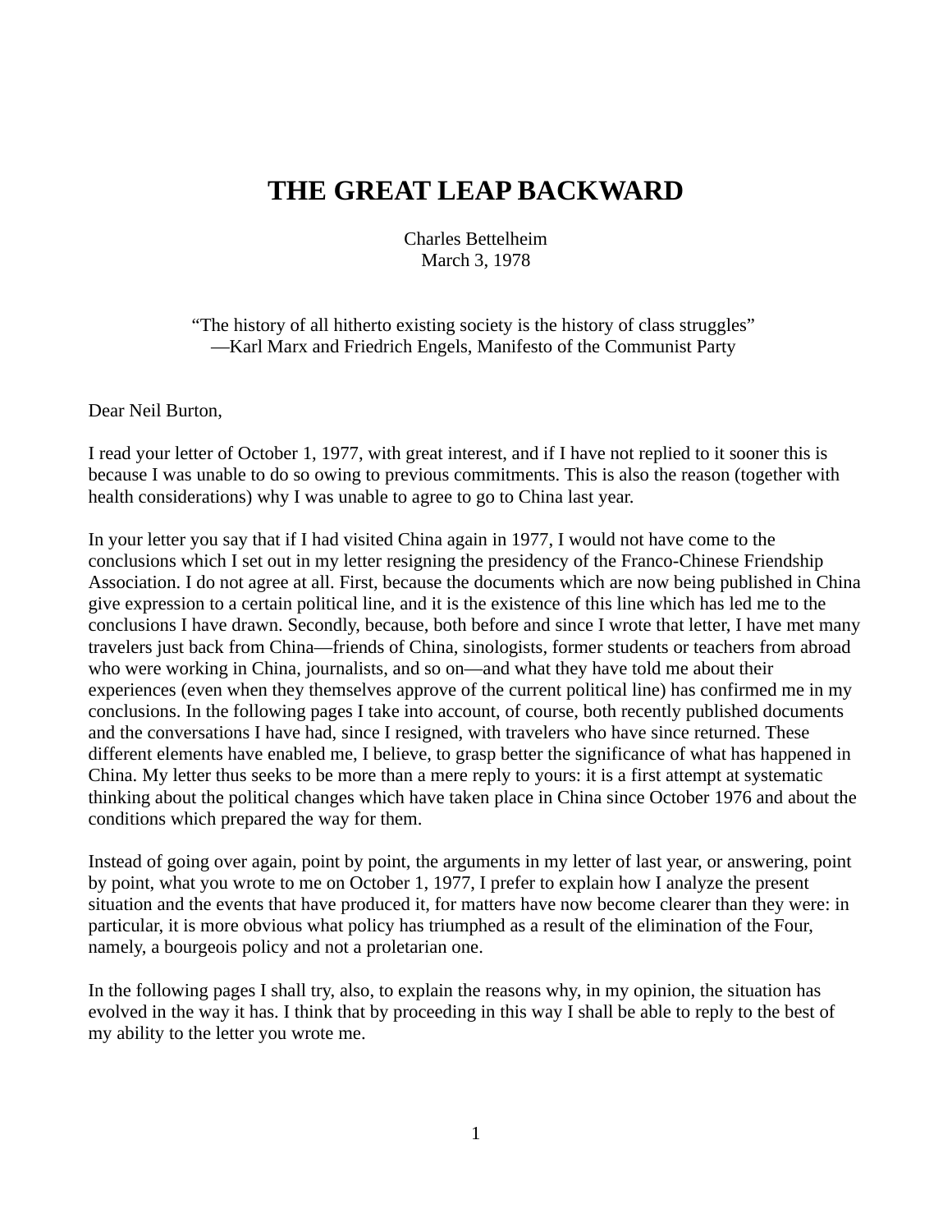# THE GREAT LEAP BACKWARD

Charles Bettelheim
March 3, 1978

“The history of all hitherto existing society is the history of class struggles”
—Karl Marx and Friedrich Engels, Manifesto of the Communist Party

Dear Neil Burton,

I read your letter of October 1, 1977, with great interest, and if I have not replied to it sooner this is because I was unable to do so owing to previous commitments. This is also the reason (together with health considerations) why I was unable to agree to go to China last year.

In your letter you say that if I had visited China again in 1977, I would not have come to the conclusions which I set out in my letter resigning the presidency of the Franco-Chinese Friendship Association. I do not agree at all. First, because the documents which are now being published in China give expression to a certain political line, and it is the existence of this line which has led me to the conclusions I have drawn. Secondly, because, both before and since I wrote that letter, I have met many travelers just back from China—friends of China, sinologists, former students or teachers from abroad who were working in China, journalists, and so on—and what they have told me about their experiences (even when they themselves approve of the current political line) has confirmed me in my conclusions. In the following pages I take into account, of course, both recently published documents and the conversations I have had, since I resigned, with travelers who have since returned. These different elements have enabled me, I believe, to grasp better the significance of what has happened in China. My letter thus seeks to be more than a mere reply to yours: it is a first attempt at systematic thinking about the political changes which have taken place in China since October 1976 and about the conditions which prepared the way for them.

Instead of going over again, point by point, the arguments in my letter of last year, or answering, point by point, what you wrote to me on October 1, 1977, I prefer to explain how I analyze the present situation and the events that have produced it, for matters have now become clearer than they were: in particular, it is more obvious what policy has triumphed as a result of the elimination of the Four, namely, a bourgeois policy and not a proletarian one.

In the following pages I shall try, also, to explain the reasons why, in my opinion, the situation has evolved in the way it has. I think that by proceeding in this way I shall be able to reply to the best of my ability to the letter you wrote me.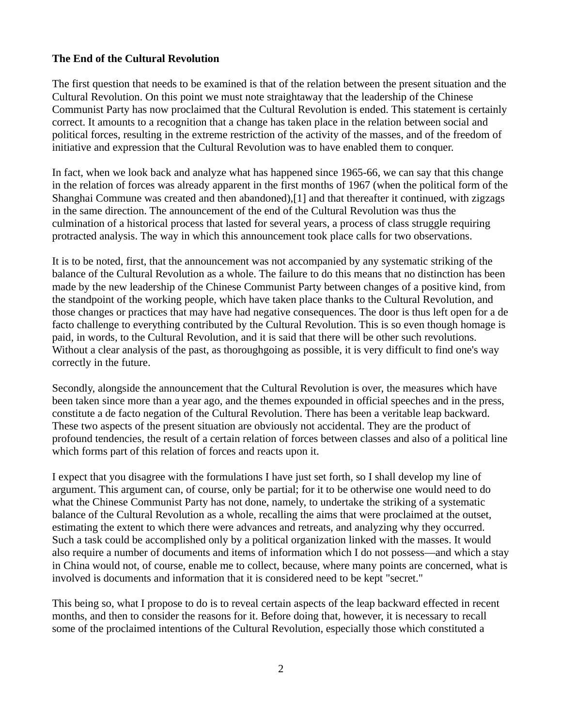**The End of the Cultural Revolution**

The first question that needs to be examined is that of the relation between the present situation and the Cultural Revolution. On this point we must note straightaway that the leadership of the Chinese Communist Party has now proclaimed that the Cultural Revolution is ended. This statement is certainly correct. It amounts to a recognition that a change has taken place in the relation between social and political forces, resulting in the extreme restriction of the activity of the masses, and of the freedom of initiative and expression that the Cultural Revolution was to have enabled them to conquer.

In fact, when we look back and analyze what has happened since 1965-66, we can say that this change in the relation of forces was already apparent in the first months of 1967 (when the political form of the Shanghai Commune was created and then abandoned),[1] and that thereafter it continued, with zigzags in the same direction. The announcement of the end of the Cultural Revolution was thus the culmination of a historical process that lasted for several years, a process of class struggle requiring protracted analysis. The way in which this announcement took place calls for two observations.

It is to be noted, first, that the announcement was not accompanied by any systematic striking of the balance of the Cultural Revolution as a whole. The failure to do this means that no distinction has been made by the new leadership of the Chinese Communist Party between changes of a positive kind, from the standpoint of the working people, which have taken place thanks to the Cultural Revolution, and those changes or practices that may have had negative consequences. The door is thus left open for a de facto challenge to everything contributed by the Cultural Revolution. This is so even though homage is paid, in words, to the Cultural Revolution, and it is said that there will be other such revolutions. Without a clear analysis of the past, as thoroughgoing as possible, it is very difficult to find one's way correctly in the future.

Secondly, alongside the announcement that the Cultural Revolution is over, the measures which have been taken since more than a year ago, and the themes expounded in official speeches and in the press, constitute a de facto negation of the Cultural Revolution. There has been a veritable leap backward. These two aspects of the present situation are obviously not accidental. They are the product of profound tendencies, the result of a certain relation of forces between classes and also of a political line which forms part of this relation of forces and reacts upon it.

I expect that you disagree with the formulations I have just set forth, so I shall develop my line of argument. This argument can, of course, only be partial; for it to be otherwise one would need to do what the Chinese Communist Party has not done, namely, to undertake the striking of a systematic balance of the Cultural Revolution as a whole, recalling the aims that were proclaimed at the outset, estimating the extent to which there were advances and retreats, and analyzing why they occurred. Such a task could be accomplished only by a political organization linked with the masses. It would also require a number of documents and items of information which I do not possess—and which a stay in China would not, of course, enable me to collect, because, where many points are concerned, what is involved is documents and information that it is considered need to be kept "secret."

This being so, what I propose to do is to reveal certain aspects of the leap backward effected in recent months, and then to consider the reasons for it. Before doing that, however, it is necessary to recall some of the proclaimed intentions of the Cultural Revolution, especially those which constituted a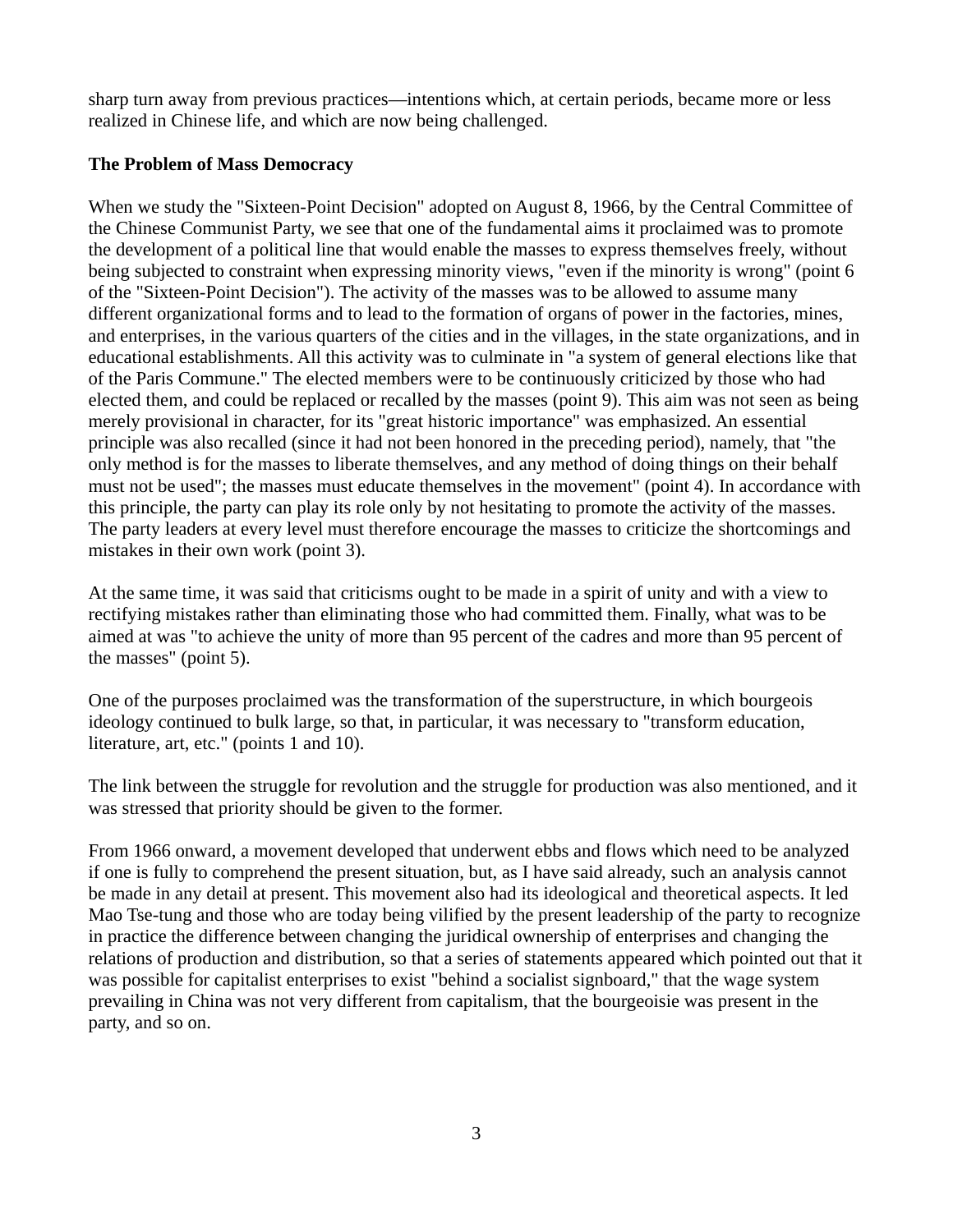sharp turn away from previous practices—intentions which, at certain periods, became more or less realized in Chinese life, and which are now being challenged.

**The Problem of Mass Democracy**

When we study the "Sixteen-Point Decision" adopted on August 8, 1966, by the Central Committee of the Chinese Communist Party, we see that one of the fundamental aims it proclaimed was to promote the development of a political line that would enable the masses to express themselves freely, without being subjected to constraint when expressing minority views, "even if the minority is wrong" (point 6 of the "Sixteen-Point Decision"). The activity of the masses was to be allowed to assume many different organizational forms and to lead to the formation of organs of power in the factories, mines, and enterprises, in the various quarters of the cities and in the villages, in the state organizations, and in educational establishments. All this activity was to culminate in "a system of general elections like that of the Paris Commune." The elected members were to be continuously criticized by those who had elected them, and could be replaced or recalled by the masses (point 9). This aim was not seen as being merely provisional in character, for its "great historic importance" was emphasized. An essential principle was also recalled (since it had not been honored in the preceding period), namely, that "the only method is for the masses to liberate themselves, and any method of doing things on their behalf must not be used"; the masses must educate themselves in the movement" (point 4). In accordance with this principle, the party can play its role only by not hesitating to promote the activity of the masses. The party leaders at every level must therefore encourage the masses to criticize the shortcomings and mistakes in their own work (point 3).

At the same time, it was said that criticisms ought to be made in a spirit of unity and with a view to rectifying mistakes rather than eliminating those who had committed them. Finally, what was to be aimed at was "to achieve the unity of more than 95 percent of the cadres and more than 95 percent of the masses" (point 5).

One of the purposes proclaimed was the transformation of the superstructure, in which bourgeois ideology continued to bulk large, so that, in particular, it was necessary to "transform education, literature, art, etc." (points 1 and 10).

The link between the struggle for revolution and the struggle for production was also mentioned, and it was stressed that priority should be given to the former.

From 1966 onward, a movement developed that underwent ebbs and flows which need to be analyzed if one is fully to comprehend the present situation, but, as I have said already, such an analysis cannot be made in any detail at present. This movement also had its ideological and theoretical aspects. It led Mao Tse-tung and those who are today being vilified by the present leadership of the party to recognize in practice the difference between changing the juridical ownership of enterprises and changing the relations of production and distribution, so that a series of statements appeared which pointed out that it was possible for capitalist enterprises to exist "behind a socialist signboard," that the wage system prevailing in China was not very different from capitalism, that the bourgeoisie was present in the party, and so on.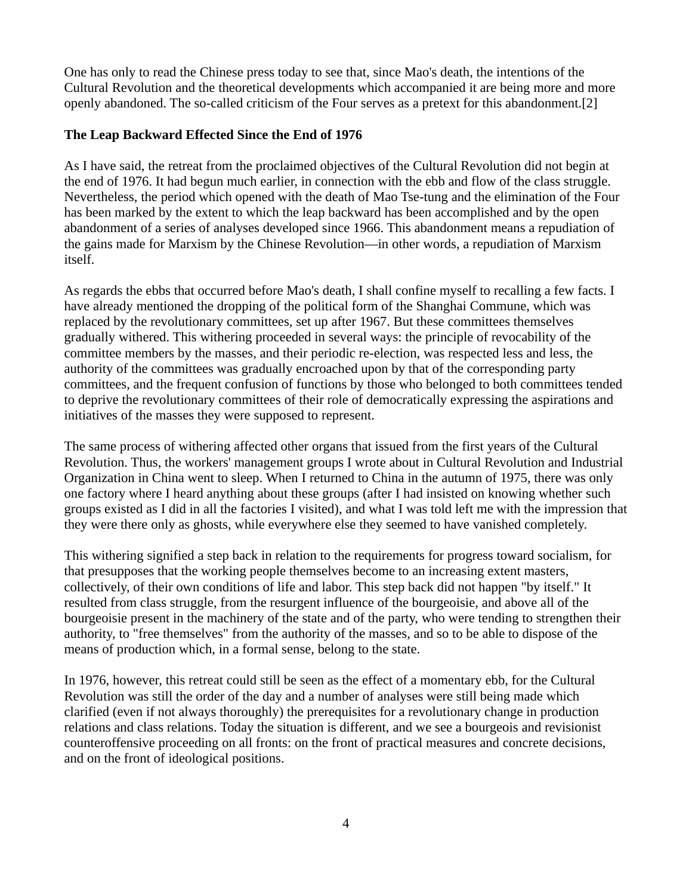One has only to read the Chinese press today to see that, since Mao's death, the intentions of the Cultural Revolution and the theoretical developments which accompanied it are being more and more openly abandoned. The so-called criticism of the Four serves as a pretext for this abandonment.[2]

**The Leap Backward Effected Since the End of 1976**

As I have said, the retreat from the proclaimed objectives of the Cultural Revolution did not begin at the end of 1976. It had begun much earlier, in connection with the ebb and flow of the class struggle. Nevertheless, the period which opened with the death of Mao Tse-tung and the elimination of the Four has been marked by the extent to which the leap backward has been accomplished and by the open abandonment of a series of analyses developed since 1966. This abandonment means a repudiation of the gains made for Marxism by the Chinese Revolution—in other words, a repudiation of Marxism itself.

As regards the ebbs that occurred before Mao's death, I shall confine myself to recalling a few facts. I have already mentioned the dropping of the political form of the Shanghai Commune, which was replaced by the revolutionary committees, set up after 1967. But these committees themselves gradually withered. This withering proceeded in several ways: the principle of revocability of the committee members by the masses, and their periodic re-election, was respected less and less, the authority of the committees was gradually encroached upon by that of the corresponding party committees, and the frequent confusion of functions by those who belonged to both committees tended to deprive the revolutionary committees of their role of democratically expressing the aspirations and initiatives of the masses they were supposed to represent.

The same process of withering affected other organs that issued from the first years of the Cultural Revolution. Thus, the workers' management groups I wrote about in Cultural Revolution and Industrial Organization in China went to sleep. When I returned to China in the autumn of 1975, there was only one factory where I heard anything about these groups (after I had insisted on knowing whether such groups existed as I did in all the factories I visited), and what I was told left me with the impression that they were there only as ghosts, while everywhere else they seemed to have vanished completely.

This withering signified a step back in relation to the requirements for progress toward socialism, for that presupposes that the working people themselves become to an increasing extent masters, collectively, of their own conditions of life and labor. This step back did not happen "by itself." It resulted from class struggle, from the resurgent influence of the bourgeoisie, and above all of the bourgeoisie present in the machinery of the state and of the party, who were tending to strengthen their authority, to "free themselves" from the authority of the masses, and so to be able to dispose of the means of production which, in a formal sense, belong to the state.

In 1976, however, this retreat could still be seen as the effect of a momentary ebb, for the Cultural Revolution was still the order of the day and a number of analyses were still being made which clarified (even if not always thoroughly) the prerequisites for a revolutionary change in production relations and class relations. Today the situation is different, and we see a bourgeois and revisionist counteroffensive proceeding on all fronts: on the front of practical measures and concrete decisions, and on the front of ideological positions.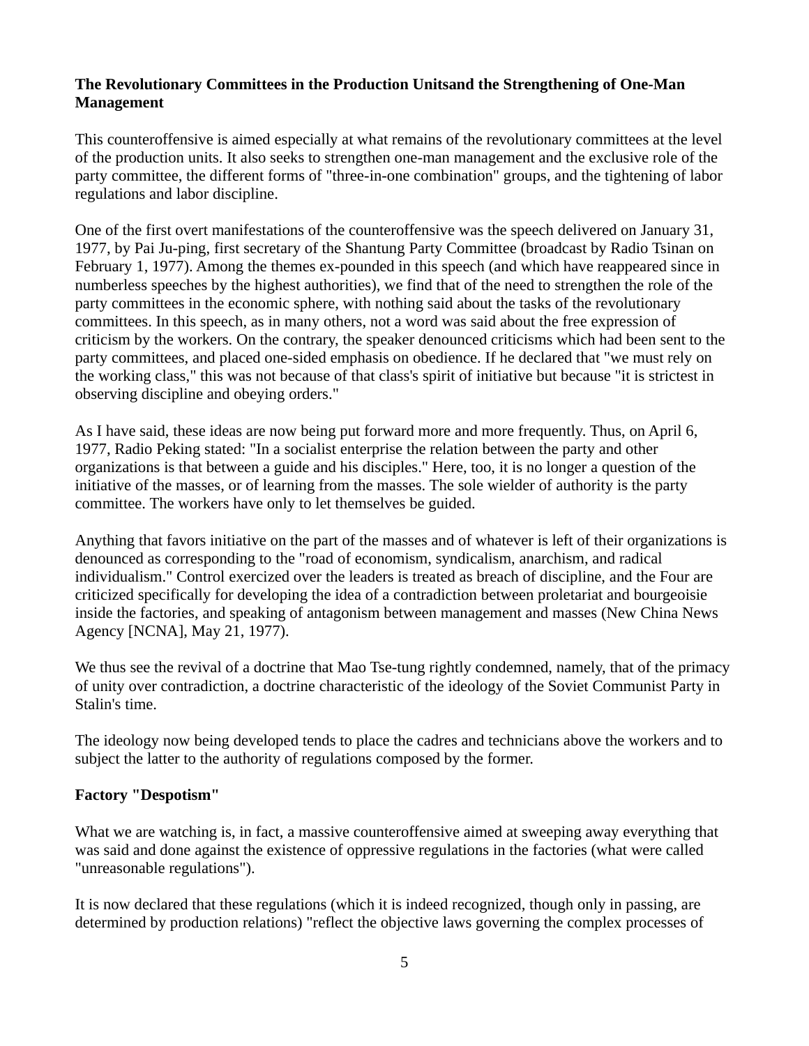**The Revolutionary Committees in the Production Unitsand the Strengthening of One-Man Management**

This counteroffensive is aimed especially at what remains of the revolutionary committees at the level of the production units. It also seeks to strengthen one-man management and the exclusive role of the party committee, the different forms of "three-in-one combination" groups, and the tightening of labor regulations and labor discipline.

One of the first overt manifestations of the counteroffensive was the speech delivered on January 31, 1977, by Pai Ju-ping, first secretary of the Shantung Party Committee (broadcast by Radio Tsinan on February 1, 1977). Among the themes ex-pounded in this speech (and which have reappeared since in numberless speeches by the highest authorities), we find that of the need to strengthen the role of the party committees in the economic sphere, with nothing said about the tasks of the revolutionary committees. In this speech, as in many others, not a word was said about the free expression of criticism by the workers. On the contrary, the speaker denounced criticisms which had been sent to the party committees, and placed one-sided emphasis on obedience. If he declared that "we must rely on the working class," this was not because of that class's spirit of initiative but because "it is strictest in observing discipline and obeying orders."

As I have said, these ideas are now being put forward more and more frequently. Thus, on April 6, 1977, Radio Peking stated: "In a socialist enterprise the relation between the party and other organizations is that between a guide and his disciples." Here, too, it is no longer a question of the initiative of the masses, or of learning from the masses. The sole wielder of authority is the party committee. The workers have only to let themselves be guided.

Anything that favors initiative on the part of the masses and of whatever is left of their organizations is denounced as corresponding to the "road of economism, syndicalism, anarchism, and radical individualism." Control exercized over the leaders is treated as breach of discipline, and the Four are criticized specifically for developing the idea of a contradiction between proletariat and bourgeoisie inside the factories, and speaking of antagonism between management and masses (New China News Agency [NCNA], May 21, 1977).

We thus see the revival of a doctrine that Mao Tse-tung rightly condemned, namely, that of the primacy of unity over contradiction, a doctrine characteristic of the ideology of the Soviet Communist Party in Stalin's time.

The ideology now being developed tends to place the cadres and technicians above the workers and to subject the latter to the authority of regulations composed by the former.

**Factory "Despotism"**

What we are watching is, in fact, a massive counteroffensive aimed at sweeping away everything that was said and done against the existence of oppressive regulations in the factories (what were called "unreasonable regulations").

It is now declared that these regulations (which it is indeed recognized, though only in passing, are determined by production relations) "reflect the objective laws governing the complex processes of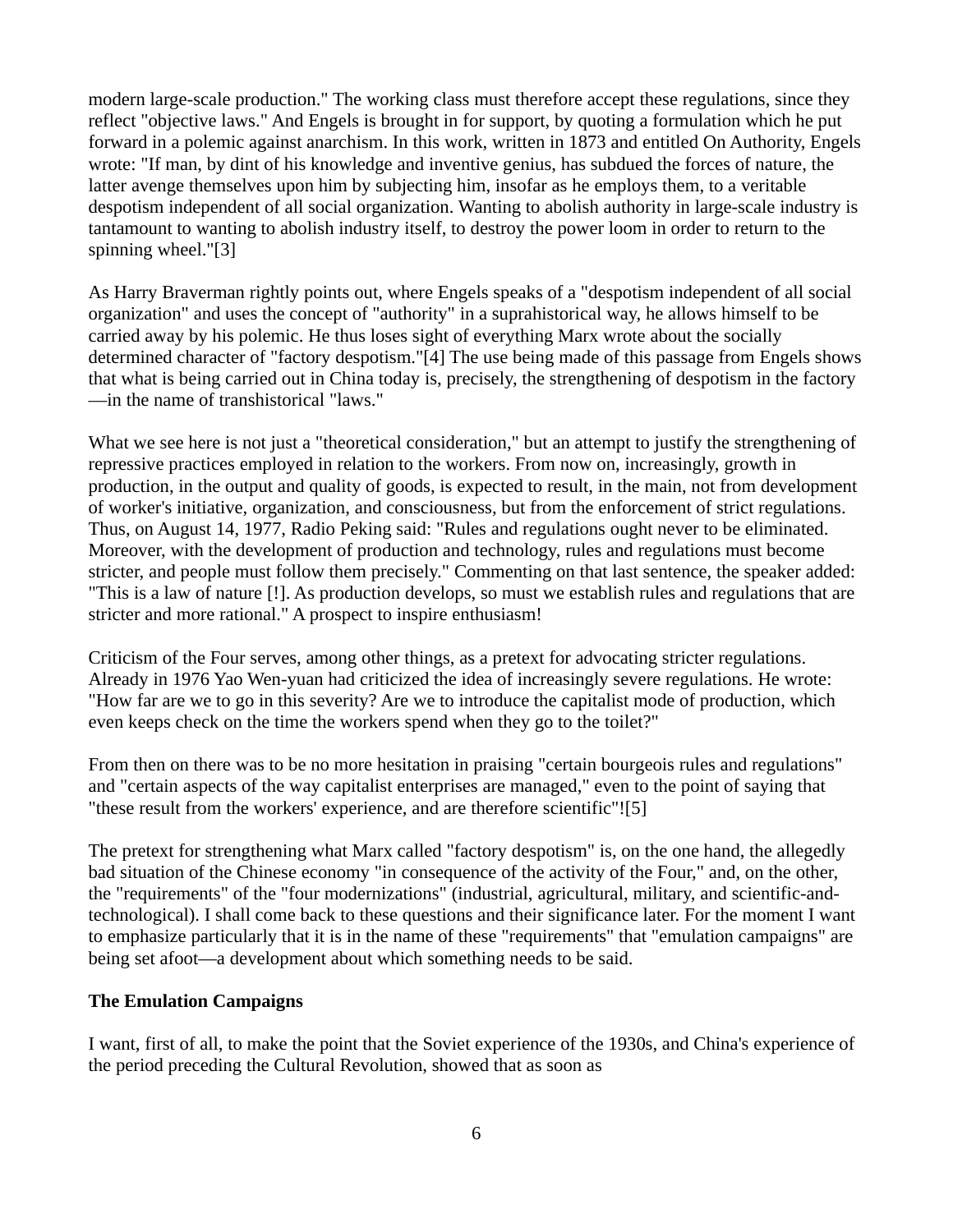modern large-scale production." The working class must therefore accept these regulations, since they reflect "objective laws." And Engels is brought in for support, by quoting a formulation which he put forward in a polemic against anarchism. In this work, written in 1873 and entitled On Authority, Engels wrote: "If man, by dint of his knowledge and inventive genius, has subdued the forces of nature, the latter avenge themselves upon him by subjecting him, insofar as he employs them, to a veritable despotism independent of all social organization. Wanting to abolish authority in large-scale industry is tantamount to wanting to abolish industry itself, to destroy the power loom in order to return to the spinning wheel."[3]

As Harry Braverman rightly points out, where Engels speaks of a "despotism independent of all social organization" and uses the concept of "authority" in a suprahistorical way, he allows himself to be carried away by his polemic. He thus loses sight of everything Marx wrote about the socially determined character of "factory despotism."[4] The use being made of this passage from Engels shows that what is being carried out in China today is, precisely, the strengthening of despotism in the factory—in the name of transhistorical "laws."

What we see here is not just a "theoretical consideration," but an attempt to justify the strengthening of repressive practices employed in relation to the workers. From now on, increasingly, growth in production, in the output and quality of goods, is expected to result, in the main, not from development of worker's initiative, organization, and consciousness, but from the enforcement of strict regulations. Thus, on August 14, 1977, Radio Peking said: "Rules and regulations ought never to be eliminated. Moreover, with the development of production and technology, rules and regulations must become stricter, and people must follow them precisely." Commenting on that last sentence, the speaker added: "This is a law of nature [!]. As production develops, so must we establish rules and regulations that are stricter and more rational." A prospect to inspire enthusiasm!

Criticism of the Four serves, among other things, as a pretext for advocating stricter regulations. Already in 1976 Yao Wen-yuan had criticized the idea of increasingly severe regulations. He wrote: "How far are we to go in this severity? Are we to introduce the capitalist mode of production, which even keeps check on the time the workers spend when they go to the toilet?"

From then on there was to be no more hesitation in praising "certain bourgeois rules and regulations" and "certain aspects of the way capitalist enterprises are managed," even to the point of saying that "these result from the workers' experience, and are therefore scientific"![5]

The pretext for strengthening what Marx called "factory despotism" is, on the one hand, the allegedly bad situation of the Chinese economy "in consequence of the activity of the Four," and, on the other, the "requirements" of the "four modernizations" (industrial, agricultural, military, and scientific-and-technological). I shall come back to these questions and their significance later. For the moment I want to emphasize particularly that it is in the name of these "requirements" that "emulation campaigns" are being set afoot—a development about which something needs to be said.

**The Emulation Campaigns**

I want, first of all, to make the point that the Soviet experience of the 1930s, and China's experience of the period preceding the Cultural Revolution, showed that as soon as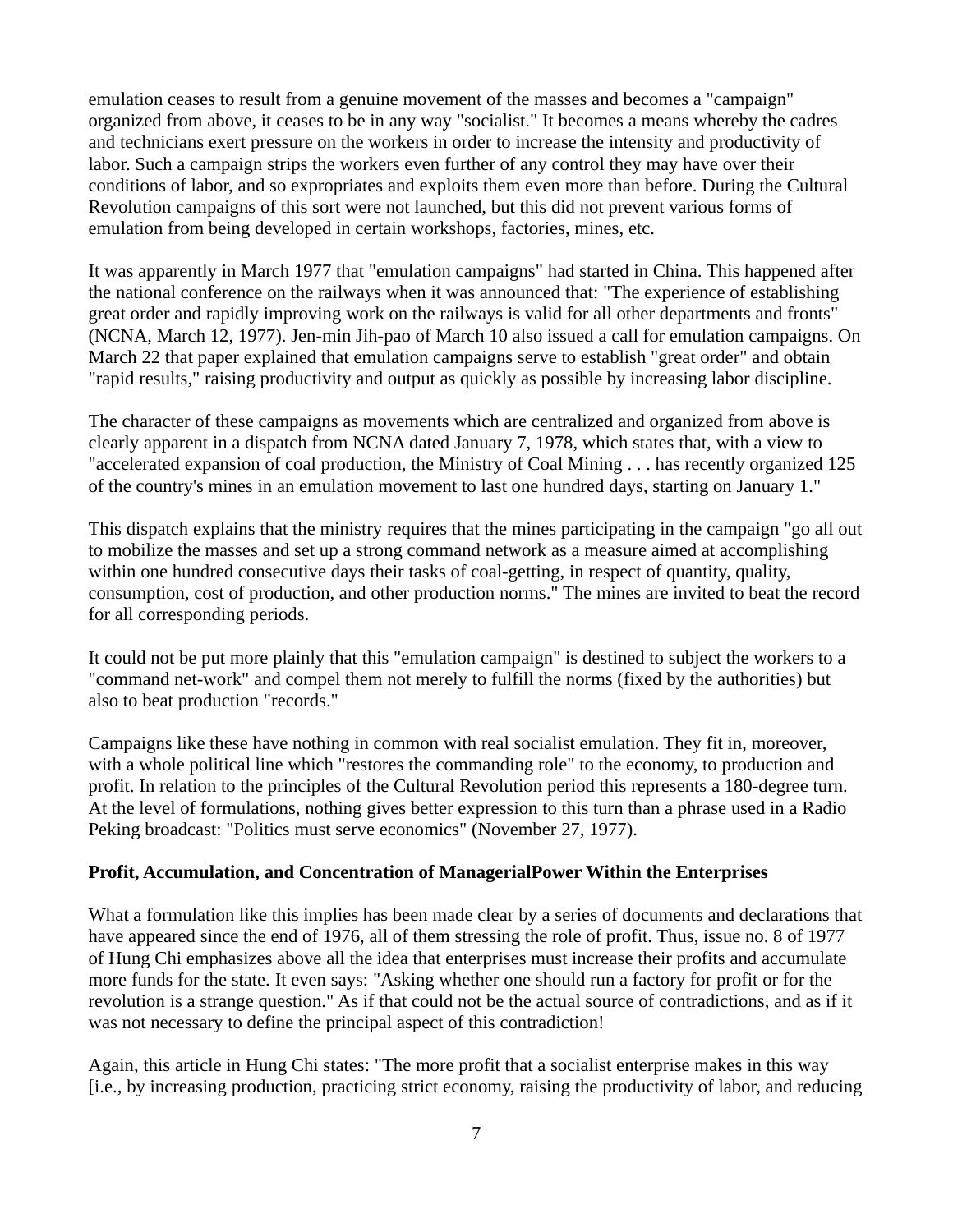emulation ceases to result from a genuine movement of the masses and becomes a "campaign" organized from above, it ceases to be in any way "socialist." It becomes a means whereby the cadres and technicians exert pressure on the workers in order to increase the intensity and productivity of labor. Such a campaign strips the workers even further of any control they may have over their conditions of labor, and so expropriates and exploits them even more than before. During the Cultural Revolution campaigns of this sort were not launched, but this did not prevent various forms of emulation from being developed in certain workshops, factories, mines, etc.

It was apparently in March 1977 that "emulation campaigns" had started in China. This happened after the national conference on the railways when it was announced that: "The experience of establishing great order and rapidly improving work on the railways is valid for all other departments and fronts" (NCNA, March 12, 1977). Jen-min Jih-pao of March 10 also issued a call for emulation campaigns. On March 22 that paper explained that emulation campaigns serve to establish "great order" and obtain "rapid results," raising productivity and output as quickly as possible by increasing labor discipline.

The character of these campaigns as movements which are centralized and organized from above is clearly apparent in a dispatch from NCNA dated January 7, 1978, which states that, with a view to "accelerated expansion of coal production, the Ministry of Coal Mining . . . has recently organized 125 of the country's mines in an emulation movement to last one hundred days, starting on January 1."

This dispatch explains that the ministry requires that the mines participating in the campaign "go all out to mobilize the masses and set up a strong command network as a measure aimed at accomplishing within one hundred consecutive days their tasks of coal-getting, in respect of quantity, quality, consumption, cost of production, and other production norms." The mines are invited to beat the record for all corresponding periods.

It could not be put more plainly that this "emulation campaign" is destined to subject the workers to a "command net-work" and compel them not merely to fulfill the norms (fixed by the authorities) but also to beat production "records."

Campaigns like these have nothing in common with real socialist emulation. They fit in, moreover, with a whole political line which "restores the commanding role" to the economy, to production and profit. In relation to the principles of the Cultural Revolution period this represents a 180-degree turn. At the level of formulations, nothing gives better expression to this turn than a phrase used in a Radio Peking broadcast: "Politics must serve economics" (November 27, 1977).

### Profit, Accumulation, and Concentration of ManagerialPower Within the Enterprises

What a formulation like this implies has been made clear by a series of documents and declarations that have appeared since the end of 1976, all of them stressing the role of profit. Thus, issue no. 8 of 1977 of Hung Chi emphasizes above all the idea that enterprises must increase their profits and accumulate more funds for the state. It even says: "Asking whether one should run a factory for profit or for the revolution is a strange question." As if that could not be the actual source of contradictions, and as if it was not necessary to define the principal aspect of this contradiction!

Again, this article in Hung Chi states: "The more profit that a socialist enterprise makes in this way [i.e., by increasing production, practicing strict economy, raising the productivity of labor, and reducing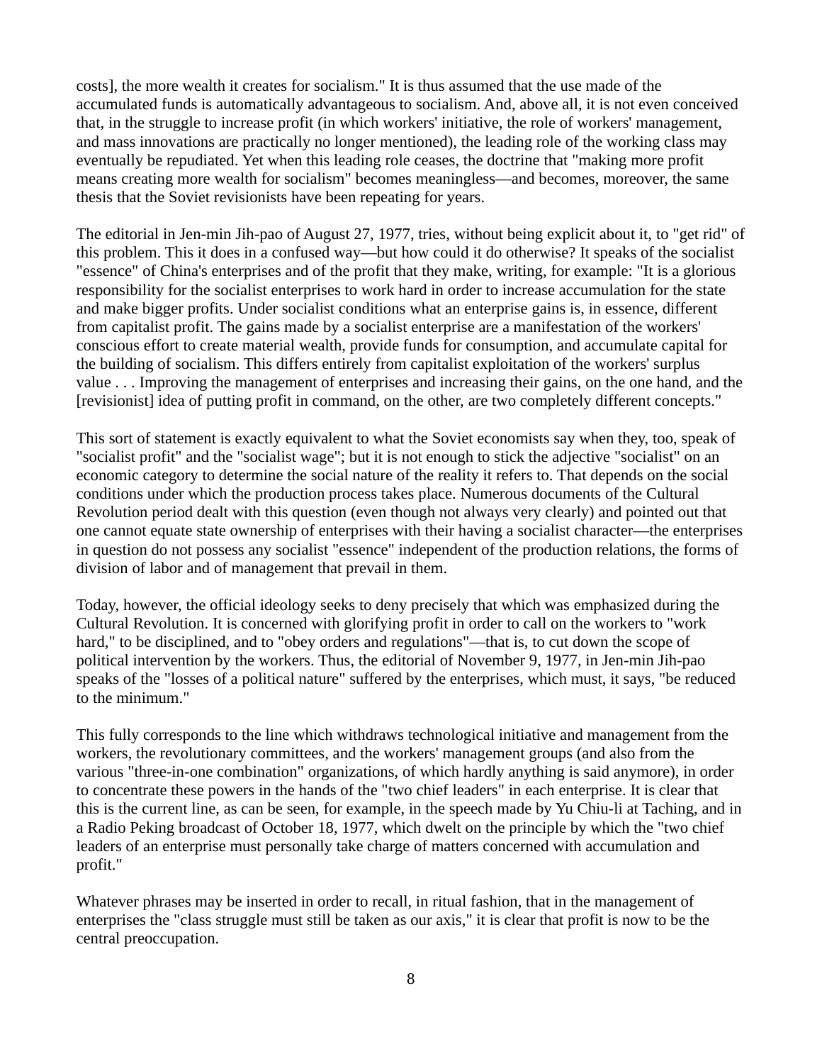costs], the more wealth it creates for socialism." It is thus assumed that the use made of the accumulated funds is automatically advantageous to socialism. And, above all, it is not even conceived that, in the struggle to increase profit (in which workers' initiative, the role of workers' management, and mass innovations are practically no longer mentioned), the leading role of the working class may eventually be repudiated. Yet when this leading role ceases, the doctrine that "making more profit means creating more wealth for socialism" becomes meaningless—and becomes, moreover, the same thesis that the Soviet revisionists have been repeating for years.

The editorial in Jen-min Jih-pao of August 27, 1977, tries, without being explicit about it, to "get rid" of this problem. This it does in a confused way—but how could it do otherwise? It speaks of the socialist "essence" of China's enterprises and of the profit that they make, writing, for example: "It is a glorious responsibility for the socialist enterprises to work hard in order to increase accumulation for the state and make bigger profits. Under socialist conditions what an enterprise gains is, in essence, different from capitalist profit. The gains made by a socialist enterprise are a manifestation of the workers' conscious effort to create material wealth, provide funds for consumption, and accumulate capital for the building of socialism. This differs entirely from capitalist exploitation of the workers' surplus value . . . Improving the management of enterprises and increasing their gains, on the one hand, and the [revisionist] idea of putting profit in command, on the other, are two completely different concepts."

This sort of statement is exactly equivalent to what the Soviet economists say when they, too, speak of "socialist profit" and the "socialist wage"; but it is not enough to stick the adjective "socialist" on an economic category to determine the social nature of the reality it refers to. That depends on the social conditions under which the production process takes place. Numerous documents of the Cultural Revolution period dealt with this question (even though not always very clearly) and pointed out that one cannot equate state ownership of enterprises with their having a socialist character—the enterprises in question do not possess any socialist "essence" independent of the production relations, the forms of division of labor and of management that prevail in them.

Today, however, the official ideology seeks to deny precisely that which was emphasized during the Cultural Revolution. It is concerned with glorifying profit in order to call on the workers to "work hard," to be disciplined, and to "obey orders and regulations"—that is, to cut down the scope of political intervention by the workers. Thus, the editorial of November 9, 1977, in Jen-min Jih-pao speaks of the "losses of a political nature" suffered by the enterprises, which must, it says, "be reduced to the minimum."

This fully corresponds to the line which withdraws technological initiative and management from the workers, the revolutionary committees, and the workers' management groups (and also from the various "three-in-one combination" organizations, of which hardly anything is said anymore), in order to concentrate these powers in the hands of the "two chief leaders" in each enterprise. It is clear that this is the current line, as can be seen, for example, in the speech made by Yu Chiu-li at Taching, and in a Radio Peking broadcast of October 18, 1977, which dwelt on the principle by which the "two chief leaders of an enterprise must personally take charge of matters concerned with accumulation and profit."

Whatever phrases may be inserted in order to recall, in ritual fashion, that in the management of enterprises the "class struggle must still be taken as our axis," it is clear that profit is now to be the central preoccupation.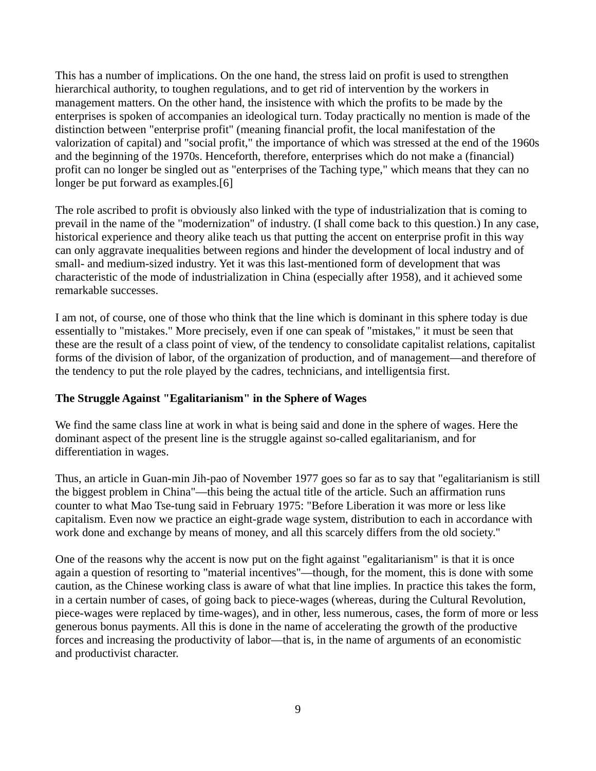This has a number of implications. On the one hand, the stress laid on profit is used to strengthen hierarchical authority, to toughen regulations, and to get rid of intervention by the workers in management matters. On the other hand, the insistence with which the profits to be made by the enterprises is spoken of accompanies an ideological turn. Today practically no mention is made of the distinction between "enterprise profit" (meaning financial profit, the local manifestation of the valorization of capital) and "social profit," the importance of which was stressed at the end of the 1960s and the beginning of the 1970s. Henceforth, therefore, enterprises which do not make a (financial) profit can no longer be singled out as "enterprises of the Taching type," which means that they can no longer be put forward as examples.[6]

The role ascribed to profit is obviously also linked with the type of industrialization that is coming to prevail in the name of the "modernization" of industry. (I shall come back to this question.) In any case, historical experience and theory alike teach us that putting the accent on enterprise profit in this way can only aggravate inequalities between regions and hinder the development of local industry and of small- and medium-sized industry. Yet it was this last-mentioned form of development that was characteristic of the mode of industrialization in China (especially after 1958), and it achieved some remarkable successes.

I am not, of course, one of those who think that the line which is dominant in this sphere today is due essentially to "mistakes." More precisely, even if one can speak of "mistakes," it must be seen that these are the result of a class point of view, of the tendency to consolidate capitalist relations, capitalist forms of the division of labor, of the organization of production, and of management—and therefore of the tendency to put the role played by the cadres, technicians, and intelligentsia first.

### The Struggle Against "Egalitarianism" in the Sphere of Wages

We find the same class line at work in what is being said and done in the sphere of wages. Here the dominant aspect of the present line is the struggle against so-called egalitarianism, and for differentiation in wages.

Thus, an article in Guan-min Jih-pao of November 1977 goes so far as to say that "egalitarianism is still the biggest problem in China"—this being the actual title of the article. Such an affirmation runs counter to what Mao Tse-tung said in February 1975: "Before Liberation it was more or less like capitalism. Even now we practice an eight-grade wage system, distribution to each in accordance with work done and exchange by means of money, and all this scarcely differs from the old society."

One of the reasons why the accent is now put on the fight against "egalitarianism" is that it is once again a question of resorting to "material incentives"—though, for the moment, this is done with some caution, as the Chinese working class is aware of what that line implies. In practice this takes the form, in a certain number of cases, of going back to piece-wages (whereas, during the Cultural Revolution, piece-wages were replaced by time-wages), and in other, less numerous, cases, the form of more or less generous bonus payments. All this is done in the name of accelerating the growth of the productive forces and increasing the productivity of labor—that is, in the name of arguments of an economistic and productivist character.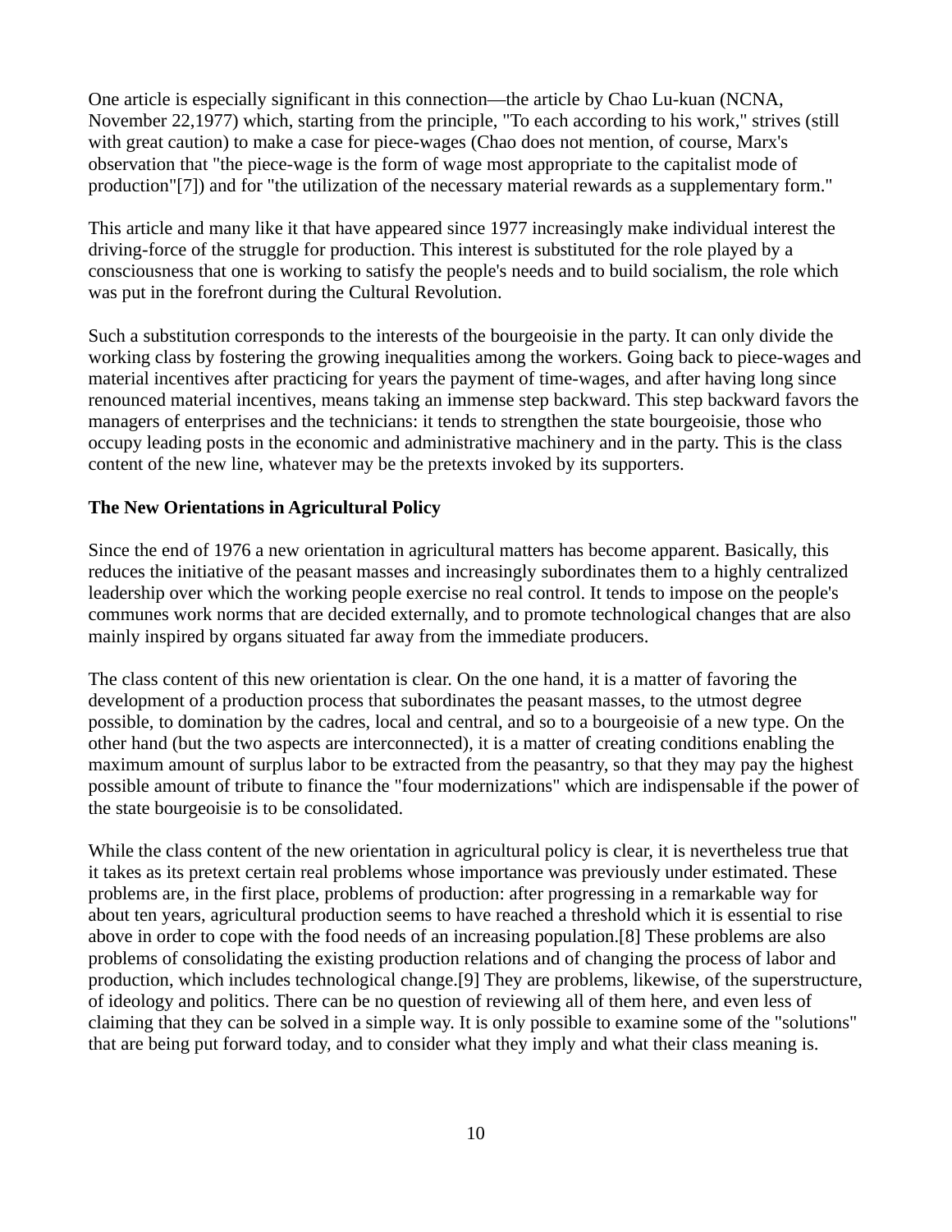One article is especially significant in this connection—the article by Chao Lu-kuan (NCNA, November 22,1977) which, starting from the principle, "To each according to his work," strives (still with great caution) to make a case for piece-wages (Chao does not mention, of course, Marx's observation that "the piece-wage is the form of wage most appropriate to the capitalist mode of production"[7]) and for "the utilization of the necessary material rewards as a supplementary form."

This article and many like it that have appeared since 1977 increasingly make individual interest the driving-force of the struggle for production. This interest is substituted for the role played by a consciousness that one is working to satisfy the people's needs and to build socialism, the role which was put in the forefront during the Cultural Revolution.

Such a substitution corresponds to the interests of the bourgeoisie in the party. It can only divide the working class by fostering the growing inequalities among the workers. Going back to piece-wages and material incentives after practicing for years the payment of time-wages, and after having long since renounced material incentives, means taking an immense step backward. This step backward favors the managers of enterprises and the technicians: it tends to strengthen the state bourgeoisie, those who occupy leading posts in the economic and administrative machinery and in the party. This is the class content of the new line, whatever may be the pretexts invoked by its supporters.

**The New Orientations in Agricultural Policy**

Since the end of 1976 a new orientation in agricultural matters has become apparent. Basically, this reduces the initiative of the peasant masses and increasingly subordinates them to a highly centralized leadership over which the working people exercise no real control. It tends to impose on the people's communes work norms that are decided externally, and to promote technological changes that are also mainly inspired by organs situated far away from the immediate producers.

The class content of this new orientation is clear. On the one hand, it is a matter of favoring the development of a production process that subordinates the peasant masses, to the utmost degree possible, to domination by the cadres, local and central, and so to a bourgeoisie of a new type. On the other hand (but the two aspects are interconnected), it is a matter of creating conditions enabling the maximum amount of surplus labor to be extracted from the peasantry, so that they may pay the highest possible amount of tribute to finance the "four modernizations" which are indispensable if the power of the state bourgeoisie is to be consolidated.

While the class content of the new orientation in agricultural policy is clear, it is nevertheless true that it takes as its pretext certain real problems whose importance was previously under estimated. These problems are, in the first place, problems of production: after progressing in a remarkable way for about ten years, agricultural production seems to have reached a threshold which it is essential to rise above in order to cope with the food needs of an increasing population.[8] These problems are also problems of consolidating the existing production relations and of changing the process of labor and production, which includes technological change.[9] They are problems, likewise, of the superstructure, of ideology and politics. There can be no question of reviewing all of them here, and even less of claiming that they can be solved in a simple way. It is only possible to examine some of the "solutions" that are being put forward today, and to consider what they imply and what their class meaning is.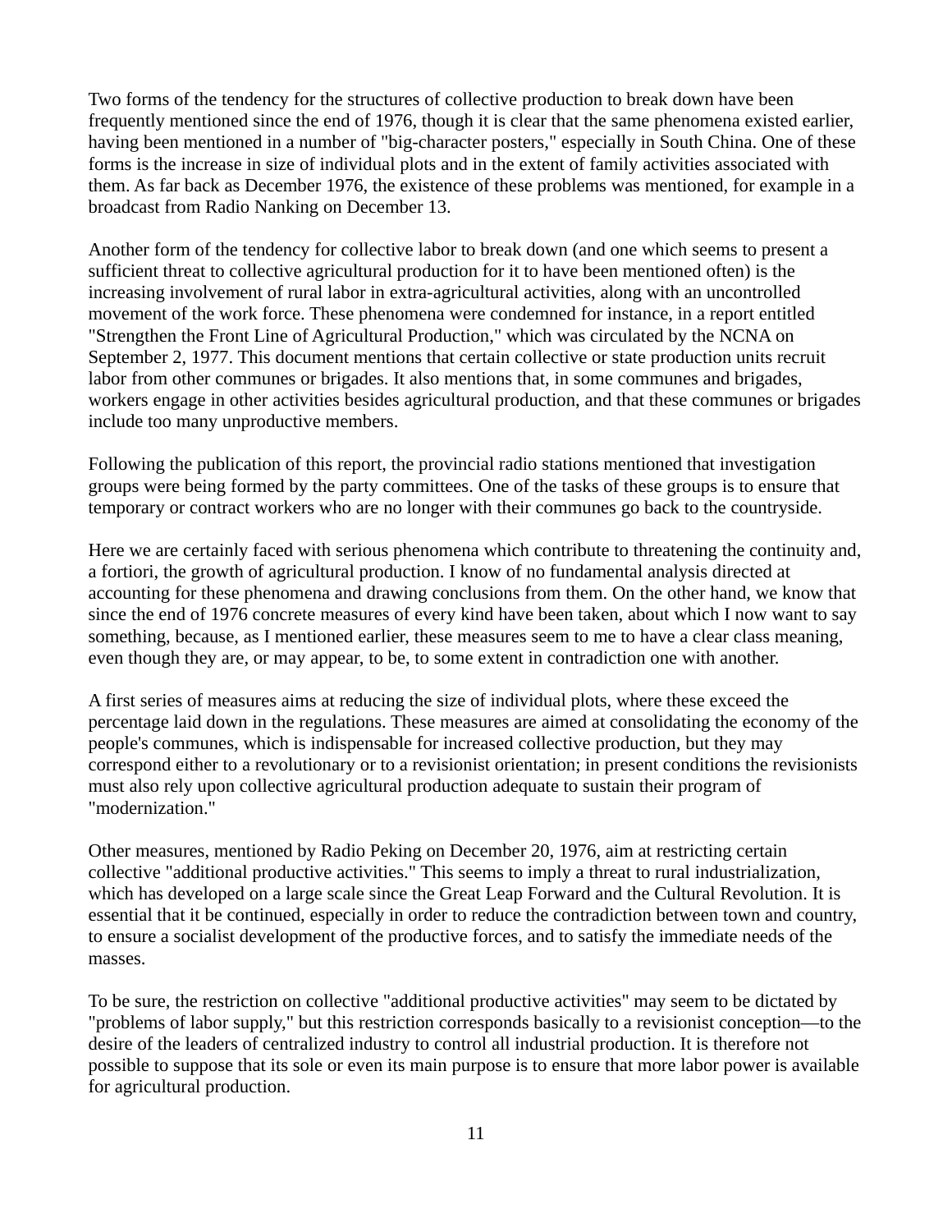Two forms of the tendency for the structures of collective production to break down have been frequently mentioned since the end of 1976, though it is clear that the same phenomena existed earlier, having been mentioned in a number of "big-character posters," especially in South China. One of these forms is the increase in size of individual plots and in the extent of family activities associated with them. As far back as December 1976, the existence of these problems was mentioned, for example in a broadcast from Radio Nanking on December 13.

Another form of the tendency for collective labor to break down (and one which seems to present a sufficient threat to collective agricultural production for it to have been mentioned often) is the increasing involvement of rural labor in extra-agricultural activities, along with an uncontrolled movement of the work force. These phenomena were condemned for instance, in a report entitled "Strengthen the Front Line of Agricultural Production," which was circulated by the NCNA on September 2, 1977. This document mentions that certain collective or state production units recruit labor from other communes or brigades. It also mentions that, in some communes and brigades, workers engage in other activities besides agricultural production, and that these communes or brigades include too many unproductive members.

Following the publication of this report, the provincial radio stations mentioned that investigation groups were being formed by the party committees. One of the tasks of these groups is to ensure that temporary or contract workers who are no longer with their communes go back to the countryside.

Here we are certainly faced with serious phenomena which contribute to threatening the continuity and, a fortiori, the growth of agricultural production. I know of no fundamental analysis directed at accounting for these phenomena and drawing conclusions from them. On the other hand, we know that since the end of 1976 concrete measures of every kind have been taken, about which I now want to say something, because, as I mentioned earlier, these measures seem to me to have a clear class meaning, even though they are, or may appear, to be, to some extent in contradiction one with another.

A first series of measures aims at reducing the size of individual plots, where these exceed the percentage laid down in the regulations. These measures are aimed at consolidating the economy of the people's communes, which is indispensable for increased collective production, but they may correspond either to a revolutionary or to a revisionist orientation; in present conditions the revisionists must also rely upon collective agricultural production adequate to sustain their program of "modernization."

Other measures, mentioned by Radio Peking on December 20, 1976, aim at restricting certain collective "additional productive activities." This seems to imply a threat to rural industrialization, which has developed on a large scale since the Great Leap Forward and the Cultural Revolution. It is essential that it be continued, especially in order to reduce the contradiction between town and country, to ensure a socialist development of the productive forces, and to satisfy the immediate needs of the masses.

To be sure, the restriction on collective "additional productive activities" may seem to be dictated by "problems of labor supply," but this restriction corresponds basically to a revisionist conception—to the desire of the leaders of centralized industry to control all industrial production. It is therefore not possible to suppose that its sole or even its main purpose is to ensure that more labor power is available for agricultural production.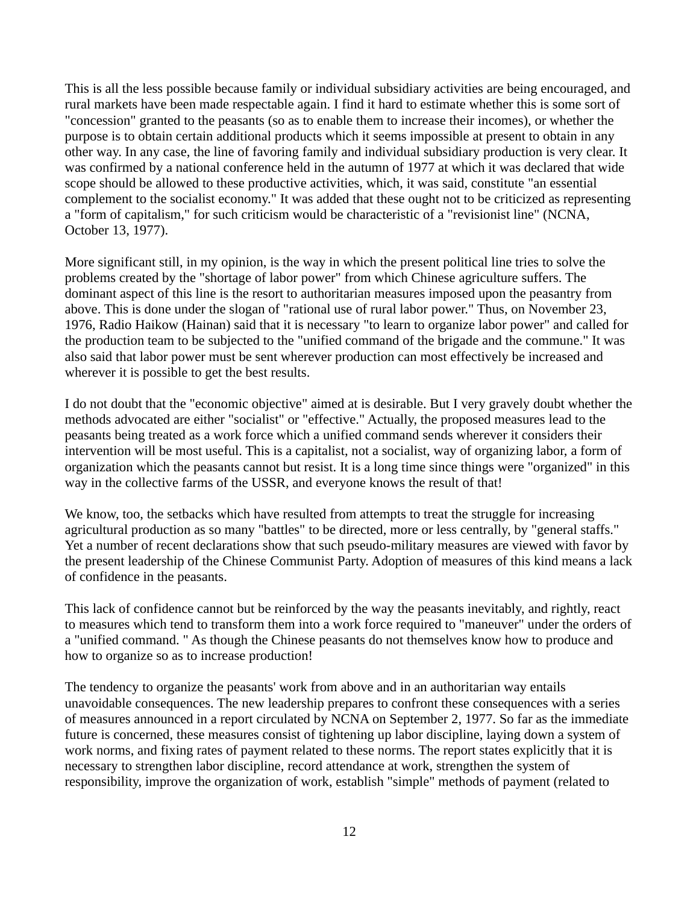This is all the less possible because family or individual subsidiary activities are being encouraged, and rural markets have been made respectable again. I find it hard to estimate whether this is some sort of "concession" granted to the peasants (so as to enable them to increase their incomes), or whether the purpose is to obtain certain additional products which it seems impossible at present to obtain in any other way. In any case, the line of favoring family and individual subsidiary production is very clear. It was confirmed by a national conference held in the autumn of 1977 at which it was declared that wide scope should be allowed to these productive activities, which, it was said, constitute "an essential complement to the socialist economy." It was added that these ought not to be criticized as representing a "form of capitalism," for such criticism would be characteristic of a "revisionist line" (NCNA, October 13, 1977).

More significant still, in my opinion, is the way in which the present political line tries to solve the problems created by the "shortage of labor power" from which Chinese agriculture suffers. The dominant aspect of this line is the resort to authoritarian measures imposed upon the peasantry from above. This is done under the slogan of "rational use of rural labor power." Thus, on November 23, 1976, Radio Haikow (Hainan) said that it is necessary "to learn to organize labor power" and called for the production team to be subjected to the "unified command of the brigade and the commune." It was also said that labor power must be sent wherever production can most effectively be increased and wherever it is possible to get the best results.

I do not doubt that the "economic objective" aimed at is desirable. But I very gravely doubt whether the methods advocated are either "socialist" or "effective." Actually, the proposed measures lead to the peasants being treated as a work force which a unified command sends wherever it considers their intervention will be most useful. This is a capitalist, not a socialist, way of organizing labor, a form of organization which the peasants cannot but resist. It is a long time since things were "organized" in this way in the collective farms of the USSR, and everyone knows the result of that!

We know, too, the setbacks which have resulted from attempts to treat the struggle for increasing agricultural production as so many "battles" to be directed, more or less centrally, by "general staffs." Yet a number of recent declarations show that such pseudo-military measures are viewed with favor by the present leadership of the Chinese Communist Party. Adoption of measures of this kind means a lack of confidence in the peasants.

This lack of confidence cannot but be reinforced by the way the peasants inevitably, and rightly, react to measures which tend to transform them into a work force required to "maneuver" under the orders of a "unified command. " As though the Chinese peasants do not themselves know how to produce and how to organize so as to increase production!

The tendency to organize the peasants' work from above and in an authoritarian way entails unavoidable consequences. The new leadership prepares to confront these consequences with a series of measures announced in a report circulated by NCNA on September 2, 1977. So far as the immediate future is concerned, these measures consist of tightening up labor discipline, laying down a system of work norms, and fixing rates of payment related to these norms. The report states explicitly that it is necessary to strengthen labor discipline, record attendance at work, strengthen the system of responsibility, improve the organization of work, establish "simple" methods of payment (related to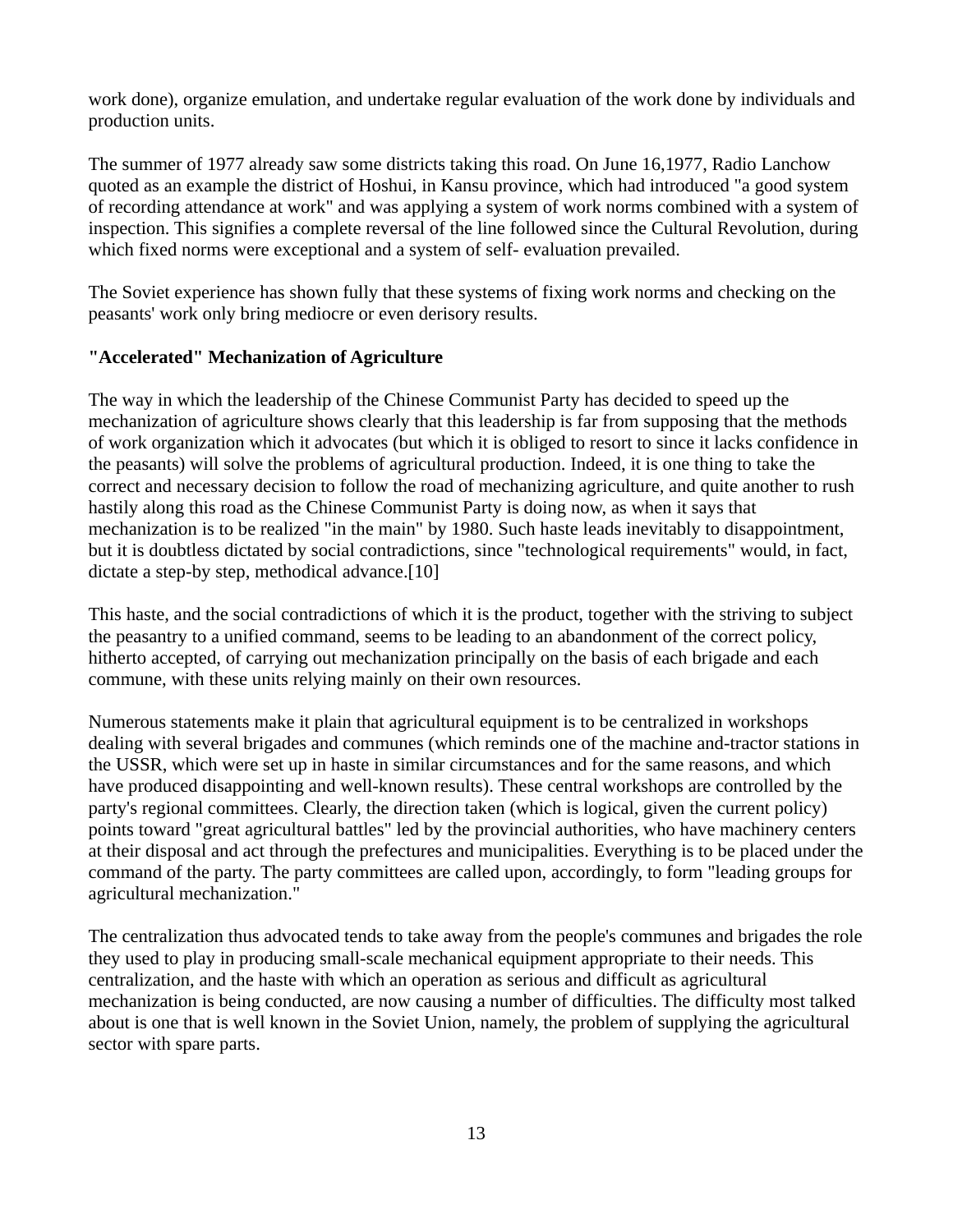work done), organize emulation, and undertake regular evaluation of the work done by individuals and production units.

The summer of 1977 already saw some districts taking this road. On June 16,1977, Radio Lanchow quoted as an example the district of Hoshui, in Kansu province, which had introduced "a good system of recording attendance at work" and was applying a system of work norms combined with a system of inspection. This signifies a complete reversal of the line followed since the Cultural Revolution, during which fixed norms were exceptional and a system of self- evaluation prevailed.

The Soviet experience has shown fully that these systems of fixing work norms and checking on the peasants' work only bring mediocre or even derisory results.

**"Accelerated" Mechanization of Agriculture**

The way in which the leadership of the Chinese Communist Party has decided to speed up the mechanization of agriculture shows clearly that this leadership is far from supposing that the methods of work organization which it advocates (but which it is obliged to resort to since it lacks confidence in the peasants) will solve the problems of agricultural production. Indeed, it is one thing to take the correct and necessary decision to follow the road of mechanizing agriculture, and quite another to rush hastily along this road as the Chinese Communist Party is doing now, as when it says that mechanization is to be realized "in the main" by 1980. Such haste leads inevitably to disappointment, but it is doubtless dictated by social contradictions, since "technological requirements" would, in fact, dictate a step-by step, methodical advance.[10]

This haste, and the social contradictions of which it is the product, together with the striving to subject the peasantry to a unified command, seems to be leading to an abandonment of the correct policy, hitherto accepted, of carrying out mechanization principally on the basis of each brigade and each commune, with these units relying mainly on their own resources.

Numerous statements make it plain that agricultural equipment is to be centralized in workshops dealing with several brigades and communes (which reminds one of the machine and-tractor stations in the USSR, which were set up in haste in similar circumstances and for the same reasons, and which have produced disappointing and well-known results). These central workshops are controlled by the party's regional committees. Clearly, the direction taken (which is logical, given the current policy) points toward "great agricultural battles" led by the provincial authorities, who have machinery centers at their disposal and act through the prefectures and municipalities. Everything is to be placed under the command of the party. The party committees are called upon, accordingly, to form "leading groups for agricultural mechanization."

The centralization thus advocated tends to take away from the people's communes and brigades the role they used to play in producing small-scale mechanical equipment appropriate to their needs. This centralization, and the haste with which an operation as serious and difficult as agricultural mechanization is being conducted, are now causing a number of difficulties. The difficulty most talked about is one that is well known in the Soviet Union, namely, the problem of supplying the agricultural sector with spare parts.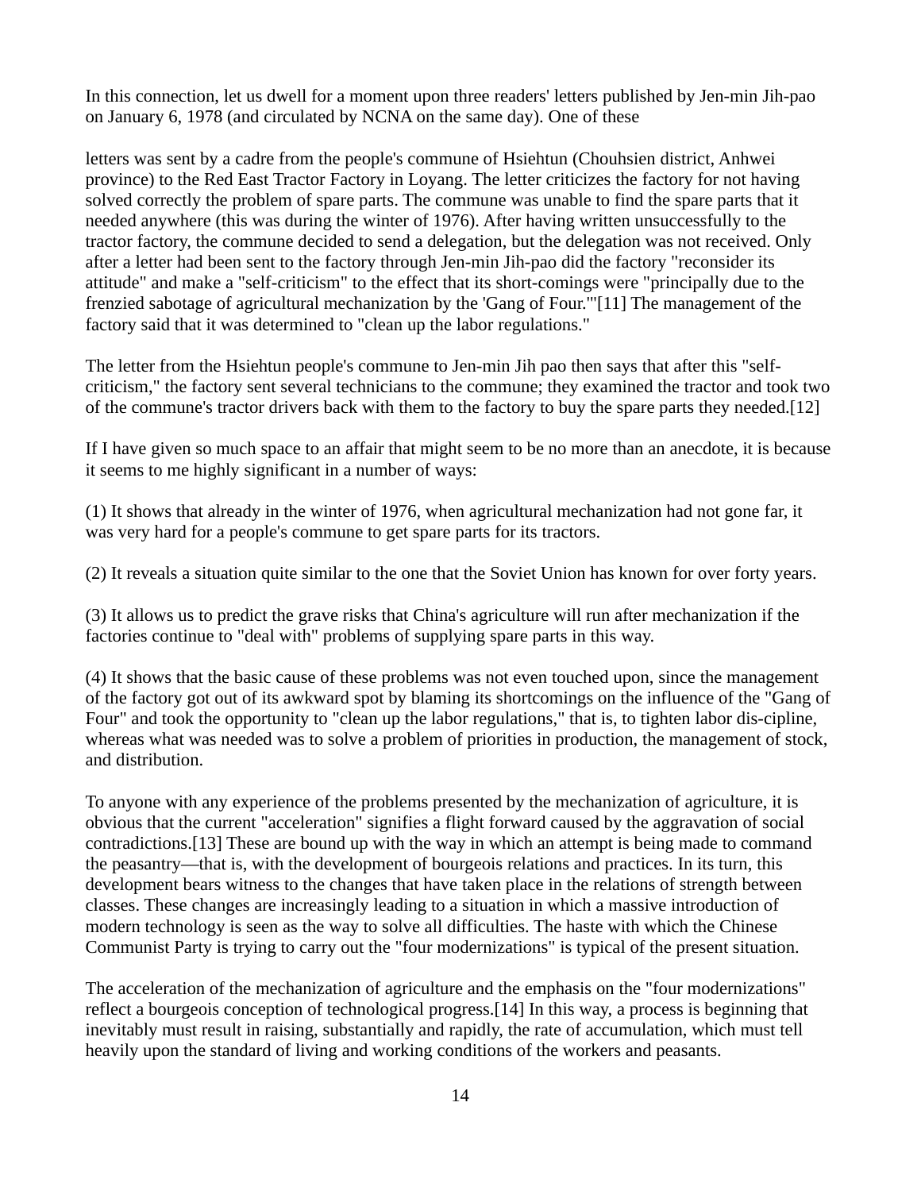In this connection, let us dwell for a moment upon three readers' letters published by Jen-min Jih-pao on January 6, 1978 (and circulated by NCNA on the same day). One of these

letters was sent by a cadre from the people's commune of Hsiehtun (Chouhsien district, Anhwei province) to the Red East Tractor Factory in Loyang. The letter criticizes the factory for not having solved correctly the problem of spare parts. The commune was unable to find the spare parts that it needed anywhere (this was during the winter of 1976). After having written unsuccessfully to the tractor factory, the commune decided to send a delegation, but the delegation was not received. Only after a letter had been sent to the factory through Jen-min Jih-pao did the factory "reconsider its attitude" and make a "self-criticism" to the effect that its short-comings were "principally due to the frenzied sabotage of agricultural mechanization by the 'Gang of Four.'"[11] The management of the factory said that it was determined to "clean up the labor regulations."

The letter from the Hsiehtun people's commune to Jen-min Jih pao then says that after this "self-criticism," the factory sent several technicians to the commune; they examined the tractor and took two of the commune's tractor drivers back with them to the factory to buy the spare parts they needed.[12]

If I have given so much space to an affair that might seem to be no more than an anecdote, it is because it seems to me highly significant in a number of ways:

(1) It shows that already in the winter of 1976, when agricultural mechanization had not gone far, it was very hard for a people's commune to get spare parts for its tractors.

(2) It reveals a situation quite similar to the one that the Soviet Union has known for over forty years.

(3) It allows us to predict the grave risks that China's agriculture will run after mechanization if the factories continue to "deal with" problems of supplying spare parts in this way.

(4) It shows that the basic cause of these problems was not even touched upon, since the management of the factory got out of its awkward spot by blaming its shortcomings on the influence of the "Gang of Four" and took the opportunity to "clean up the labor regulations," that is, to tighten labor dis-cipline, whereas what was needed was to solve a problem of priorities in production, the management of stock, and distribution.

To anyone with any experience of the problems presented by the mechanization of agriculture, it is obvious that the current "acceleration" signifies a flight forward caused by the aggravation of social contradictions.[13] These are bound up with the way in which an attempt is being made to command the peasantry—that is, with the development of bourgeois relations and practices. In its turn, this development bears witness to the changes that have taken place in the relations of strength between classes. These changes are increasingly leading to a situation in which a massive introduction of modern technology is seen as the way to solve all difficulties. The haste with which the Chinese Communist Party is trying to carry out the "four modernizations" is typical of the present situation.

The acceleration of the mechanization of agriculture and the emphasis on the "four modernizations" reflect a bourgeois conception of technological progress.[14] In this way, a process is beginning that inevitably must result in raising, substantially and rapidly, the rate of accumulation, which must tell heavily upon the standard of living and working conditions of the workers and peasants.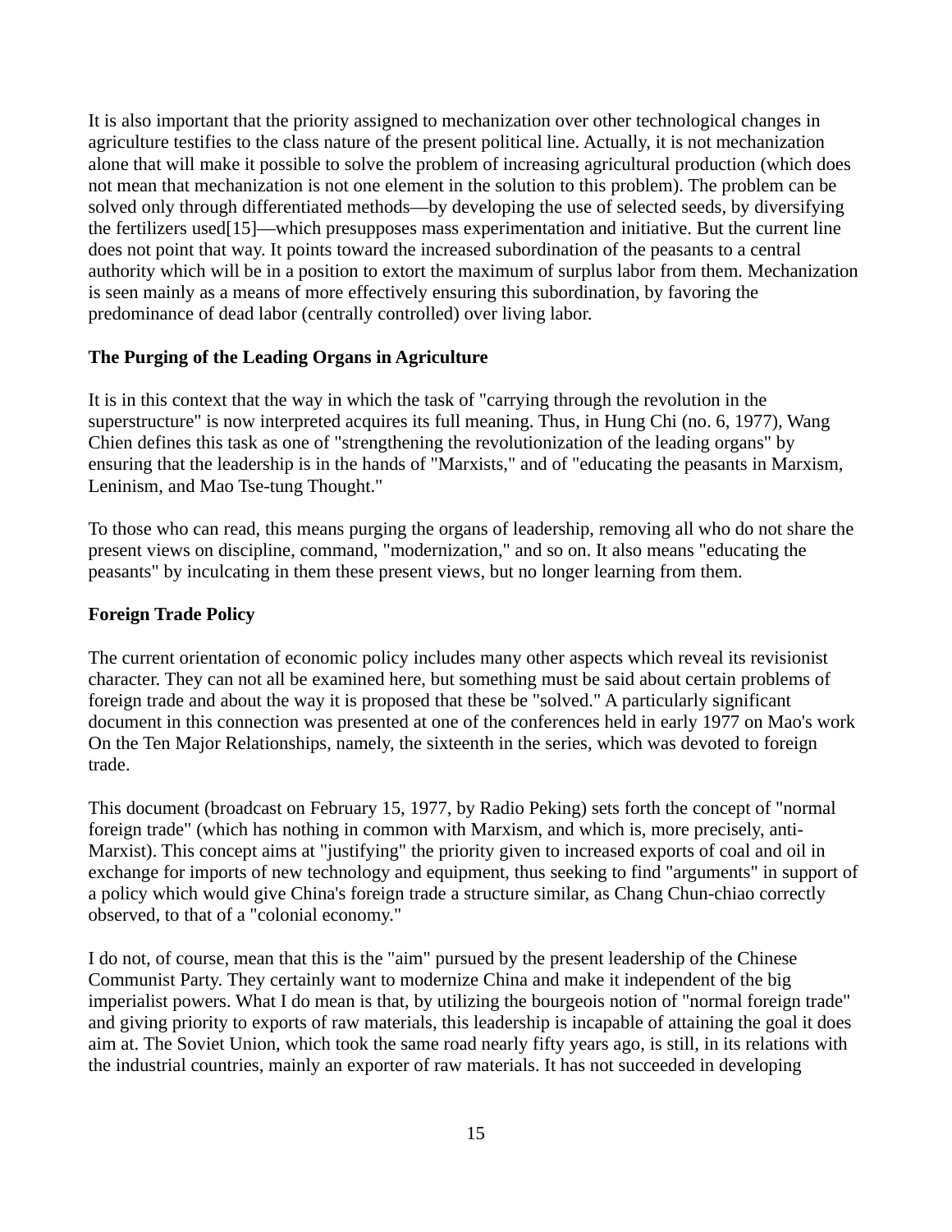It is also important that the priority assigned to mechanization over other technological changes in agriculture testifies to the class nature of the present political line. Actually, it is not mechanization alone that will make it possible to solve the problem of increasing agricultural production (which does not mean that mechanization is not one element in the solution to this problem). The problem can be solved only through differentiated methods—by developing the use of selected seeds, by diversifying the fertilizers used[15]—which presupposes mass experimentation and initiative. But the current line does not point that way. It points toward the increased subordination of the peasants to a central authority which will be in a position to extort the maximum of surplus labor from them. Mechanization is seen mainly as a means of more effectively ensuring this subordination, by favoring the predominance of dead labor (centrally controlled) over living labor.

**The Purging of the Leading Organs in Agriculture**

It is in this context that the way in which the task of "carrying through the revolution in the superstructure" is now interpreted acquires its full meaning. Thus, in Hung Chi (no. 6, 1977), Wang Chien defines this task as one of "strengthening the revolutionization of the leading organs" by ensuring that the leadership is in the hands of "Marxists," and of "educating the peasants in Marxism, Leninism, and Mao Tse-tung Thought."

To those who can read, this means purging the organs of leadership, removing all who do not share the present views on discipline, command, "modernization," and so on. It also means "educating the peasants" by inculcating in them these present views, but no longer learning from them.

**Foreign Trade Policy**

The current orientation of economic policy includes many other aspects which reveal its revisionist character. They can not all be examined here, but something must be said about certain problems of foreign trade and about the way it is proposed that these be "solved." A particularly significant document in this connection was presented at one of the conferences held in early 1977 on Mao's work On the Ten Major Relationships, namely, the sixteenth in the series, which was devoted to foreign trade.

This document (broadcast on February 15, 1977, by Radio Peking) sets forth the concept of "normal foreign trade" (which has nothing in common with Marxism, and which is, more precisely, anti-Marxist). This concept aims at "justifying" the priority given to increased exports of coal and oil in exchange for imports of new technology and equipment, thus seeking to find "arguments" in support of a policy which would give China's foreign trade a structure similar, as Chang Chun-chiao correctly observed, to that of a "colonial economy."

I do not, of course, mean that this is the "aim" pursued by the present leadership of the Chinese Communist Party. They certainly want to modernize China and make it independent of the big imperialist powers. What I do mean is that, by utilizing the bourgeois notion of "normal foreign trade" and giving priority to exports of raw materials, this leadership is incapable of attaining the goal it does aim at. The Soviet Union, which took the same road nearly fifty years ago, is still, in its relations with the industrial countries, mainly an exporter of raw materials. It has not succeeded in developing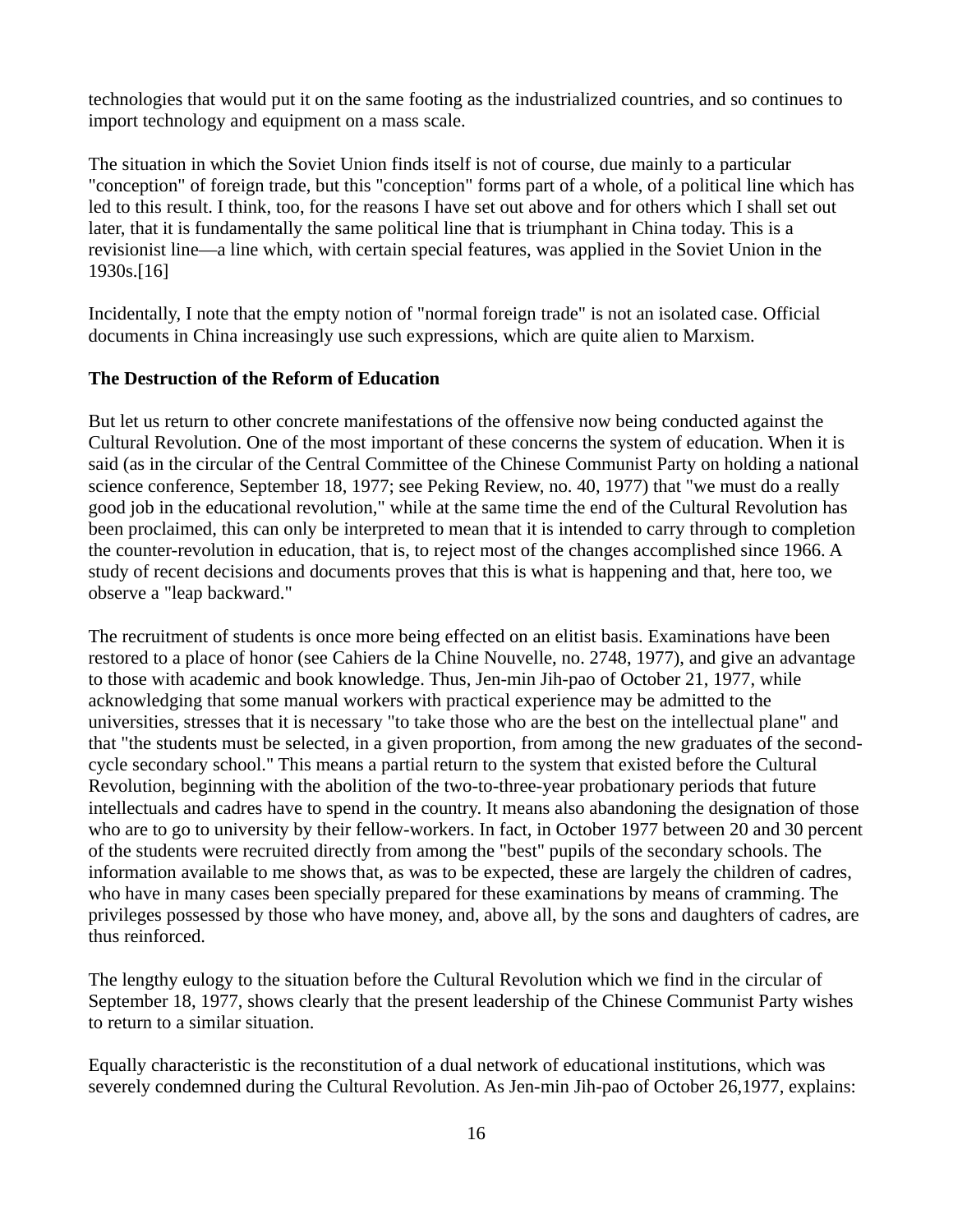technologies that would put it on the same footing as the industrialized countries, and so continues to import technology and equipment on a mass scale.

The situation in which the Soviet Union finds itself is not of course, due mainly to a particular "conception" of foreign trade, but this "conception" forms part of a whole, of a political line which has led to this result. I think, too, for the reasons I have set out above and for others which I shall set out later, that it is fundamentally the same political line that is triumphant in China today. This is a revisionist line—a line which, with certain special features, was applied in the Soviet Union in the 1930s.[16]

Incidentally, I note that the empty notion of "normal foreign trade" is not an isolated case. Official documents in China increasingly use such expressions, which are quite alien to Marxism.

**The Destruction of the Reform of Education**

But let us return to other concrete manifestations of the offensive now being conducted against the Cultural Revolution. One of the most important of these concerns the system of education. When it is said (as in the circular of the Central Committee of the Chinese Communist Party on holding a national science conference, September 18, 1977; see Peking Review, no. 40, 1977) that "we must do a really good job in the educational revolution," while at the same time the end of the Cultural Revolution has been proclaimed, this can only be interpreted to mean that it is intended to carry through to completion the counter-revolution in education, that is, to reject most of the changes accomplished since 1966. A study of recent decisions and documents proves that this is what is happening and that, here too, we observe a "leap backward."

The recruitment of students is once more being effected on an elitist basis. Examinations have been restored to a place of honor (see Cahiers de la Chine Nouvelle, no. 2748, 1977), and give an advantage to those with academic and book knowledge. Thus, Jen-min Jih-pao of October 21, 1977, while acknowledging that some manual workers with practical experience may be admitted to the universities, stresses that it is necessary "to take those who are the best on the intellectual plane" and that "the students must be selected, in a given proportion, from among the new graduates of the second-cycle secondary school." This means a partial return to the system that existed before the Cultural Revolution, beginning with the abolition of the two-to-three-year probationary periods that future intellectuals and cadres have to spend in the country. It means also abandoning the designation of those who are to go to university by their fellow-workers. In fact, in October 1977 between 20 and 30 percent of the students were recruited directly from among the "best" pupils of the secondary schools. The information available to me shows that, as was to be expected, these are largely the children of cadres, who have in many cases been specially prepared for these examinations by means of cramming. The privileges possessed by those who have money, and, above all, by the sons and daughters of cadres, are thus reinforced.

The lengthy eulogy to the situation before the Cultural Revolution which we find in the circular of September 18, 1977, shows clearly that the present leadership of the Chinese Communist Party wishes to return to a similar situation.

Equally characteristic is the reconstitution of a dual network of educational institutions, which was severely condemned during the Cultural Revolution. As Jen-min Jih-pao of October 26,1977, explains: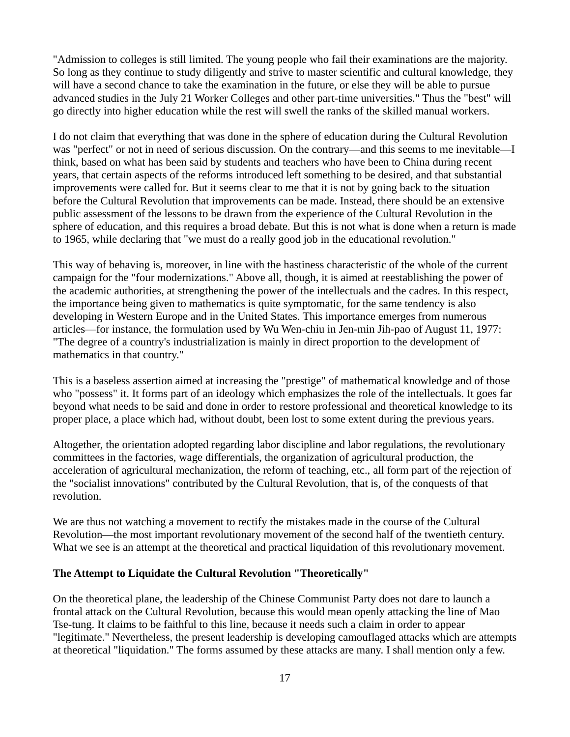"Admission to colleges is still limited. The young people who fail their examinations are the majority. So long as they continue to study diligently and strive to master scientific and cultural knowledge, they will have a second chance to take the examination in the future, or else they will be able to pursue advanced studies in the July 21 Worker Colleges and other part-time universities." Thus the "best" will go directly into higher education while the rest will swell the ranks of the skilled manual workers.

I do not claim that everything that was done in the sphere of education during the Cultural Revolution was "perfect" or not in need of serious discussion. On the contrary—and this seems to me inevitable—I think, based on what has been said by students and teachers who have been to China during recent years, that certain aspects of the reforms introduced left something to be desired, and that substantial improvements were called for. But it seems clear to me that it is not by going back to the situation before the Cultural Revolution that improvements can be made. Instead, there should be an extensive public assessment of the lessons to be drawn from the experience of the Cultural Revolution in the sphere of education, and this requires a broad debate. But this is not what is done when a return is made to 1965, while declaring that "we must do a really good job in the educational revolution."

This way of behaving is, moreover, in line with the hastiness characteristic of the whole of the current campaign for the "four modernizations." Above all, though, it is aimed at reestablishing the power of the academic authorities, at strengthening the power of the intellectuals and the cadres. In this respect, the importance being given to mathematics is quite symptomatic, for the same tendency is also developing in Western Europe and in the United States. This importance emerges from numerous articles—for instance, the formulation used by Wu Wen-chiu in Jen-min Jih-pao of August 11, 1977: "The degree of a country's industrialization is mainly in direct proportion to the development of mathematics in that country."

This is a baseless assertion aimed at increasing the "prestige" of mathematical knowledge and of those who "possess" it. It forms part of an ideology which emphasizes the role of the intellectuals. It goes far beyond what needs to be said and done in order to restore professional and theoretical knowledge to its proper place, a place which had, without doubt, been lost to some extent during the previous years.

Altogether, the orientation adopted regarding labor discipline and labor regulations, the revolutionary committees in the factories, wage differentials, the organization of agricultural production, the acceleration of agricultural mechanization, the reform of teaching, etc., all form part of the rejection of the "socialist innovations" contributed by the Cultural Revolution, that is, of the conquests of that revolution.

We are thus not watching a movement to rectify the mistakes made in the course of the Cultural Revolution—the most important revolutionary movement of the second half of the twentieth century. What we see is an attempt at the theoretical and practical liquidation of this revolutionary movement.

**The Attempt to Liquidate the Cultural Revolution "Theoretically"**

On the theoretical plane, the leadership of the Chinese Communist Party does not dare to launch a frontal attack on the Cultural Revolution, because this would mean openly attacking the line of Mao Tse-tung. It claims to be faithful to this line, because it needs such a claim in order to appear "legitimate." Nevertheless, the present leadership is developing camouflaged attacks which are attempts at theoretical "liquidation." The forms assumed by these attacks are many. I shall mention only a few.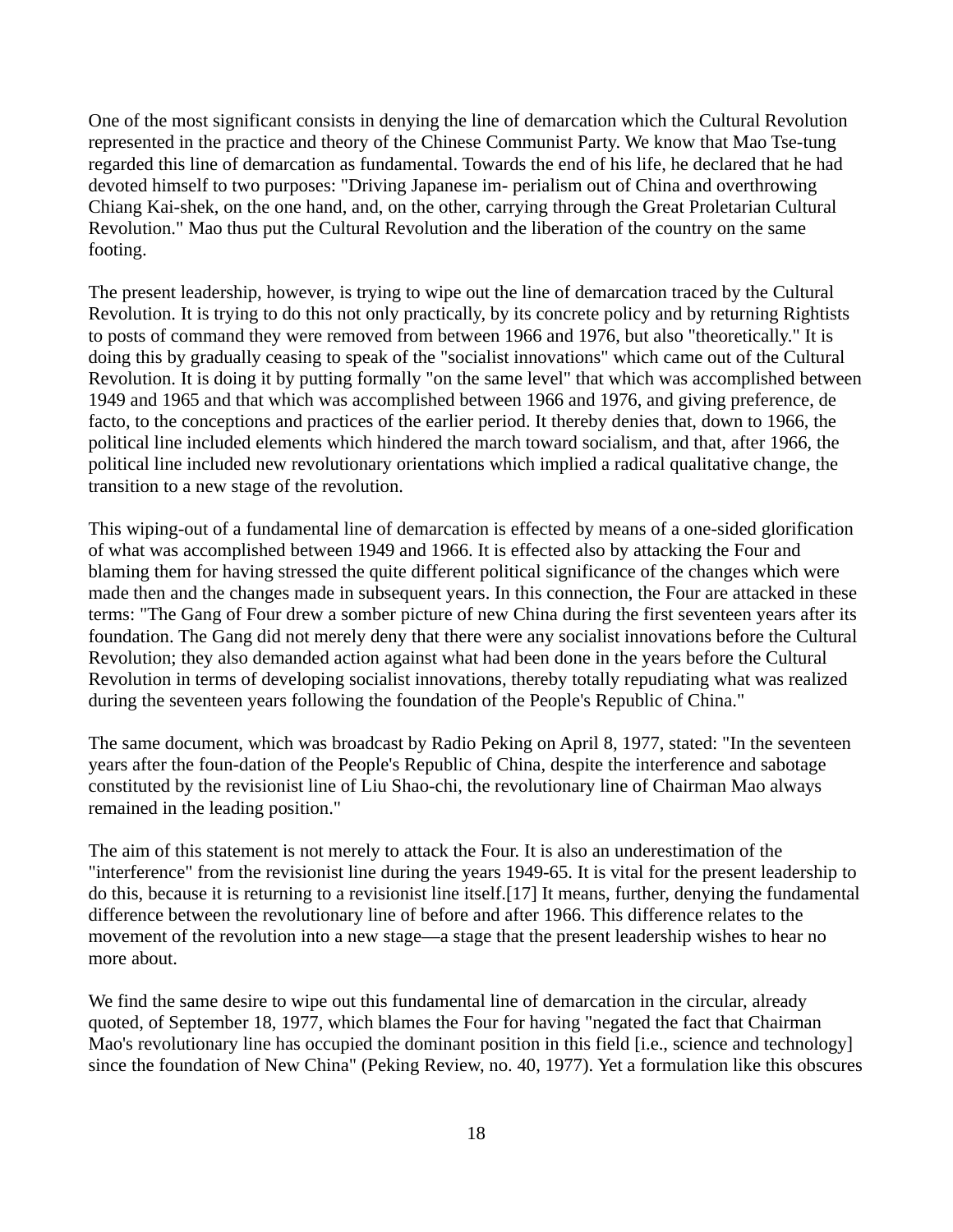One of the most significant consists in denying the line of demarcation which the Cultural Revolution represented in the practice and theory of the Chinese Communist Party. We know that Mao Tse-tung regarded this line of demarcation as fundamental. Towards the end of his life, he declared that he had devoted himself to two purposes: "Driving Japanese im- perialism out of China and overthrowing Chiang Kai-shek, on the one hand, and, on the other, carrying through the Great Proletarian Cultural Revolution." Mao thus put the Cultural Revolution and the liberation of the country on the same footing.

The present leadership, however, is trying to wipe out the line of demarcation traced by the Cultural Revolution. It is trying to do this not only practically, by its concrete policy and by returning Rightists to posts of command they were removed from between 1966 and 1976, but also "theoretically." It is doing this by gradually ceasing to speak of the "socialist innovations" which came out of the Cultural Revolution. It is doing it by putting formally "on the same level" that which was accomplished between 1949 and 1965 and that which was accomplished between 1966 and 1976, and giving preference, de facto, to the conceptions and practices of the earlier period. It thereby denies that, down to 1966, the political line included elements which hindered the march toward socialism, and that, after 1966, the political line included new revolutionary orientations which implied a radical qualitative change, the transition to a new stage of the revolution.

This wiping-out of a fundamental line of demarcation is effected by means of a one-sided glorification of what was accomplished between 1949 and 1966. It is effected also by attacking the Four and blaming them for having stressed the quite different political significance of the changes which were made then and the changes made in subsequent years. In this connection, the Four are attacked in these terms: "The Gang of Four drew a somber picture of new China during the first seventeen years after its foundation. The Gang did not merely deny that there were any socialist innovations before the Cultural Revolution; they also demanded action against what had been done in the years before the Cultural Revolution in terms of developing socialist innovations, thereby totally repudiating what was realized during the seventeen years following the foundation of the People's Republic of China."

The same document, which was broadcast by Radio Peking on April 8, 1977, stated: "In the seventeen years after the foun-dation of the People's Republic of China, despite the interference and sabotage constituted by the revisionist line of Liu Shao-chi, the revolutionary line of Chairman Mao always remained in the leading position."

The aim of this statement is not merely to attack the Four. It is also an underestimation of the "interference" from the revisionist line during the years 1949-65. It is vital for the present leadership to do this, because it is returning to a revisionist line itself.[17] It means, further, denying the fundamental difference between the revolutionary line of before and after 1966. This difference relates to the movement of the revolution into a new stage—a stage that the present leadership wishes to hear no more about.

We find the same desire to wipe out this fundamental line of demarcation in the circular, already quoted, of September 18, 1977, which blames the Four for having "negated the fact that Chairman Mao's revolutionary line has occupied the dominant position in this field [i.e., science and technology] since the foundation of New China" (Peking Review, no. 40, 1977). Yet a formulation like this obscures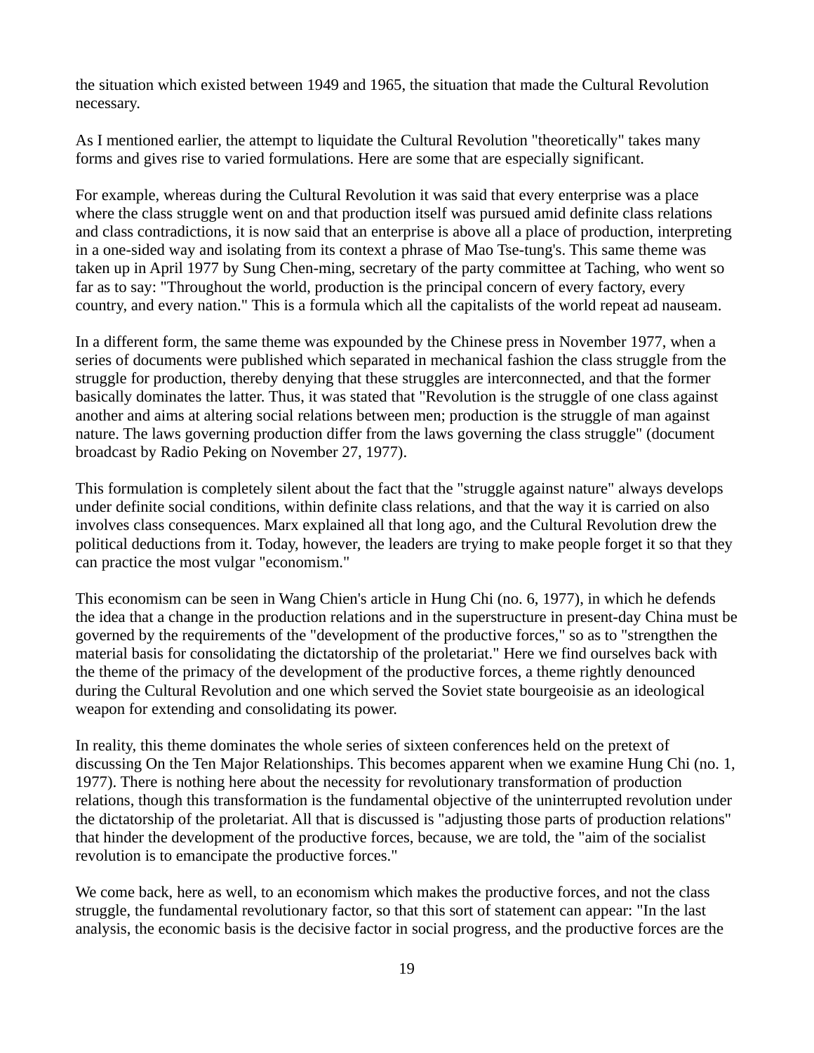the situation which existed between 1949 and 1965, the situation that made the Cultural Revolution necessary.

As I mentioned earlier, the attempt to liquidate the Cultural Revolution "theoretically" takes many forms and gives rise to varied formulations. Here are some that are especially significant.

For example, whereas during the Cultural Revolution it was said that every enterprise was a place where the class struggle went on and that production itself was pursued amid definite class relations and class contradictions, it is now said that an enterprise is above all a place of production, interpreting in a one-sided way and isolating from its context a phrase of Mao Tse-tung's. This same theme was taken up in April 1977 by Sung Chen-ming, secretary of the party committee at Taching, who went so far as to say: "Throughout the world, production is the principal concern of every factory, every country, and every nation." This is a formula which all the capitalists of the world repeat ad nauseam.

In a different form, the same theme was expounded by the Chinese press in November 1977, when a series of documents were published which separated in mechanical fashion the class struggle from the struggle for production, thereby denying that these struggles are interconnected, and that the former basically dominates the latter. Thus, it was stated that "Revolution is the struggle of one class against another and aims at altering social relations between men; production is the struggle of man against nature. The laws governing production differ from the laws governing the class struggle" (document broadcast by Radio Peking on November 27, 1977).

This formulation is completely silent about the fact that the "struggle against nature" always develops under definite social conditions, within definite class relations, and that the way it is carried on also involves class consequences. Marx explained all that long ago, and the Cultural Revolution drew the political deductions from it. Today, however, the leaders are trying to make people forget it so that they can practice the most vulgar "economism."

This economism can be seen in Wang Chien's article in Hung Chi (no. 6, 1977), in which he defends the idea that a change in the production relations and in the superstructure in present-day China must be governed by the requirements of the "development of the productive forces," so as to "strengthen the material basis for consolidating the dictatorship of the proletariat." Here we find ourselves back with the theme of the primacy of the development of the productive forces, a theme rightly denounced during the Cultural Revolution and one which served the Soviet state bourgeoisie as an ideological weapon for extending and consolidating its power.

In reality, this theme dominates the whole series of sixteen conferences held on the pretext of discussing On the Ten Major Relationships. This becomes apparent when we examine Hung Chi (no. 1, 1977). There is nothing here about the necessity for revolutionary transformation of production relations, though this transformation is the fundamental objective of the uninterrupted revolution under the dictatorship of the proletariat. All that is discussed is "adjusting those parts of production relations" that hinder the development of the productive forces, because, we are told, the "aim of the socialist revolution is to emancipate the productive forces."

We come back, here as well, to an economism which makes the productive forces, and not the class struggle, the fundamental revolutionary factor, so that this sort of statement can appear: "In the last analysis, the economic basis is the decisive factor in social progress, and the productive forces are the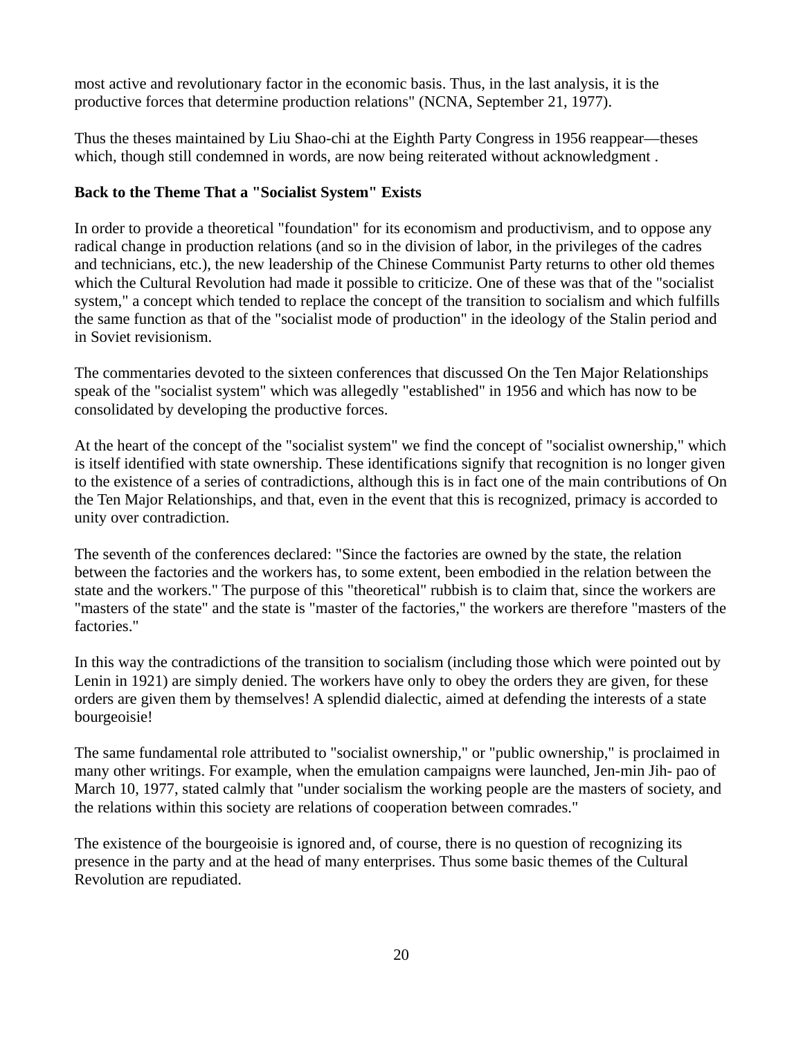most active and revolutionary factor in the economic basis. Thus, in the last analysis, it is the productive forces that determine production relations" (NCNA, September 21, 1977).

Thus the theses maintained by Liu Shao-chi at the Eighth Party Congress in 1956 reappear—theses which, though still condemned in words, are now being reiterated without acknowledgment .

**Back to the Theme That a "Socialist System" Exists**

In order to provide a theoretical "foundation" for its economism and productivism, and to oppose any radical change in production relations (and so in the division of labor, in the privileges of the cadres and technicians, etc.), the new leadership of the Chinese Communist Party returns to other old themes which the Cultural Revolution had made it possible to criticize. One of these was that of the "socialist system," a concept which tended to replace the concept of the transition to socialism and which fulfills the same function as that of the "socialist mode of production" in the ideology of the Stalin period and in Soviet revisionism.

The commentaries devoted to the sixteen conferences that discussed On the Ten Major Relationships speak of the "socialist system" which was allegedly "established" in 1956 and which has now to be consolidated by developing the productive forces.

At the heart of the concept of the "socialist system" we find the concept of "socialist ownership," which is itself identified with state ownership. These identifications signify that recognition is no longer given to the existence of a series of contradictions, although this is in fact one of the main contributions of On the Ten Major Relationships, and that, even in the event that this is recognized, primacy is accorded to unity over contradiction.

The seventh of the conferences declared: "Since the factories are owned by the state, the relation between the factories and the workers has, to some extent, been embodied in the relation between the state and the workers." The purpose of this "theoretical" rubbish is to claim that, since the workers are "masters of the state" and the state is "master of the factories," the workers are therefore "masters of the factories."

In this way the contradictions of the transition to socialism (including those which were pointed out by Lenin in 1921) are simply denied. The workers have only to obey the orders they are given, for these orders are given them by themselves! A splendid dialectic, aimed at defending the interests of a state bourgeoisie!

The same fundamental role attributed to "socialist ownership," or "public ownership," is proclaimed in many other writings. For example, when the emulation campaigns were launched, Jen-min Jih- pao of March 10, 1977, stated calmly that "under socialism the working people are the masters of society, and the relations within this society are relations of cooperation between comrades."

The existence of the bourgeoisie is ignored and, of course, there is no question of recognizing its presence in the party and at the head of many enterprises. Thus some basic themes of the Cultural Revolution are repudiated.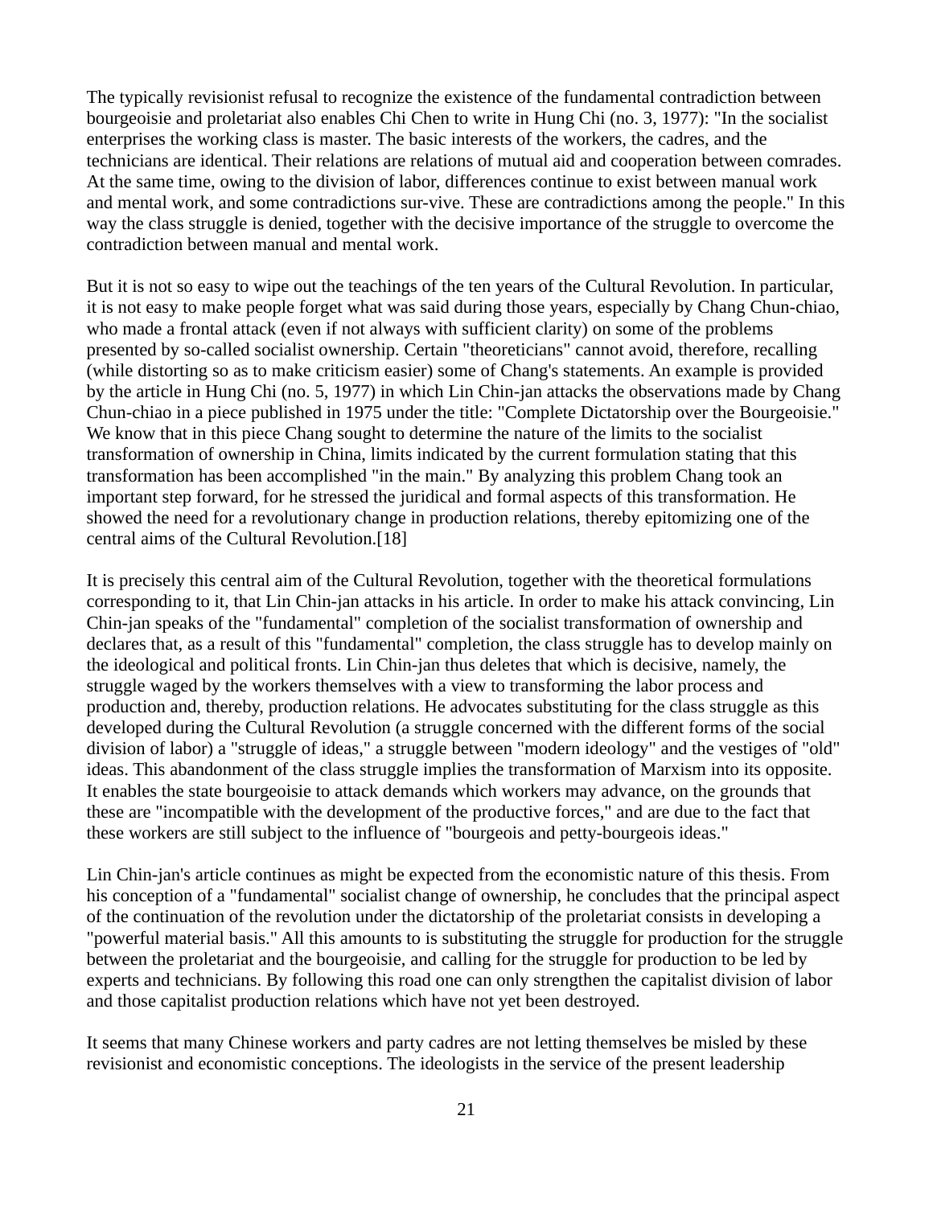The typically revisionist refusal to recognize the existence of the fundamental contradiction between bourgeoisie and proletariat also enables Chi Chen to write in Hung Chi (no. 3, 1977): "In the socialist enterprises the working class is master. The basic interests of the workers, the cadres, and the technicians are identical. Their relations are relations of mutual aid and cooperation between comrades. At the same time, owing to the division of labor, differences continue to exist between manual work and mental work, and some contradictions sur-vive. These are contradictions among the people." In this way the class struggle is denied, together with the decisive importance of the struggle to overcome the contradiction between manual and mental work.

But it is not so easy to wipe out the teachings of the ten years of the Cultural Revolution. In particular, it is not easy to make people forget what was said during those years, especially by Chang Chun-chiao, who made a frontal attack (even if not always with sufficient clarity) on some of the problems presented by so-called socialist ownership. Certain "theoreticians" cannot avoid, therefore, recalling (while distorting so as to make criticism easier) some of Chang's statements. An example is provided by the article in Hung Chi (no. 5, 1977) in which Lin Chin-jan attacks the observations made by Chang Chun-chiao in a piece published in 1975 under the title: "Complete Dictatorship over the Bourgeoisie." We know that in this piece Chang sought to determine the nature of the limits to the socialist transformation of ownership in China, limits indicated by the current formulation stating that this transformation has been accomplished "in the main." By analyzing this problem Chang took an important step forward, for he stressed the juridical and formal aspects of this transformation. He showed the need for a revolutionary change in production relations, thereby epitomizing one of the central aims of the Cultural Revolution.[18]

It is precisely this central aim of the Cultural Revolution, together with the theoretical formulations corresponding to it, that Lin Chin-jan attacks in his article. In order to make his attack convincing, Lin Chin-jan speaks of the "fundamental" completion of the socialist transformation of ownership and declares that, as a result of this "fundamental" completion, the class struggle has to develop mainly on the ideological and political fronts. Lin Chin-jan thus deletes that which is decisive, namely, the struggle waged by the workers themselves with a view to transforming the labor process and production and, thereby, production relations. He advocates substituting for the class struggle as this developed during the Cultural Revolution (a struggle concerned with the different forms of the social division of labor) a "struggle of ideas," a struggle between "modern ideology" and the vestiges of "old" ideas. This abandonment of the class struggle implies the transformation of Marxism into its opposite. It enables the state bourgeoisie to attack demands which workers may advance, on the grounds that these are "incompatible with the development of the productive forces," and are due to the fact that these workers are still subject to the influence of "bourgeois and petty-bourgeois ideas."

Lin Chin-jan's article continues as might be expected from the economistic nature of this thesis. From his conception of a "fundamental" socialist change of ownership, he concludes that the principal aspect of the continuation of the revolution under the dictatorship of the proletariat consists in developing a "powerful material basis." All this amounts to is substituting the struggle for production for the struggle between the proletariat and the bourgeoisie, and calling for the struggle for production to be led by experts and technicians. By following this road one can only strengthen the capitalist division of labor and those capitalist production relations which have not yet been destroyed.

It seems that many Chinese workers and party cadres are not letting themselves be misled by these revisionist and economistic conceptions. The ideologists in the service of the present leadership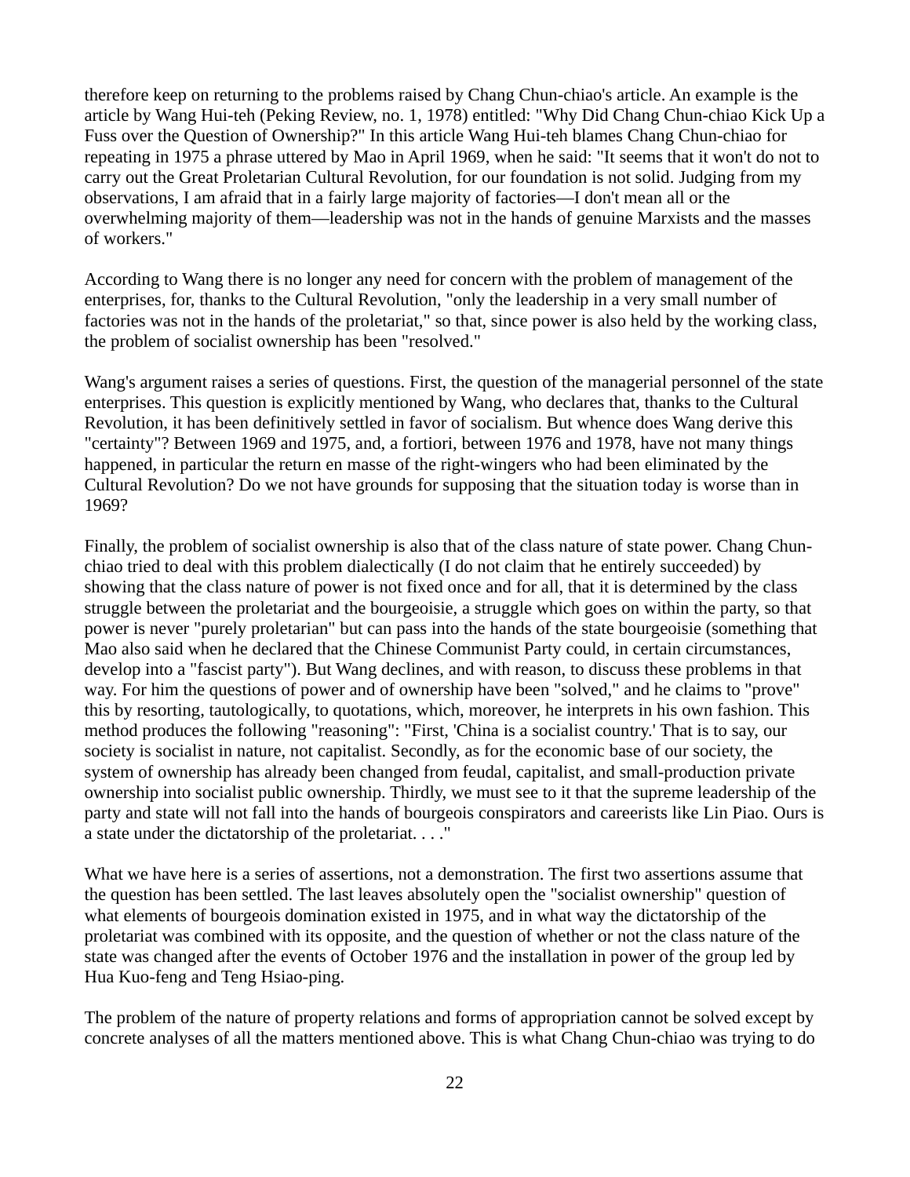therefore keep on returning to the problems raised by Chang Chun-chiao's article. An example is the article by Wang Hui-teh (Peking Review, no. 1, 1978) entitled: "Why Did Chang Chun-chiao Kick Up a Fuss over the Question of Ownership?" In this article Wang Hui-teh blames Chang Chun-chiao for repeating in 1975 a phrase uttered by Mao in April 1969, when he said: "It seems that it won't do not to carry out the Great Proletarian Cultural Revolution, for our foundation is not solid. Judging from my observations, I am afraid that in a fairly large majority of factories—I don't mean all or the overwhelming majority of them—leadership was not in the hands of genuine Marxists and the masses of workers."

According to Wang there is no longer any need for concern with the problem of management of the enterprises, for, thanks to the Cultural Revolution, "only the leadership in a very small number of factories was not in the hands of the proletariat," so that, since power is also held by the working class, the problem of socialist ownership has been "resolved."

Wang's argument raises a series of questions. First, the question of the managerial personnel of the state enterprises. This question is explicitly mentioned by Wang, who declares that, thanks to the Cultural Revolution, it has been definitively settled in favor of socialism. But whence does Wang derive this "certainty"? Between 1969 and 1975, and, a fortiori, between 1976 and 1978, have not many things happened, in particular the return en masse of the right-wingers who had been eliminated by the Cultural Revolution? Do we not have grounds for supposing that the situation today is worse than in 1969?

Finally, the problem of socialist ownership is also that of the class nature of state power. Chang Chun-chiao tried to deal with this problem dialectically (I do not claim that he entirely succeeded) by showing that the class nature of power is not fixed once and for all, that it is determined by the class struggle between the proletariat and the bourgeoisie, a struggle which goes on within the party, so that power is never "purely proletarian" but can pass into the hands of the state bourgeoisie (something that Mao also said when he declared that the Chinese Communist Party could, in certain circumstances, develop into a "fascist party"). But Wang declines, and with reason, to discuss these problems in that way. For him the questions of power and of ownership have been "solved," and he claims to "prove" this by resorting, tautologically, to quotations, which, moreover, he interprets in his own fashion. This method produces the following "reasoning": "First, 'China is a socialist country.' That is to say, our society is socialist in nature, not capitalist. Secondly, as for the economic base of our society, the system of ownership has already been changed from feudal, capitalist, and small-production private ownership into socialist public ownership. Thirdly, we must see to it that the supreme leadership of the party and state will not fall into the hands of bourgeois conspirators and careerists like Lin Piao. Ours is a state under the dictatorship of the proletariat. . . ."

What we have here is a series of assertions, not a demonstration. The first two assertions assume that the question has been settled. The last leaves absolutely open the "socialist ownership" question of what elements of bourgeois domination existed in 1975, and in what way the dictatorship of the proletariat was combined with its opposite, and the question of whether or not the class nature of the state was changed after the events of October 1976 and the installation in power of the group led by Hua Kuo-feng and Teng Hsiao-ping.

The problem of the nature of property relations and forms of appropriation cannot be solved except by concrete analyses of all the matters mentioned above. This is what Chang Chun-chiao was trying to do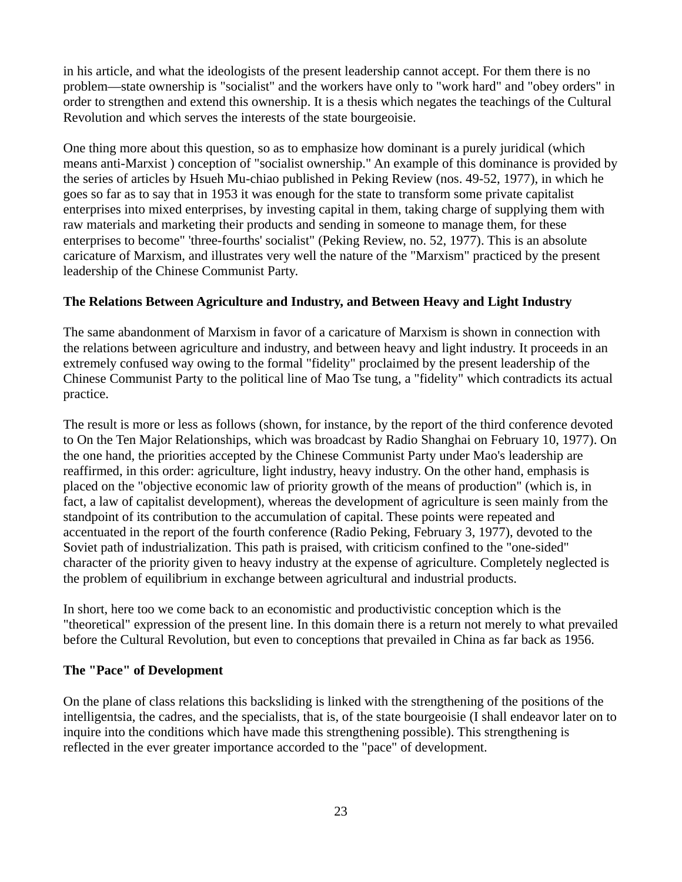in his article, and what the ideologists of the present leadership cannot accept. For them there is no problem—state ownership is "socialist" and the workers have only to "work hard" and "obey orders" in order to strengthen and extend this ownership. It is a thesis which negates the teachings of the Cultural Revolution and which serves the interests of the state bourgeoisie.

One thing more about this question, so as to emphasize how dominant is a purely juridical (which means anti-Marxist ) conception of "socialist ownership." An example of this dominance is provided by the series of articles by Hsueh Mu-chiao published in Peking Review (nos. 49-52, 1977), in which he goes so far as to say that in 1953 it was enough for the state to transform some private capitalist enterprises into mixed enterprises, by investing capital in them, taking charge of supplying them with raw materials and marketing their products and sending in someone to manage them, for these enterprises to become" 'three-fourths' socialist" (Peking Review, no. 52, 1977). This is an absolute caricature of Marxism, and illustrates very well the nature of the "Marxism" practiced by the present leadership of the Chinese Communist Party.

**The Relations Between Agriculture and Industry, and Between Heavy and Light Industry**

The same abandonment of Marxism in favor of a caricature of Marxism is shown in connection with the relations between agriculture and industry, and between heavy and light industry. It proceeds in an extremely confused way owing to the formal "fidelity" proclaimed by the present leadership of the Chinese Communist Party to the political line of Mao Tse tung, a "fidelity" which contradicts its actual practice.

The result is more or less as follows (shown, for instance, by the report of the third conference devoted to On the Ten Major Relationships, which was broadcast by Radio Shanghai on February 10, 1977). On the one hand, the priorities accepted by the Chinese Communist Party under Mao's leadership are reaffirmed, in this order: agriculture, light industry, heavy industry. On the other hand, emphasis is placed on the "objective economic law of priority growth of the means of production" (which is, in fact, a law of capitalist development), whereas the development of agriculture is seen mainly from the standpoint of its contribution to the accumulation of capital. These points were repeated and accentuated in the report of the fourth conference (Radio Peking, February 3, 1977), devoted to the Soviet path of industrialization. This path is praised, with criticism confined to the "one-sided" character of the priority given to heavy industry at the expense of agriculture. Completely neglected is the problem of equilibrium in exchange between agricultural and industrial products.

In short, here too we come back to an economistic and productivistic conception which is the "theoretical" expression of the present line. In this domain there is a return not merely to what prevailed before the Cultural Revolution, but even to conceptions that prevailed in China as far back as 1956.

**The "Pace" of Development**

On the plane of class relations this backsliding is linked with the strengthening of the positions of the intelligentsia, the cadres, and the specialists, that is, of the state bourgeoisie (I shall endeavor later on to inquire into the conditions which have made this strengthening possible). This strengthening is reflected in the ever greater importance accorded to the "pace" of development.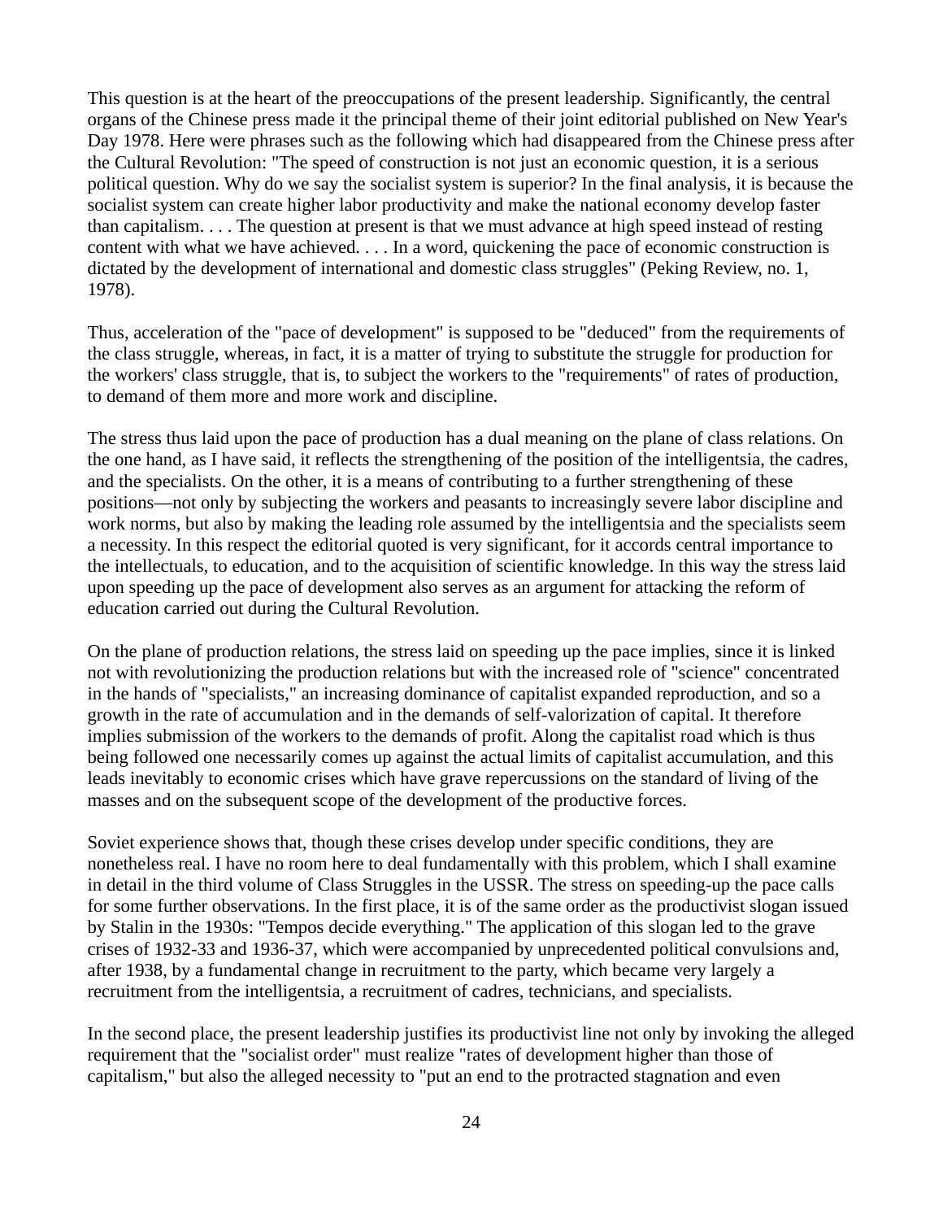This question is at the heart of the preoccupations of the present leadership. Significantly, the central organs of the Chinese press made it the principal theme of their joint editorial published on New Year's Day 1978. Here were phrases such as the following which had disappeared from the Chinese press after the Cultural Revolution: "The speed of construction is not just an economic question, it is a serious political question. Why do we say the socialist system is superior? In the final analysis, it is because the socialist system can create higher labor productivity and make the national economy develop faster than capitalism. . . . The question at present is that we must advance at high speed instead of resting content with what we have achieved. . . . In a word, quickening the pace of economic construction is dictated by the development of international and domestic class struggles" (Peking Review, no. 1, 1978).

Thus, acceleration of the "pace of development" is supposed to be "deduced" from the requirements of the class struggle, whereas, in fact, it is a matter of trying to substitute the struggle for production for the workers' class struggle, that is, to subject the workers to the "requirements" of rates of production, to demand of them more and more work and discipline.

The stress thus laid upon the pace of production has a dual meaning on the plane of class relations. On the one hand, as I have said, it reflects the strengthening of the position of the intelligentsia, the cadres, and the specialists. On the other, it is a means of contributing to a further strengthening of these positions—not only by subjecting the workers and peasants to increasingly severe labor discipline and work norms, but also by making the leading role assumed by the intelligentsia and the specialists seem a necessity. In this respect the editorial quoted is very significant, for it accords central importance to the intellectuals, to education, and to the acquisition of scientific knowledge. In this way the stress laid upon speeding up the pace of development also serves as an argument for attacking the reform of education carried out during the Cultural Revolution.

On the plane of production relations, the stress laid on speeding up the pace implies, since it is linked not with revolutionizing the production relations but with the increased role of "science" concentrated in the hands of "specialists," an increasing dominance of capitalist expanded reproduction, and so a growth in the rate of accumulation and in the demands of self-valorization of capital. It therefore implies submission of the workers to the demands of profit. Along the capitalist road which is thus being followed one necessarily comes up against the actual limits of capitalist accumulation, and this leads inevitably to economic crises which have grave repercussions on the standard of living of the masses and on the subsequent scope of the development of the productive forces.

Soviet experience shows that, though these crises develop under specific conditions, they are nonetheless real. I have no room here to deal fundamentally with this problem, which I shall examine in detail in the third volume of Class Struggles in the USSR. The stress on speeding-up the pace calls for some further observations. In the first place, it is of the same order as the productivist slogan issued by Stalin in the 1930s: "Tempos decide everything." The application of this slogan led to the grave crises of 1932-33 and 1936-37, which were accompanied by unprecedented political convulsions and, after 1938, by a fundamental change in recruitment to the party, which became very largely a recruitment from the intelligentsia, a recruitment of cadres, technicians, and specialists.

In the second place, the present leadership justifies its productivist line not only by invoking the alleged requirement that the "socialist order" must realize "rates of development higher than those of capitalism," but also the alleged necessity to "put an end to the protracted stagnation and even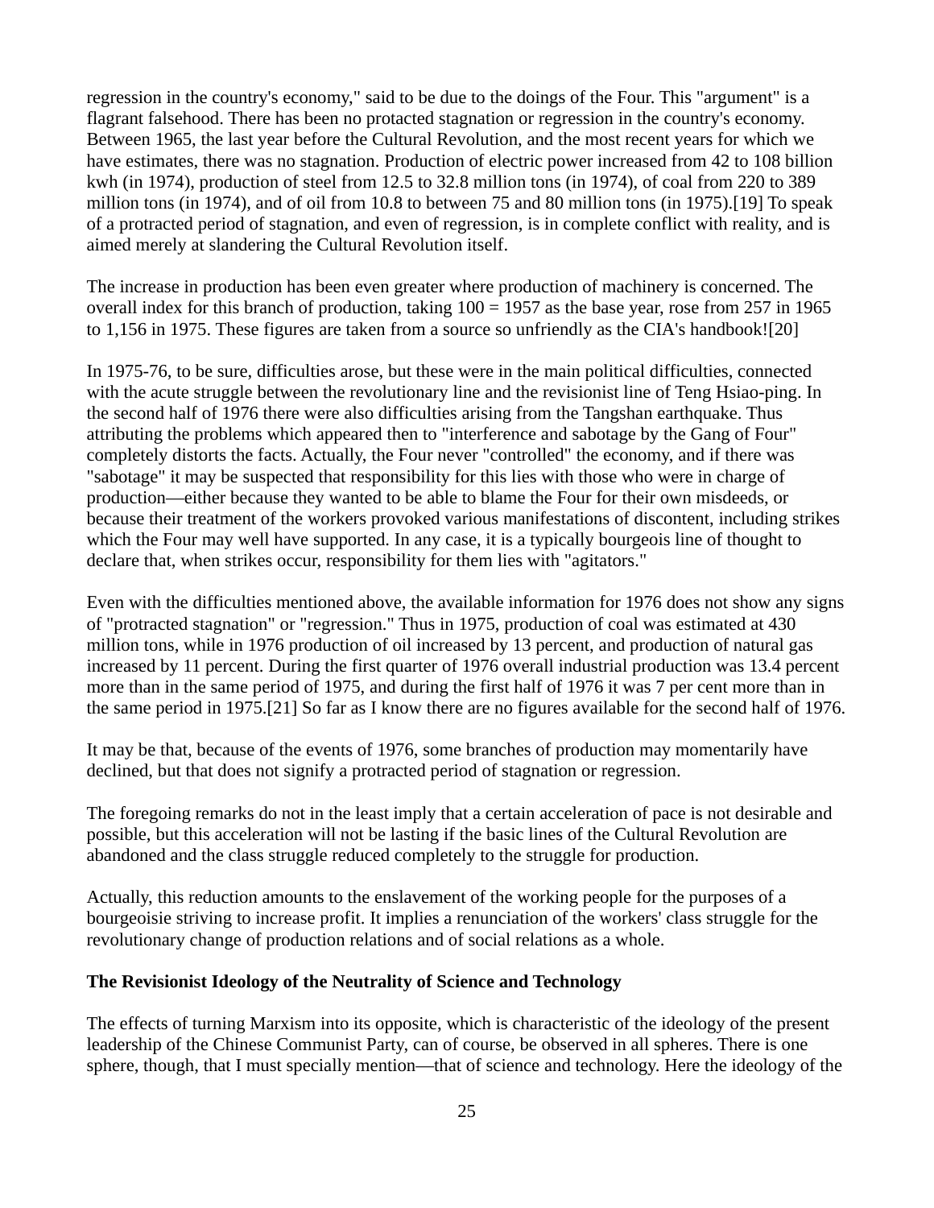regression in the country's economy," said to be due to the doings of the Four. This "argument" is a flagrant falsehood. There has been no protacted stagnation or regression in the country's economy. Between 1965, the last year before the Cultural Revolution, and the most recent years for which we have estimates, there was no stagnation. Production of electric power increased from 42 to 108 billion kwh (in 1974), production of steel from 12.5 to 32.8 million tons (in 1974), of coal from 220 to 389 million tons (in 1974), and of oil from 10.8 to between 75 and 80 million tons (in 1975).[19] To speak of a protracted period of stagnation, and even of regression, is in complete conflict with reality, and is aimed merely at slandering the Cultural Revolution itself.

The increase in production has been even greater where production of machinery is concerned. The overall index for this branch of production, taking 100 = 1957 as the base year, rose from 257 in 1965 to 1,156 in 1975. These figures are taken from a source so unfriendly as the CIA's handbook![20]

In 1975-76, to be sure, difficulties arose, but these were in the main political difficulties, connected with the acute struggle between the revolutionary line and the revisionist line of Teng Hsiao-ping. In the second half of 1976 there were also difficulties arising from the Tangshan earthquake. Thus attributing the problems which appeared then to "interference and sabotage by the Gang of Four" completely distorts the facts. Actually, the Four never "controlled" the economy, and if there was "sabotage" it may be suspected that responsibility for this lies with those who were in charge of production—either because they wanted to be able to blame the Four for their own misdeeds, or because their treatment of the workers provoked various manifestations of discontent, including strikes which the Four may well have supported. In any case, it is a typically bourgeois line of thought to declare that, when strikes occur, responsibility for them lies with "agitators."

Even with the difficulties mentioned above, the available information for 1976 does not show any signs of "protracted stagnation" or "regression." Thus in 1975, production of coal was estimated at 430 million tons, while in 1976 production of oil increased by 13 percent, and production of natural gas increased by 11 percent. During the first quarter of 1976 overall industrial production was 13.4 percent more than in the same period of 1975, and during the first half of 1976 it was 7 per cent more than in the same period in 1975.[21] So far as I know there are no figures available for the second half of 1976.

It may be that, because of the events of 1976, some branches of production may momentarily have declined, but that does not signify a protracted period of stagnation or regression.

The foregoing remarks do not in the least imply that a certain acceleration of pace is not desirable and possible, but this acceleration will not be lasting if the basic lines of the Cultural Revolution are abandoned and the class struggle reduced completely to the struggle for production.

Actually, this reduction amounts to the enslavement of the working people for the purposes of a bourgeoisie striving to increase profit. It implies a renunciation of the workers' class struggle for the revolutionary change of production relations and of social relations as a whole.

### The Revisionist Ideology of the Neutrality of Science and Technology

The effects of turning Marxism into its opposite, which is characteristic of the ideology of the present leadership of the Chinese Communist Party, can of course, be observed in all spheres. There is one sphere, though, that I must specially mention—that of science and technology. Here the ideology of the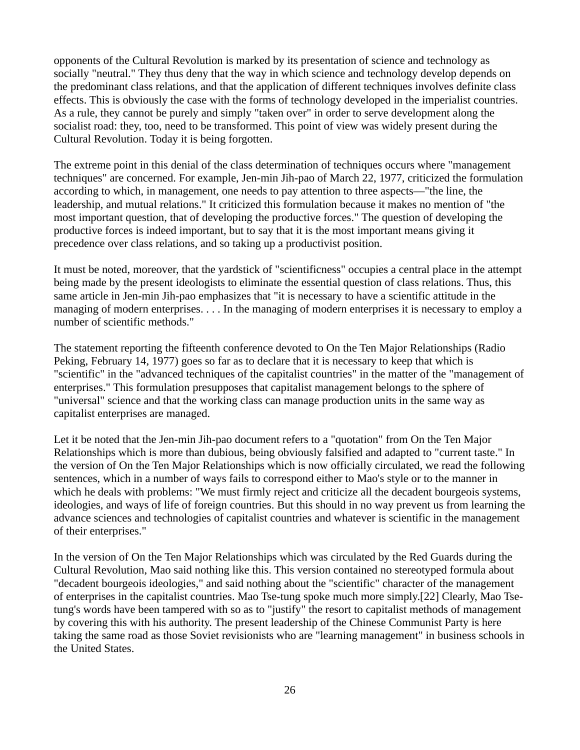opponents of the Cultural Revolution is marked by its presentation of science and technology as socially "neutral." They thus deny that the way in which science and technology develop depends on the predominant class relations, and that the application of different techniques involves definite class effects. This is obviously the case with the forms of technology developed in the imperialist countries. As a rule, they cannot be purely and simply "taken over" in order to serve development along the socialist road: they, too, need to be transformed. This point of view was widely present during the Cultural Revolution. Today it is being forgotten.

The extreme point in this denial of the class determination of techniques occurs where "management techniques" are concerned. For example, Jen-min Jih-pao of March 22, 1977, criticized the formulation according to which, in management, one needs to pay attention to three aspects—"the line, the leadership, and mutual relations." It criticized this formulation because it makes no mention of "the most important question, that of developing the productive forces." The question of developing the productive forces is indeed important, but to say that it is the most important means giving it precedence over class relations, and so taking up a productivist position.

It must be noted, moreover, that the yardstick of "scientificness" occupies a central place in the attempt being made by the present ideologists to eliminate the essential question of class relations. Thus, this same article in Jen-min Jih-pao emphasizes that "it is necessary to have a scientific attitude in the managing of modern enterprises. . . . In the managing of modern enterprises it is necessary to employ a number of scientific methods."

The statement reporting the fifteenth conference devoted to On the Ten Major Relationships (Radio Peking, February 14, 1977) goes so far as to declare that it is necessary to keep that which is "scientific" in the "advanced techniques of the capitalist countries" in the matter of the "management of enterprises." This formulation presupposes that capitalist management belongs to the sphere of "universal" science and that the working class can manage production units in the same way as capitalist enterprises are managed.

Let it be noted that the Jen-min Jih-pao document refers to a "quotation" from On the Ten Major Relationships which is more than dubious, being obviously falsified and adapted to "current taste." In the version of On the Ten Major Relationships which is now officially circulated, we read the following sentences, which in a number of ways fails to correspond either to Mao's style or to the manner in which he deals with problems: "We must firmly reject and criticize all the decadent bourgeois systems, ideologies, and ways of life of foreign countries. But this should in no way prevent us from learning the advance sciences and technologies of capitalist countries and whatever is scientific in the management of their enterprises."

In the version of On the Ten Major Relationships which was circulated by the Red Guards during the Cultural Revolution, Mao said nothing like this. This version contained no stereotyped formula about "decadent bourgeois ideologies," and said nothing about the "scientific" character of the management of enterprises in the capitalist countries. Mao Tse-tung spoke much more simply.[22] Clearly, Mao Tse-tung's words have been tampered with so as to "justify" the resort to capitalist methods of management by covering this with his authority. The present leadership of the Chinese Communist Party is here taking the same road as those Soviet revisionists who are "learning management" in business schools in the United States.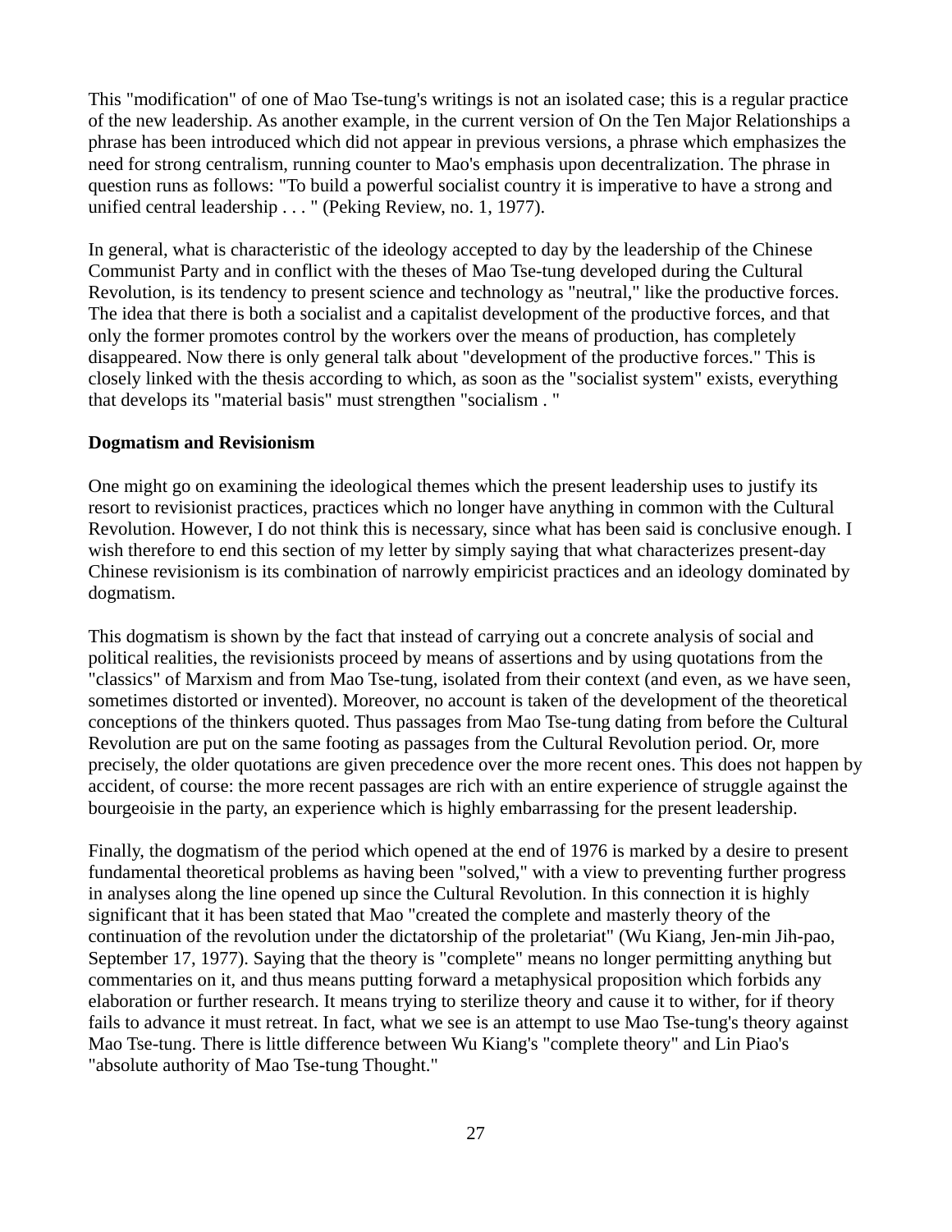This "modification" of one of Mao Tse-tung's writings is not an isolated case; this is a regular practice of the new leadership. As another example, in the current version of On the Ten Major Relationships a phrase has been introduced which did not appear in previous versions, a phrase which emphasizes the need for strong centralism, running counter to Mao's emphasis upon decentralization. The phrase in question runs as follows: "To build a powerful socialist country it is imperative to have a strong and unified central leadership . . . " (Peking Review, no. 1, 1977).

In general, what is characteristic of the ideology accepted to day by the leadership of the Chinese Communist Party and in conflict with the theses of Mao Tse-tung developed during the Cultural Revolution, is its tendency to present science and technology as "neutral," like the productive forces. The idea that there is both a socialist and a capitalist development of the productive forces, and that only the former promotes control by the workers over the means of production, has completely disappeared. Now there is only general talk about "development of the productive forces." This is closely linked with the thesis according to which, as soon as the "socialist system" exists, everything that develops its "material basis" must strengthen "socialism . "

**Dogmatism and Revisionism**

One might go on examining the ideological themes which the present leadership uses to justify its resort to revisionist practices, practices which no longer have anything in common with the Cultural Revolution. However, I do not think this is necessary, since what has been said is conclusive enough. I wish therefore to end this section of my letter by simply saying that what characterizes present-day Chinese revisionism is its combination of narrowly empiricist practices and an ideology dominated by dogmatism.

This dogmatism is shown by the fact that instead of carrying out a concrete analysis of social and political realities, the revisionists proceed by means of assertions and by using quotations from the "classics" of Marxism and from Mao Tse-tung, isolated from their context (and even, as we have seen, sometimes distorted or invented). Moreover, no account is taken of the development of the theoretical conceptions of the thinkers quoted. Thus passages from Mao Tse-tung dating from before the Cultural Revolution are put on the same footing as passages from the Cultural Revolution period. Or, more precisely, the older quotations are given precedence over the more recent ones. This does not happen by accident, of course: the more recent passages are rich with an entire experience of struggle against the bourgeoisie in the party, an experience which is highly embarrassing for the present leadership.

Finally, the dogmatism of the period which opened at the end of 1976 is marked by a desire to present fundamental theoretical problems as having been "solved," with a view to preventing further progress in analyses along the line opened up since the Cultural Revolution. In this connection it is highly significant that it has been stated that Mao "created the complete and masterly theory of the continuation of the revolution under the dictatorship of the proletariat" (Wu Kiang, Jen-min Jih-pao, September 17, 1977). Saying that the theory is "complete" means no longer permitting anything but commentaries on it, and thus means putting forward a metaphysical proposition which forbids any elaboration or further research. It means trying to sterilize theory and cause it to wither, for if theory fails to advance it must retreat. In fact, what we see is an attempt to use Mao Tse-tung's theory against Mao Tse-tung. There is little difference between Wu Kiang's "complete theory" and Lin Piao's "absolute authority of Mao Tse-tung Thought."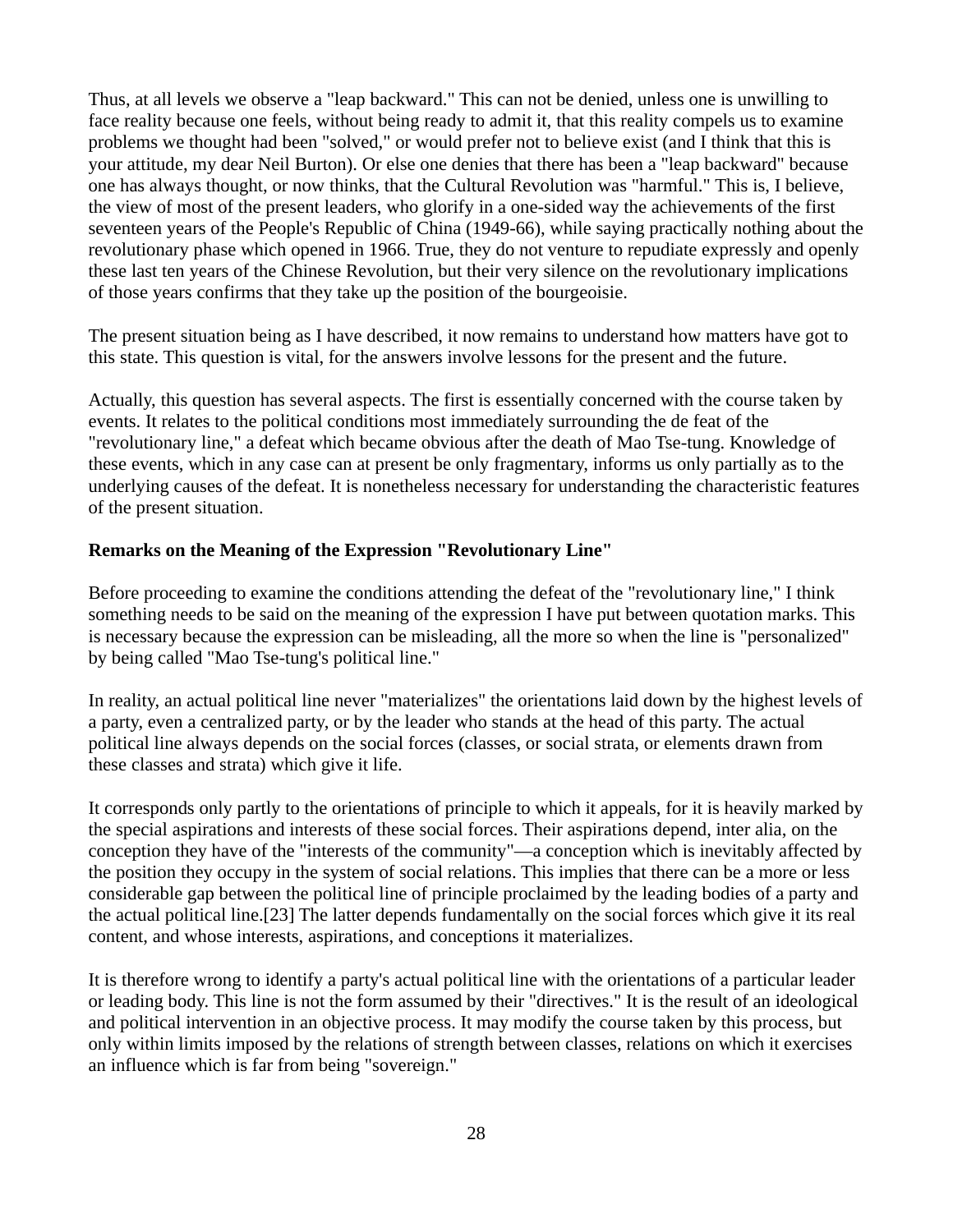Thus, at all levels we observe a "leap backward." This can not be denied, unless one is unwilling to face reality because one feels, without being ready to admit it, that this reality compels us to examine problems we thought had been "solved," or would prefer not to believe exist (and I think that this is your attitude, my dear Neil Burton). Or else one denies that there has been a "leap backward" because one has always thought, or now thinks, that the Cultural Revolution was "harmful." This is, I believe, the view of most of the present leaders, who glorify in a one-sided way the achievements of the first seventeen years of the People's Republic of China (1949-66), while saying practically nothing about the revolutionary phase which opened in 1966. True, they do not venture to repudiate expressly and openly these last ten years of the Chinese Revolution, but their very silence on the revolutionary implications of those years confirms that they take up the position of the bourgeoisie.

The present situation being as I have described, it now remains to understand how matters have got to this state. This question is vital, for the answers involve lessons for the present and the future.

Actually, this question has several aspects. The first is essentially concerned with the course taken by events. It relates to the political conditions most immediately surrounding the de feat of the "revolutionary line," a defeat which became obvious after the death of Mao Tse-tung. Knowledge of these events, which in any case can at present be only fragmentary, informs us only partially as to the underlying causes of the defeat. It is nonetheless necessary for understanding the characteristic features of the present situation.

**Remarks on the Meaning of the Expression "Revolutionary Line"**

Before proceeding to examine the conditions attending the defeat of the "revolutionary line," I think something needs to be said on the meaning of the expression I have put between quotation marks. This is necessary because the expression can be misleading, all the more so when the line is "personalized" by being called "Mao Tse-tung's political line."

In reality, an actual political line never "materializes" the orientations laid down by the highest levels of a party, even a centralized party, or by the leader who stands at the head of this party. The actual political line always depends on the social forces (classes, or social strata, or elements drawn from these classes and strata) which give it life.

It corresponds only partly to the orientations of principle to which it appeals, for it is heavily marked by the special aspirations and interests of these social forces. Their aspirations depend, inter alia, on the conception they have of the "interests of the community"—a conception which is inevitably affected by the position they occupy in the system of social relations. This implies that there can be a more or less considerable gap between the political line of principle proclaimed by the leading bodies of a party and the actual political line.[23] The latter depends fundamentally on the social forces which give it its real content, and whose interests, aspirations, and conceptions it materializes.

It is therefore wrong to identify a party's actual political line with the orientations of a particular leader or leading body. This line is not the form assumed by their "directives." It is the result of an ideological and political intervention in an objective process. It may modify the course taken by this process, but only within limits imposed by the relations of strength between classes, relations on which it exercises an influence which is far from being "sovereign."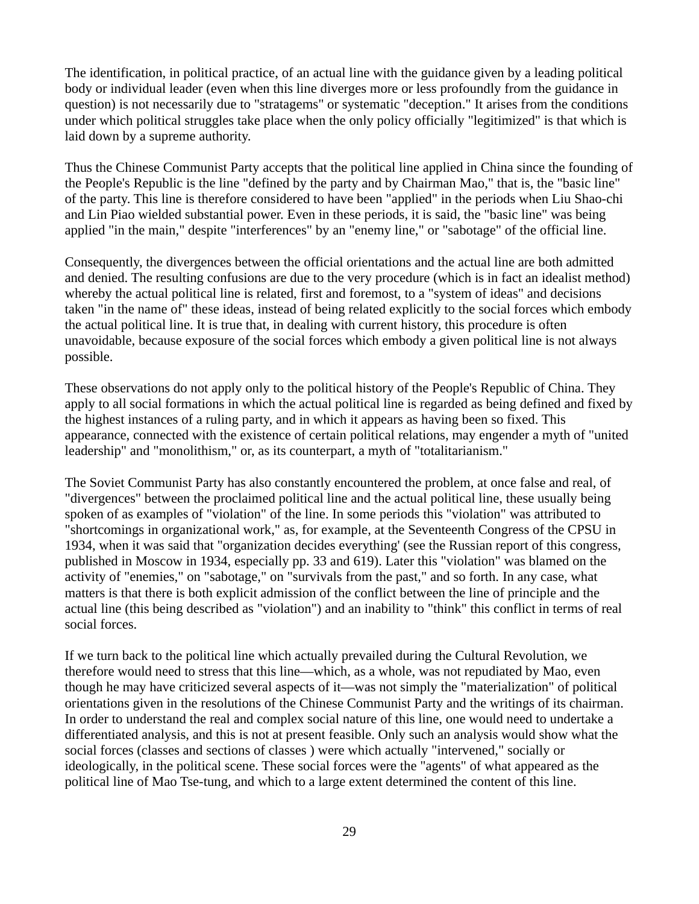The identification, in political practice, of an actual line with the guidance given by a leading political body or individual leader (even when this line diverges more or less profoundly from the guidance in question) is not necessarily due to "stratagems" or systematic "deception." It arises from the conditions under which political struggles take place when the only policy officially "legitimized" is that which is laid down by a supreme authority.

Thus the Chinese Communist Party accepts that the political line applied in China since the founding of the People's Republic is the line "defined by the party and by Chairman Mao," that is, the "basic line" of the party. This line is therefore considered to have been "applied" in the periods when Liu Shao-chi and Lin Piao wielded substantial power. Even in these periods, it is said, the "basic line" was being applied "in the main," despite "interferences" by an "enemy line," or "sabotage" of the official line.

Consequently, the divergences between the official orientations and the actual line are both admitted and denied. The resulting confusions are due to the very procedure (which is in fact an idealist method) whereby the actual political line is related, first and foremost, to a "system of ideas" and decisions taken "in the name of" these ideas, instead of being related explicitly to the social forces which embody the actual political line. It is true that, in dealing with current history, this procedure is often unavoidable, because exposure of the social forces which embody a given political line is not always possible.

These observations do not apply only to the political history of the People's Republic of China. They apply to all social formations in which the actual political line is regarded as being defined and fixed by the highest instances of a ruling party, and in which it appears as having been so fixed. This appearance, connected with the existence of certain political relations, may engender a myth of "united leadership" and "monolithism," or, as its counterpart, a myth of "totalitarianism."

The Soviet Communist Party has also constantly encountered the problem, at once false and real, of "divergences" between the proclaimed political line and the actual political line, these usually being spoken of as examples of "violation" of the line. In some periods this "violation" was attributed to "shortcomings in organizational work," as, for example, at the Seventeenth Congress of the CPSU in 1934, when it was said that "organization decides everything' (see the Russian report of this congress, published in Moscow in 1934, especially pp. 33 and 619). Later this "violation" was blamed on the activity of "enemies," on "sabotage," on "survivals from the past," and so forth. In any case, what matters is that there is both explicit admission of the conflict between the line of principle and the actual line (this being described as "violation") and an inability to "think" this conflict in terms of real social forces.

If we turn back to the political line which actually prevailed during the Cultural Revolution, we therefore would need to stress that this line—which, as a whole, was not repudiated by Mao, even though he may have criticized several aspects of it—was not simply the "materialization" of political orientations given in the resolutions of the Chinese Communist Party and the writings of its chairman. In order to understand the real and complex social nature of this line, one would need to undertake a differentiated analysis, and this is not at present feasible. Only such an analysis would show what the social forces (classes and sections of classes ) were which actually "intervened," socially or ideologically, in the political scene. These social forces were the "agents" of what appeared as the political line of Mao Tse-tung, and which to a large extent determined the content of this line.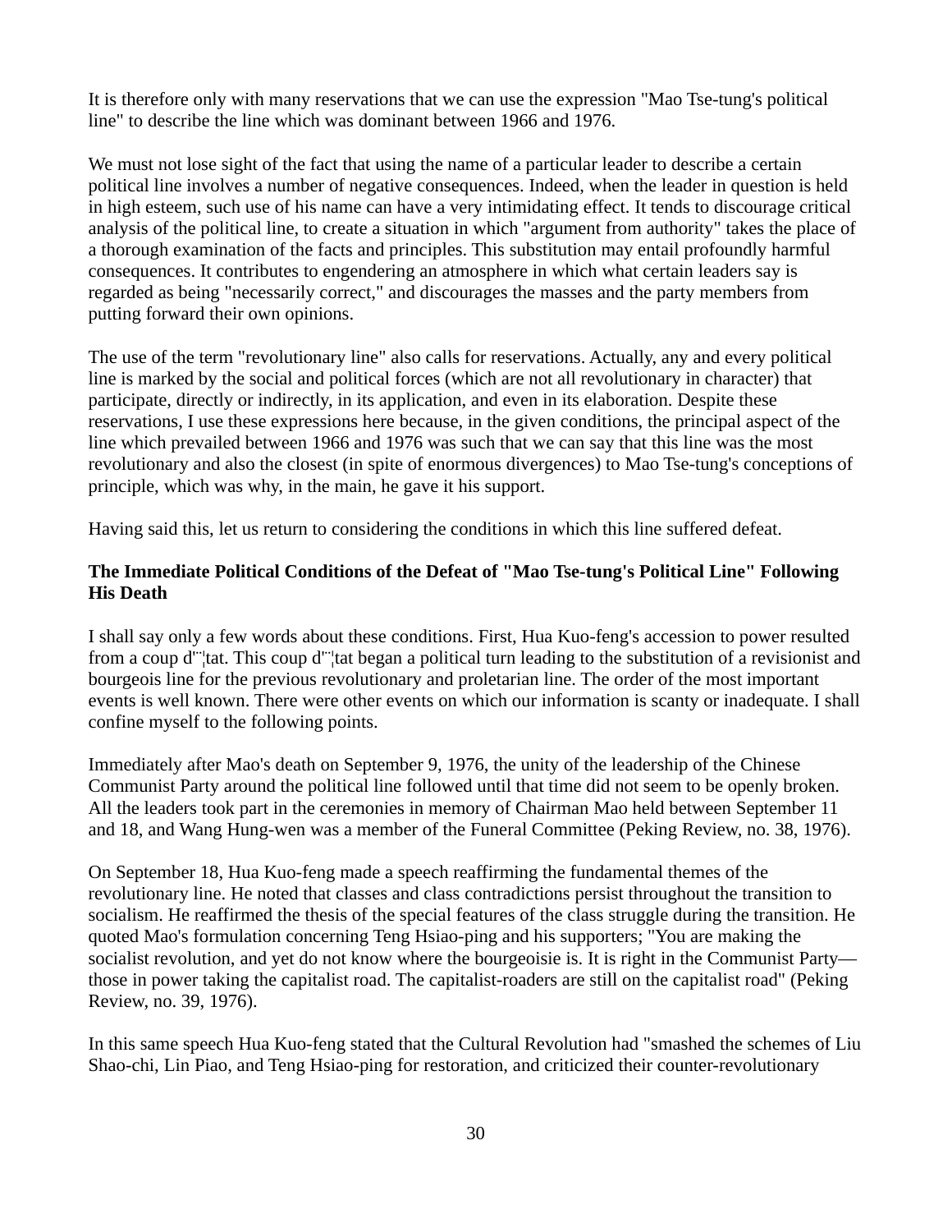It is therefore only with many reservations that we can use the expression "Mao Tse-tung's political line" to describe the line which was dominant between 1966 and 1976.

We must not lose sight of the fact that using the name of a particular leader to describe a certain political line involves a number of negative consequences. Indeed, when the leader in question is held in high esteem, such use of his name can have a very intimidating effect. It tends to discourage critical analysis of the political line, to create a situation in which "argument from authority" takes the place of a thorough examination of the facts and principles. This substitution may entail profoundly harmful consequences. It contributes to engendering an atmosphere in which what certain leaders say is regarded as being "necessarily correct," and discourages the masses and the party members from putting forward their own opinions.

The use of the term "revolutionary line" also calls for reservations. Actually, any and every political line is marked by the social and political forces (which are not all revolutionary in character) that participate, directly or indirectly, in its application, and even in its elaboration. Despite these reservations, I use these expressions here because, in the given conditions, the principal aspect of the line which prevailed between 1966 and 1976 was such that we can say that this line was the most revolutionary and also the closest (in spite of enormous divergences) to Mao Tse-tung's conceptions of principle, which was why, in the main, he gave it his support.

Having said this, let us return to considering the conditions in which this line suffered defeat.

**The Immediate Political Conditions of the Defeat of "Mao Tse-tung's Political Line" Following His Death**

I shall say only a few words about these conditions. First, Hua Kuo-feng's accession to power resulted from a coup d'¨¦tat. This coup d'¨¦tat began a political turn leading to the substitution of a revisionist and bourgeois line for the previous revolutionary and proletarian line. The order of the most important events is well known. There were other events on which our information is scanty or inadequate. I shall confine myself to the following points.

Immediately after Mao's death on September 9, 1976, the unity of the leadership of the Chinese Communist Party around the political line followed until that time did not seem to be openly broken. All the leaders took part in the ceremonies in memory of Chairman Mao held between September 11 and 18, and Wang Hung-wen was a member of the Funeral Committee (Peking Review, no. 38, 1976).

On September 18, Hua Kuo-feng made a speech reaffirming the fundamental themes of the revolutionary line. He noted that classes and class contradictions persist throughout the transition to socialism. He reaffirmed the thesis of the special features of the class struggle during the transition. He quoted Mao's formulation concerning Teng Hsiao-ping and his supporters; "You are making the socialist revolution, and yet do not know where the bourgeoisie is. It is right in the Communist Party—those in power taking the capitalist road. The capitalist-roaders are still on the capitalist road" (Peking Review, no. 39, 1976).

In this same speech Hua Kuo-feng stated that the Cultural Revolution had "smashed the schemes of Liu Shao-chi, Lin Piao, and Teng Hsiao-ping for restoration, and criticized their counter-revolutionary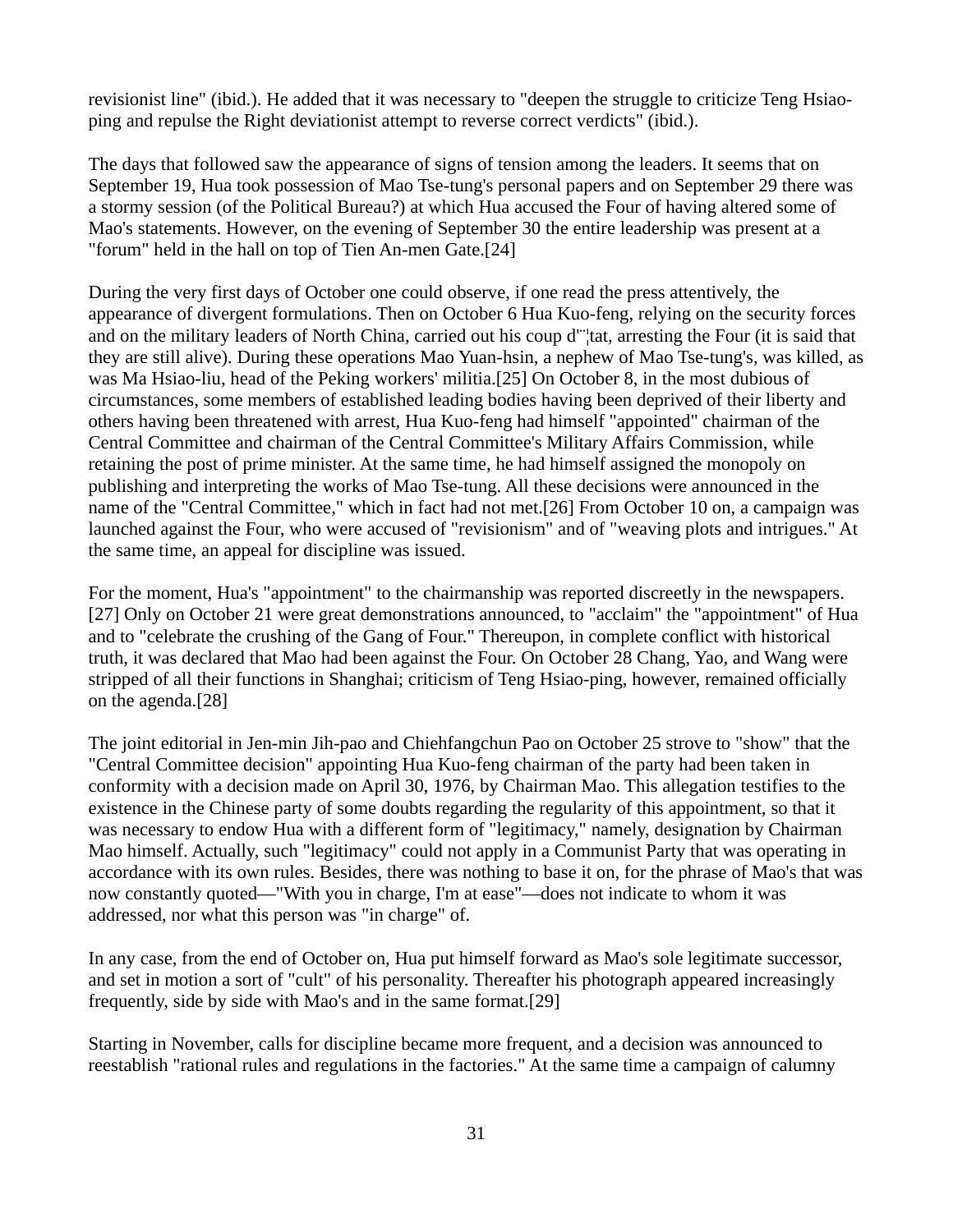revisionist line" (ibid.). He added that it was necessary to "deepen the struggle to criticize Teng Hsiao-ping and repulse the Right deviationist attempt to reverse correct verdicts" (ibid.).

The days that followed saw the appearance of signs of tension among the leaders. It seems that on September 19, Hua took possession of Mao Tse-tung's personal papers and on September 29 there was a stormy session (of the Political Bureau?) at which Hua accused the Four of having altered some of Mao's statements. However, on the evening of September 30 the entire leadership was present at a "forum" held in the hall on top of Tien An-men Gate.[24]

During the very first days of October one could observe, if one read the press attentively, the appearance of divergent formulations. Then on October 6 Hua Kuo-feng, relying on the security forces and on the military leaders of North China, carried out his coup d'¨¦tat, arresting the Four (it is said that they are still alive). During these operations Mao Yuan-hsin, a nephew of Mao Tse-tung's, was killed, as was Ma Hsiao-liu, head of the Peking workers' militia.[25] On October 8, in the most dubious of circumstances, some members of established leading bodies having been deprived of their liberty and others having been threatened with arrest, Hua Kuo-feng had himself "appointed" chairman of the Central Committee and chairman of the Central Committee's Military Affairs Commission, while retaining the post of prime minister. At the same time, he had himself assigned the monopoly on publishing and interpreting the works of Mao Tse-tung. All these decisions were announced in the name of the "Central Committee," which in fact had not met.[26] From October 10 on, a campaign was launched against the Four, who were accused of "revisionism" and of "weaving plots and intrigues." At the same time, an appeal for discipline was issued.

For the moment, Hua's "appointment" to the chairmanship was reported discreetly in the newspapers.[27] Only on October 21 were great demonstrations announced, to "acclaim" the "appointment" of Hua and to "celebrate the crushing of the Gang of Four." Thereupon, in complete conflict with historical truth, it was declared that Mao had been against the Four. On October 28 Chang, Yao, and Wang were stripped of all their functions in Shanghai; criticism of Teng Hsiao-ping, however, remained officially on the agenda.[28]

The joint editorial in Jen-min Jih-pao and Chiehfangchun Pao on October 25 strove to "show" that the "Central Committee decision" appointing Hua Kuo-feng chairman of the party had been taken in conformity with a decision made on April 30, 1976, by Chairman Mao. This allegation testifies to the existence in the Chinese party of some doubts regarding the regularity of this appointment, so that it was necessary to endow Hua with a different form of "legitimacy," namely, designation by Chairman Mao himself. Actually, such "legitimacy" could not apply in a Communist Party that was operating in accordance with its own rules. Besides, there was nothing to base it on, for the phrase of Mao's that was now constantly quoted—"With you in charge, I'm at ease"—does not indicate to whom it was addressed, nor what this person was "in charge" of.

In any case, from the end of October on, Hua put himself forward as Mao's sole legitimate successor, and set in motion a sort of "cult" of his personality. Thereafter his photograph appeared increasingly frequently, side by side with Mao's and in the same format.[29]

Starting in November, calls for discipline became more frequent, and a decision was announced to reestablish "rational rules and regulations in the factories." At the same time a campaign of calumny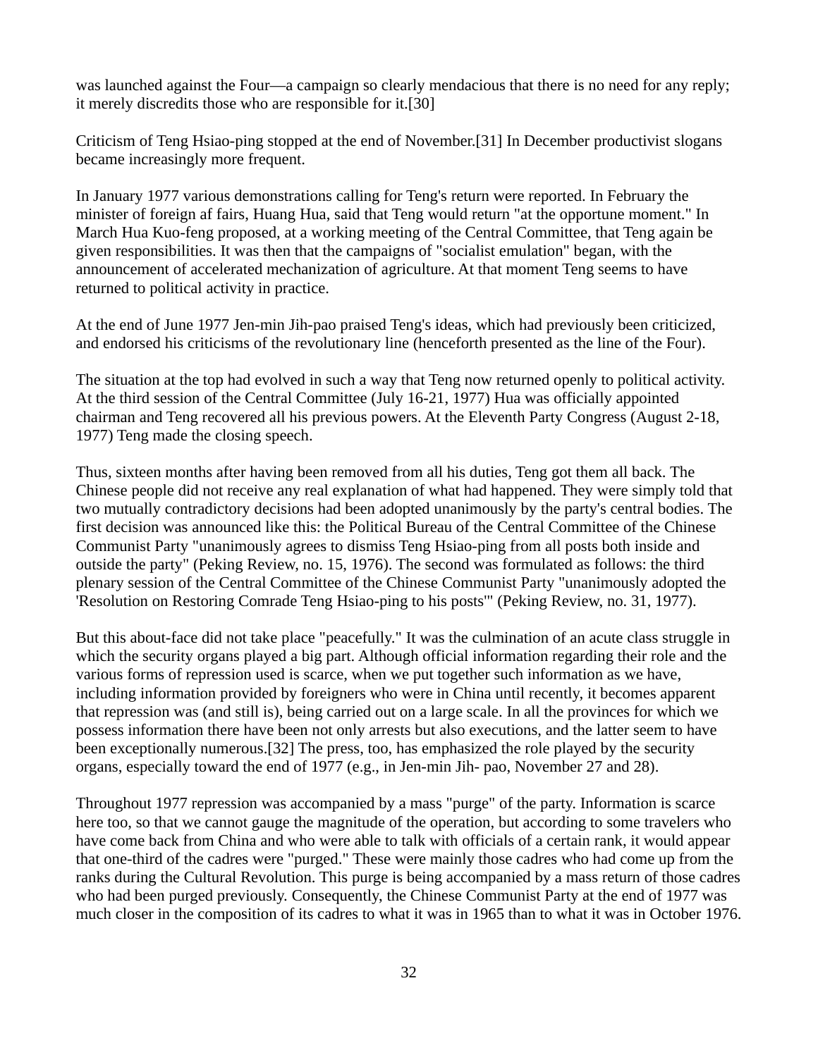was launched against the Four—a campaign so clearly mendacious that there is no need for any reply; it merely discredits those who are responsible for it.[30]

Criticism of Teng Hsiao-ping stopped at the end of November.[31] In December productivist slogans became increasingly more frequent.

In January 1977 various demonstrations calling for Teng's return were reported. In February the minister of foreign af fairs, Huang Hua, said that Teng would return "at the opportune moment." In March Hua Kuo-feng proposed, at a working meeting of the Central Committee, that Teng again be given responsibilities. It was then that the campaigns of "socialist emulation" began, with the announcement of accelerated mechanization of agriculture. At that moment Teng seems to have returned to political activity in practice.

At the end of June 1977 Jen-min Jih-pao praised Teng's ideas, which had previously been criticized, and endorsed his criticisms of the revolutionary line (henceforth presented as the line of the Four).

The situation at the top had evolved in such a way that Teng now returned openly to political activity. At the third session of the Central Committee (July 16-21, 1977) Hua was officially appointed chairman and Teng recovered all his previous powers. At the Eleventh Party Congress (August 2-18, 1977) Teng made the closing speech.

Thus, sixteen months after having been removed from all his duties, Teng got them all back. The Chinese people did not receive any real explanation of what had happened. They were simply told that two mutually contradictory decisions had been adopted unanimously by the party's central bodies. The first decision was announced like this: the Political Bureau of the Central Committee of the Chinese Communist Party "unanimously agrees to dismiss Teng Hsiao-ping from all posts both inside and outside the party" (Peking Review, no. 15, 1976). The second was formulated as follows: the third plenary session of the Central Committee of the Chinese Communist Party "unanimously adopted the 'Resolution on Restoring Comrade Teng Hsiao-ping to his posts'" (Peking Review, no. 31, 1977).

But this about-face did not take place "peacefully." It was the culmination of an acute class struggle in which the security organs played a big part. Although official information regarding their role and the various forms of repression used is scarce, when we put together such information as we have, including information provided by foreigners who were in China until recently, it becomes apparent that repression was (and still is), being carried out on a large scale. In all the provinces for which we possess information there have been not only arrests but also executions, and the latter seem to have been exceptionally numerous.[32] The press, too, has emphasized the role played by the security organs, especially toward the end of 1977 (e.g., in Jen-min Jih- pao, November 27 and 28).

Throughout 1977 repression was accompanied by a mass "purge" of the party. Information is scarce here too, so that we cannot gauge the magnitude of the operation, but according to some travelers who have come back from China and who were able to talk with officials of a certain rank, it would appear that one-third of the cadres were "purged." These were mainly those cadres who had come up from the ranks during the Cultural Revolution. This purge is being accompanied by a mass return of those cadres who had been purged previously. Consequently, the Chinese Communist Party at the end of 1977 was much closer in the composition of its cadres to what it was in 1965 than to what it was in October 1976.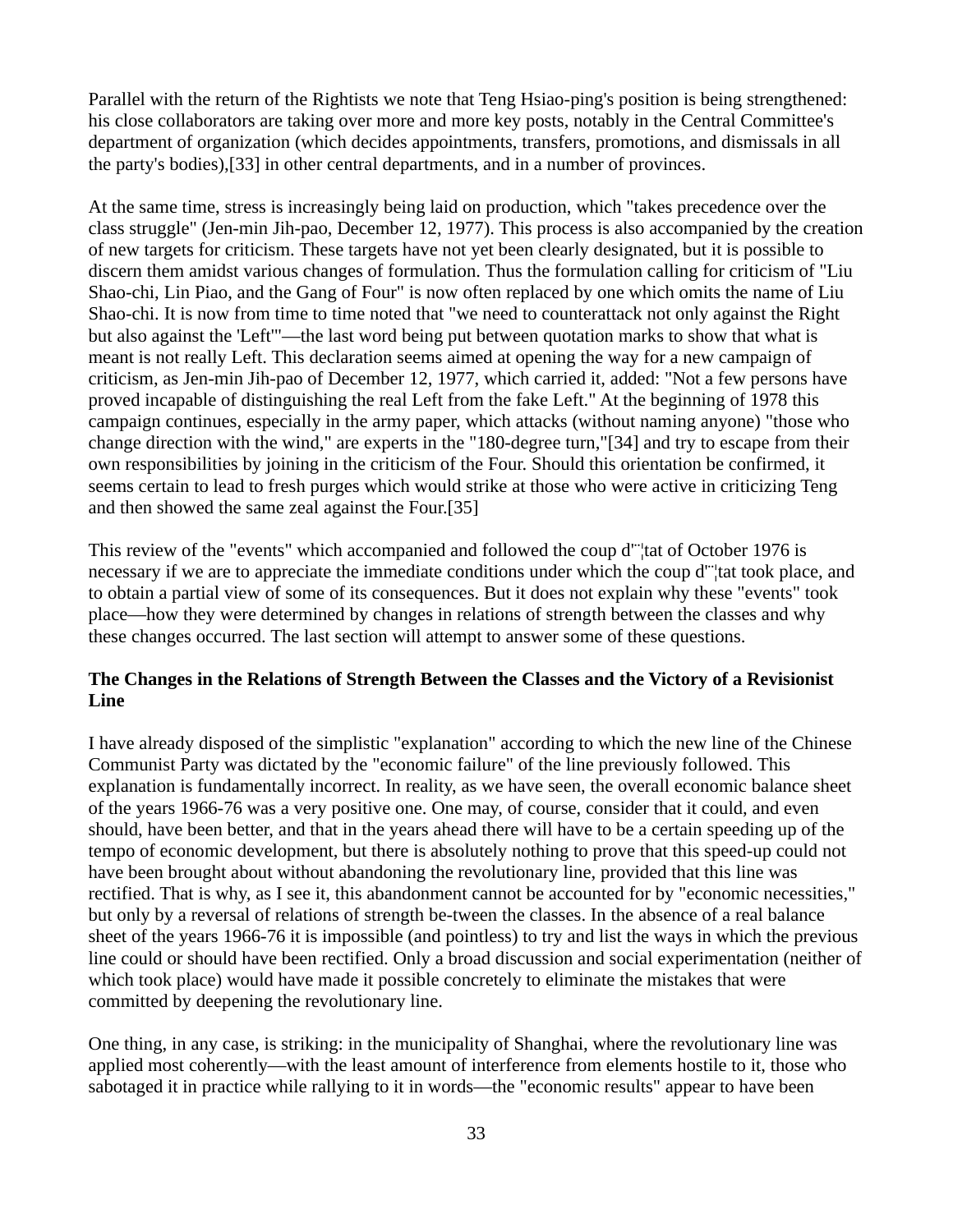Parallel with the return of the Rightists we note that Teng Hsiao-ping's position is being strengthened: his close collaborators are taking over more and more key posts, notably in the Central Committee's department of organization (which decides appointments, transfers, promotions, and dismissals in all the party's bodies),[33] in other central departments, and in a number of provinces.

At the same time, stress is increasingly being laid on production, which "takes precedence over the class struggle" (Jen-min Jih-pao, December 12, 1977). This process is also accompanied by the creation of new targets for criticism. These targets have not yet been clearly designated, but it is possible to discern them amidst various changes of formulation. Thus the formulation calling for criticism of "Liu Shao-chi, Lin Piao, and the Gang of Four" is now often replaced by one which omits the name of Liu Shao-chi. It is now from time to time noted that "we need to counterattack not only against the Right but also against the 'Left'"—the last word being put between quotation marks to show that what is meant is not really Left. This declaration seems aimed at opening the way for a new campaign of criticism, as Jen-min Jih-pao of December 12, 1977, which carried it, added: "Not a few persons have proved incapable of distinguishing the real Left from the fake Left." At the beginning of 1978 this campaign continues, especially in the army paper, which attacks (without naming anyone) "those who change direction with the wind," are experts in the "180-degree turn,"[34] and try to escape from their own responsibilities by joining in the criticism of the Four. Should this orientation be confirmed, it seems certain to lead to fresh purges which would strike at those who were active in criticizing Teng and then showed the same zeal against the Four.[35]

This review of the "events" which accompanied and followed the coup d'¨¦tat of October 1976 is necessary if we are to appreciate the immediate conditions under which the coup d'¨¦tat took place, and to obtain a partial view of some of its consequences. But it does not explain why these "events" took place—how they were determined by changes in relations of strength between the classes and why these changes occurred. The last section will attempt to answer some of these questions.

**The Changes in the Relations of Strength Between the Classes and the Victory of a Revisionist Line**

I have already disposed of the simplistic "explanation" according to which the new line of the Chinese Communist Party was dictated by the "economic failure" of the line previously followed. This explanation is fundamentally incorrect. In reality, as we have seen, the overall economic balance sheet of the years 1966-76 was a very positive one. One may, of course, consider that it could, and even should, have been better, and that in the years ahead there will have to be a certain speeding up of the tempo of economic development, but there is absolutely nothing to prove that this speed-up could not have been brought about without abandoning the revolutionary line, provided that this line was rectified. That is why, as I see it, this abandonment cannot be accounted for by "economic necessities," but only by a reversal of relations of strength be-tween the classes. In the absence of a real balance sheet of the years 1966-76 it is impossible (and pointless) to try and list the ways in which the previous line could or should have been rectified. Only a broad discussion and social experimentation (neither of which took place) would have made it possible concretely to eliminate the mistakes that were committed by deepening the revolutionary line.

One thing, in any case, is striking: in the municipality of Shanghai, where the revolutionary line was applied most coherently—with the least amount of interference from elements hostile to it, those who sabotaged it in practice while rallying to it in words—the "economic results" appear to have been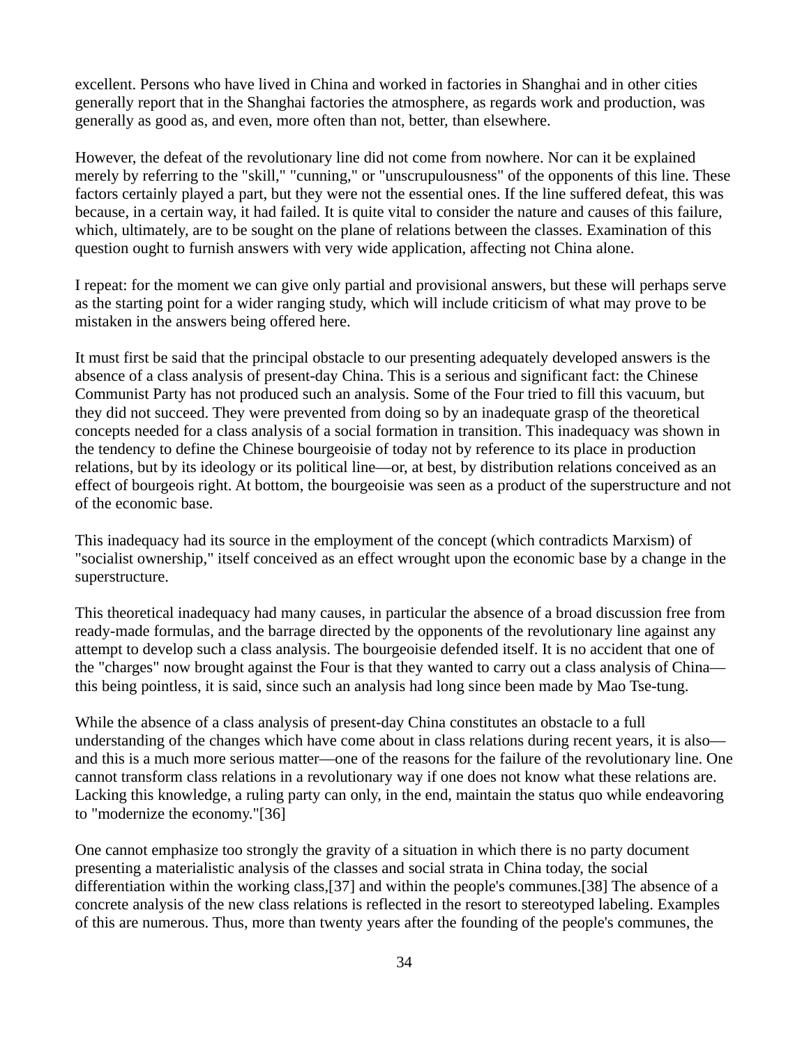excellent. Persons who have lived in China and worked in factories in Shanghai and in other cities generally report that in the Shanghai factories the atmosphere, as regards work and production, was generally as good as, and even, more often than not, better, than elsewhere.

However, the defeat of the revolutionary line did not come from nowhere. Nor can it be explained merely by referring to the "skill," "cunning," or "unscrupulousness" of the opponents of this line. These factors certainly played a part, but they were not the essential ones. If the line suffered defeat, this was because, in a certain way, it had failed. It is quite vital to consider the nature and causes of this failure, which, ultimately, are to be sought on the plane of relations between the classes. Examination of this question ought to furnish answers with very wide application, affecting not China alone.

I repeat: for the moment we can give only partial and provisional answers, but these will perhaps serve as the starting point for a wider ranging study, which will include criticism of what may prove to be mistaken in the answers being offered here.

It must first be said that the principal obstacle to our presenting adequately developed answers is the absence of a class analysis of present-day China. This is a serious and significant fact: the Chinese Communist Party has not produced such an analysis. Some of the Four tried to fill this vacuum, but they did not succeed. They were prevented from doing so by an inadequate grasp of the theoretical concepts needed for a class analysis of a social formation in transition. This inadequacy was shown in the tendency to define the Chinese bourgeoisie of today not by reference to its place in production relations, but by its ideology or its political line—or, at best, by distribution relations conceived as an effect of bourgeois right. At bottom, the bourgeoisie was seen as a product of the superstructure and not of the economic base.

This inadequacy had its source in the employment of the concept (which contradicts Marxism) of "socialist ownership," itself conceived as an effect wrought upon the economic base by a change in the superstructure.

This theoretical inadequacy had many causes, in particular the absence of a broad discussion free from ready-made formulas, and the barrage directed by the opponents of the revolutionary line against any attempt to develop such a class analysis. The bourgeoisie defended itself. It is no accident that one of the "charges" now brought against the Four is that they wanted to carry out a class analysis of China—this being pointless, it is said, since such an analysis had long since been made by Mao Tse-tung.

While the absence of a class analysis of present-day China constitutes an obstacle to a full understanding of the changes which have come about in class relations during recent years, it is also—and this is a much more serious matter—one of the reasons for the failure of the revolutionary line. One cannot transform class relations in a revolutionary way if one does not know what these relations are. Lacking this knowledge, a ruling party can only, in the end, maintain the status quo while endeavoring to "modernize the economy."[36]

One cannot emphasize too strongly the gravity of a situation in which there is no party document presenting a materialistic analysis of the classes and social strata in China today, the social differentiation within the working class,[37] and within the people's communes.[38] The absence of a concrete analysis of the new class relations is reflected in the resort to stereotyped labeling. Examples of this are numerous. Thus, more than twenty years after the founding of the people's communes, the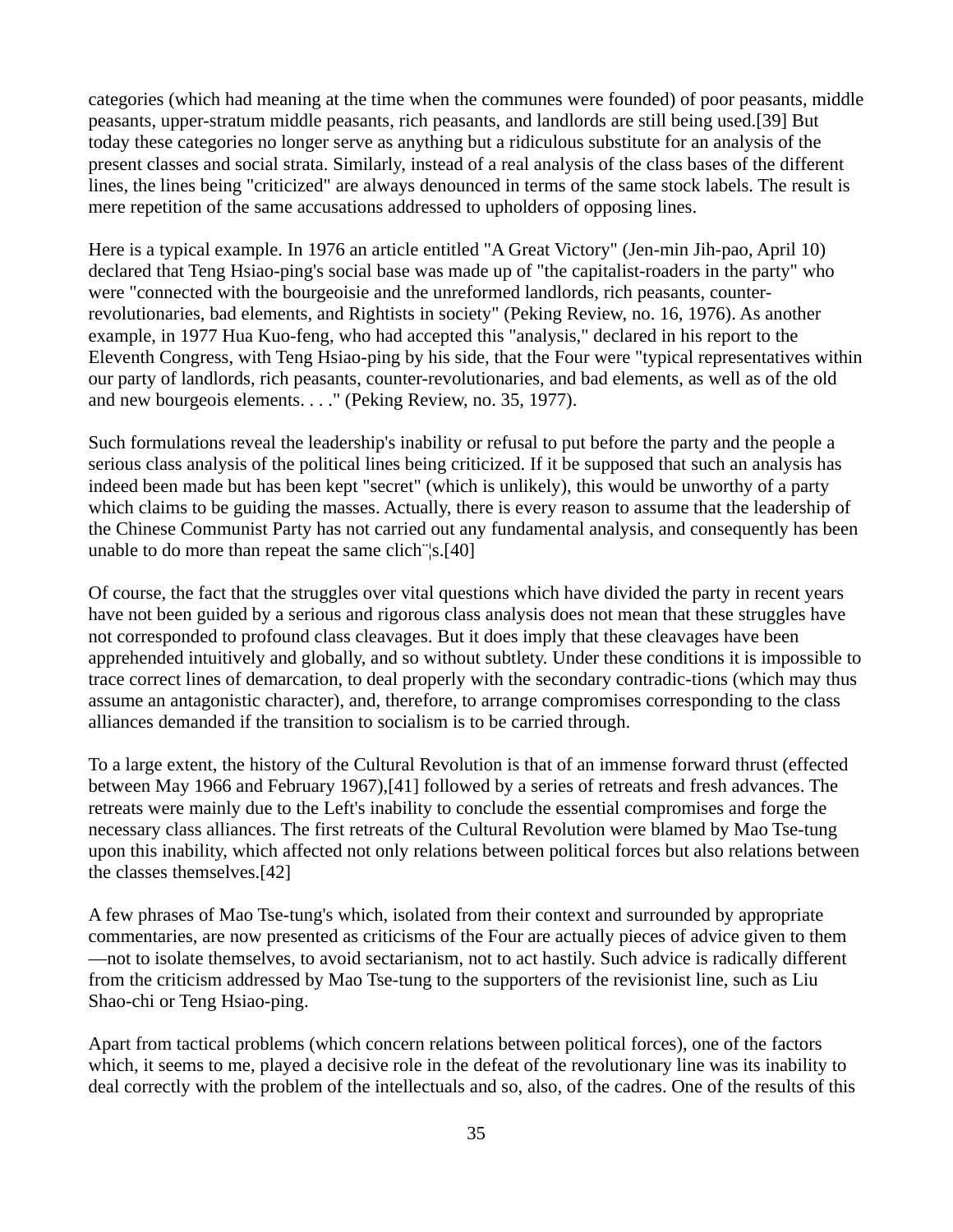categories (which had meaning at the time when the communes were founded) of poor peasants, middle peasants, upper-stratum middle peasants, rich peasants, and landlords are still being used.[39] But today these categories no longer serve as anything but a ridiculous substitute for an analysis of the present classes and social strata. Similarly, instead of a real analysis of the class bases of the different lines, the lines being "criticized" are always denounced in terms of the same stock labels. The result is mere repetition of the same accusations addressed to upholders of opposing lines.

Here is a typical example. In 1976 an article entitled "A Great Victory" (Jen-min Jih-pao, April 10) declared that Teng Hsiao-ping's social base was made up of "the capitalist-roaders in the party" who were "connected with the bourgeoisie and the unreformed landlords, rich peasants, counter-revolutionaries, bad elements, and Rightists in society" (Peking Review, no. 16, 1976). As another example, in 1977 Hua Kuo-feng, who had accepted this "analysis," declared in his report to the Eleventh Congress, with Teng Hsiao-ping by his side, that the Four were "typical representatives within our party of landlords, rich peasants, counter-revolutionaries, and bad elements, as well as of the old and new bourgeois elements. . . ." (Peking Review, no. 35, 1977).

Such formulations reveal the leadership's inability or refusal to put before the party and the people a serious class analysis of the political lines being criticized. If it be supposed that such an analysis has indeed been made but has been kept "secret" (which is unlikely), this would be unworthy of a party which claims to be guiding the masses. Actually, there is every reason to assume that the leadership of the Chinese Communist Party has not carried out any fundamental analysis, and consequently has been unable to do more than repeat the same clich¨¦s.[40]

Of course, the fact that the struggles over vital questions which have divided the party in recent years have not been guided by a serious and rigorous class analysis does not mean that these struggles have not corresponded to profound class cleavages. But it does imply that these cleavages have been apprehended intuitively and globally, and so without subtlety. Under these conditions it is impossible to trace correct lines of demarcation, to deal properly with the secondary contradic-tions (which may thus assume an antagonistic character), and, therefore, to arrange compromises corresponding to the class alliances demanded if the transition to socialism is to be carried through.

To a large extent, the history of the Cultural Revolution is that of an immense forward thrust (effected between May 1966 and February 1967),[41] followed by a series of retreats and fresh advances. The retreats were mainly due to the Left's inability to conclude the essential compromises and forge the necessary class alliances. The first retreats of the Cultural Revolution were blamed by Mao Tse-tung upon this inability, which affected not only relations between political forces but also relations between the classes themselves.[42]

A few phrases of Mao Tse-tung's which, isolated from their context and surrounded by appropriate commentaries, are now presented as criticisms of the Four are actually pieces of advice given to them —not to isolate themselves, to avoid sectarianism, not to act hastily. Such advice is radically different from the criticism addressed by Mao Tse-tung to the supporters of the revisionist line, such as Liu Shao-chi or Teng Hsiao-ping.

Apart from tactical problems (which concern relations between political forces), one of the factors which, it seems to me, played a decisive role in the defeat of the revolutionary line was its inability to deal correctly with the problem of the intellectuals and so, also, of the cadres. One of the results of this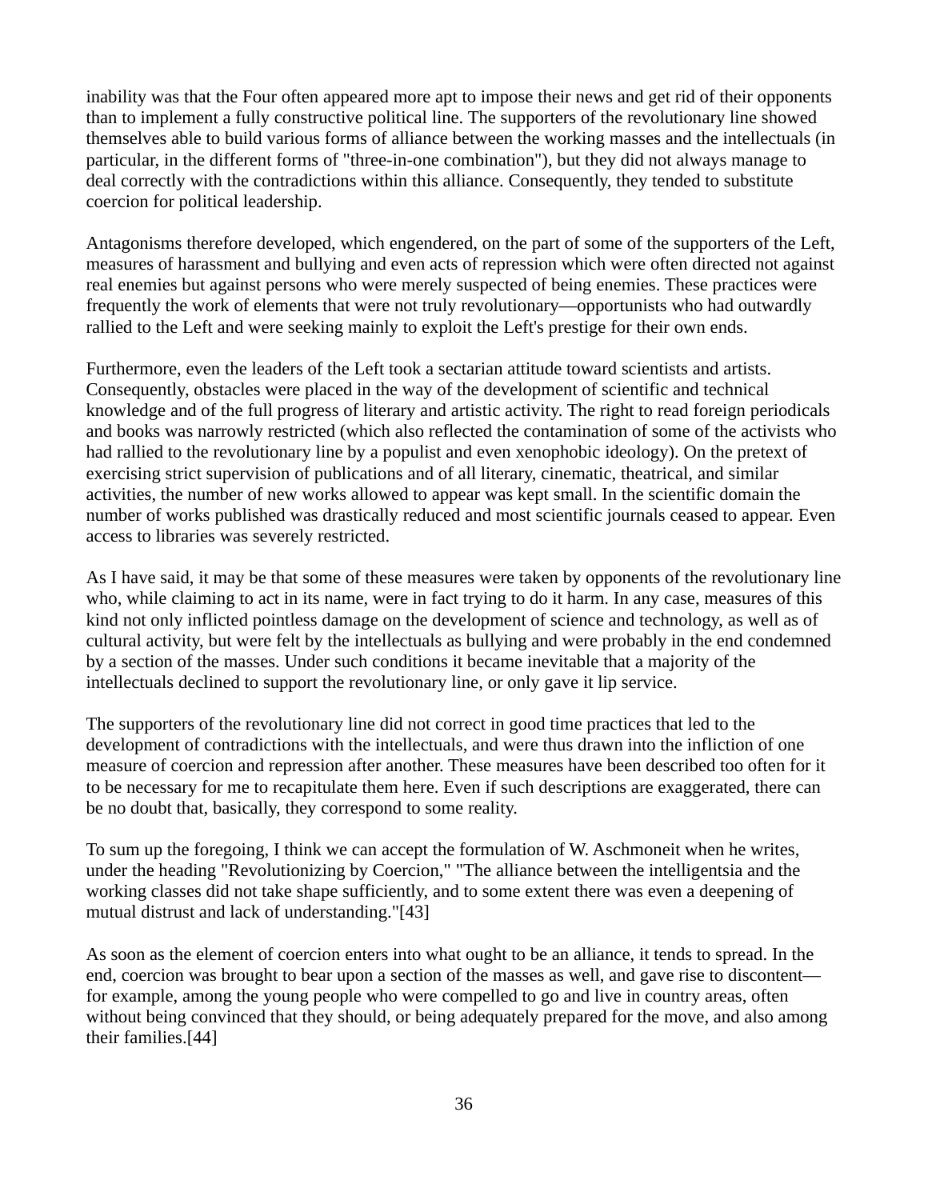inability was that the Four often appeared more apt to impose their news and get rid of their opponents than to implement a fully constructive political line. The supporters of the revolutionary line showed themselves able to build various forms of alliance between the working masses and the intellectuals (in particular, in the different forms of "three-in-one combination"), but they did not always manage to deal correctly with the contradictions within this alliance. Consequently, they tended to substitute coercion for political leadership.

Antagonisms therefore developed, which engendered, on the part of some of the supporters of the Left, measures of harassment and bullying and even acts of repression which were often directed not against real enemies but against persons who were merely suspected of being enemies. These practices were frequently the work of elements that were not truly revolutionary—opportunists who had outwardly rallied to the Left and were seeking mainly to exploit the Left's prestige for their own ends.

Furthermore, even the leaders of the Left took a sectarian attitude toward scientists and artists. Consequently, obstacles were placed in the way of the development of scientific and technical knowledge and of the full progress of literary and artistic activity. The right to read foreign periodicals and books was narrowly restricted (which also reflected the contamination of some of the activists who had rallied to the revolutionary line by a populist and even xenophobic ideology). On the pretext of exercising strict supervision of publications and of all literary, cinematic, theatrical, and similar activities, the number of new works allowed to appear was kept small. In the scientific domain the number of works published was drastically reduced and most scientific journals ceased to appear. Even access to libraries was severely restricted.

As I have said, it may be that some of these measures were taken by opponents of the revolutionary line who, while claiming to act in its name, were in fact trying to do it harm. In any case, measures of this kind not only inflicted pointless damage on the development of science and technology, as well as of cultural activity, but were felt by the intellectuals as bullying and were probably in the end condemned by a section of the masses. Under such conditions it became inevitable that a majority of the intellectuals declined to support the revolutionary line, or only gave it lip service.

The supporters of the revolutionary line did not correct in good time practices that led to the development of contradictions with the intellectuals, and were thus drawn into the infliction of one measure of coercion and repression after another. These measures have been described too often for it to be necessary for me to recapitulate them here. Even if such descriptions are exaggerated, there can be no doubt that, basically, they correspond to some reality.

To sum up the foregoing, I think we can accept the formulation of W. Aschmoneit when he writes, under the heading "Revolutionizing by Coercion," "The alliance between the intelligentsia and the working classes did not take shape sufficiently, and to some extent there was even a deepening of mutual distrust and lack of understanding."[43]

As soon as the element of coercion enters into what ought to be an alliance, it tends to spread. In the end, coercion was brought to bear upon a section of the masses as well, and gave rise to discontent—for example, among the young people who were compelled to go and live in country areas, often without being convinced that they should, or being adequately prepared for the move, and also among their families.[44]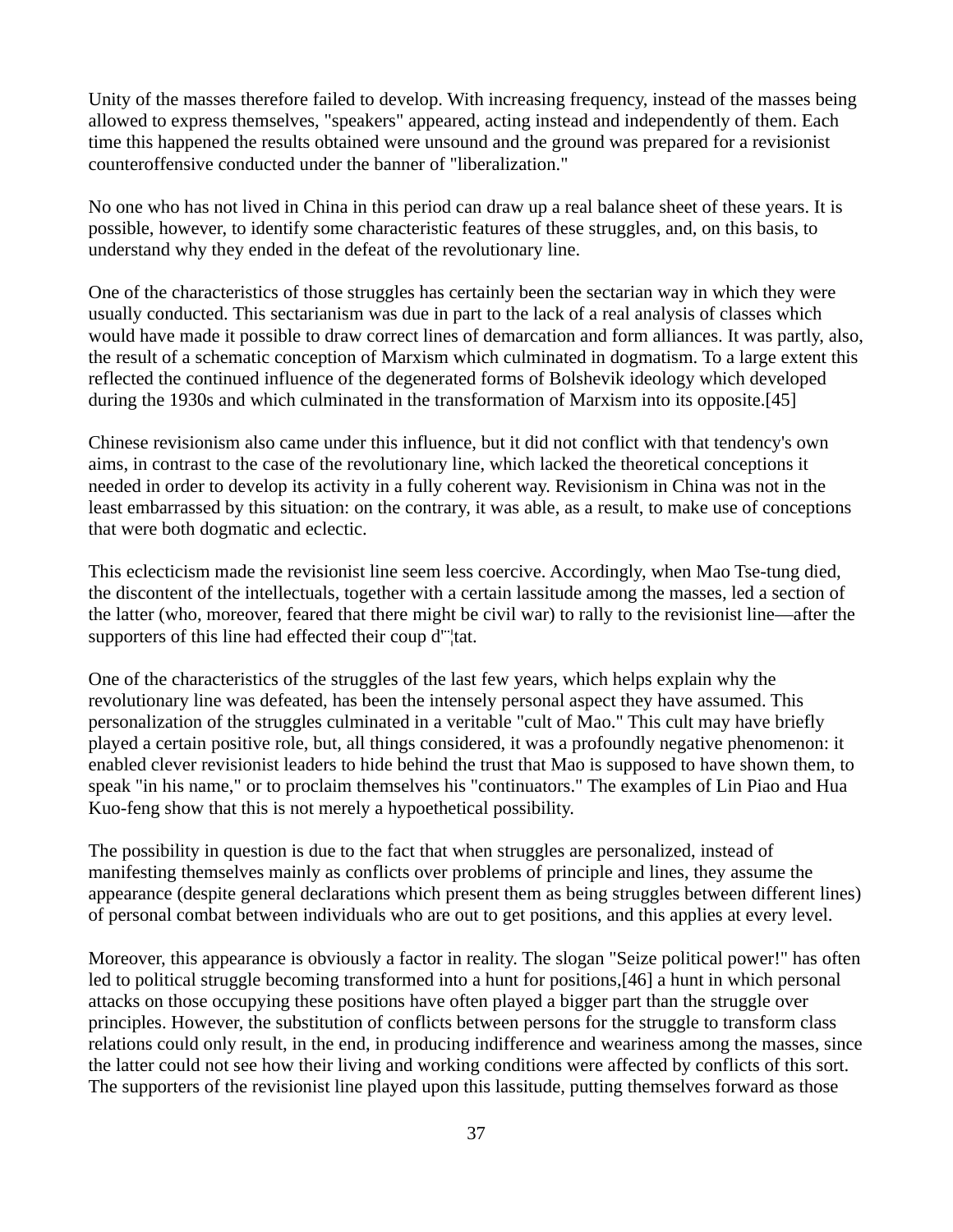Unity of the masses therefore failed to develop. With increasing frequency, instead of the masses being allowed to express themselves, "speakers" appeared, acting instead and independently of them. Each time this happened the results obtained were unsound and the ground was prepared for a revisionist counteroffensive conducted under the banner of "liberalization."

No one who has not lived in China in this period can draw up a real balance sheet of these years. It is possible, however, to identify some characteristic features of these struggles, and, on this basis, to understand why they ended in the defeat of the revolutionary line.

One of the characteristics of those struggles has certainly been the sectarian way in which they were usually conducted. This sectarianism was due in part to the lack of a real analysis of classes which would have made it possible to draw correct lines of demarcation and form alliances. It was partly, also, the result of a schematic conception of Marxism which culminated in dogmatism. To a large extent this reflected the continued influence of the degenerated forms of Bolshevik ideology which developed during the 1930s and which culminated in the transformation of Marxism into its opposite.[45]

Chinese revisionism also came under this influence, but it did not conflict with that tendency's own aims, in contrast to the case of the revolutionary line, which lacked the theoretical conceptions it needed in order to develop its activity in a fully coherent way. Revisionism in China was not in the least embarrassed by this situation: on the contrary, it was able, as a result, to make use of conceptions that were both dogmatic and eclectic.

This eclecticism made the revisionist line seem less coercive. Accordingly, when Mao Tse-tung died, the discontent of the intellectuals, together with a certain lassitude among the masses, led a section of the latter (who, moreover, feared that there might be civil war) to rally to the revisionist line—after the supporters of this line had effected their coup d"¦tat.

One of the characteristics of the struggles of the last few years, which helps explain why the revolutionary line was defeated, has been the intensely personal aspect they have assumed. This personalization of the struggles culminated in a veritable "cult of Mao." This cult may have briefly played a certain positive role, but, all things considered, it was a profoundly negative phenomenon: it enabled clever revisionist leaders to hide behind the trust that Mao is supposed to have shown them, to speak "in his name," or to proclaim themselves his "continuators." The examples of Lin Piao and Hua Kuo-feng show that this is not merely a hypoethetical possibility.

The possibility in question is due to the fact that when struggles are personalized, instead of manifesting themselves mainly as conflicts over problems of principle and lines, they assume the appearance (despite general declarations which present them as being struggles between different lines) of personal combat between individuals who are out to get positions, and this applies at every level.

Moreover, this appearance is obviously a factor in reality. The slogan "Seize political power!" has often led to political struggle becoming transformed into a hunt for positions,[46] a hunt in which personal attacks on those occupying these positions have often played a bigger part than the struggle over principles. However, the substitution of conflicts between persons for the struggle to transform class relations could only result, in the end, in producing indifference and weariness among the masses, since the latter could not see how their living and working conditions were affected by conflicts of this sort. The supporters of the revisionist line played upon this lassitude, putting themselves forward as those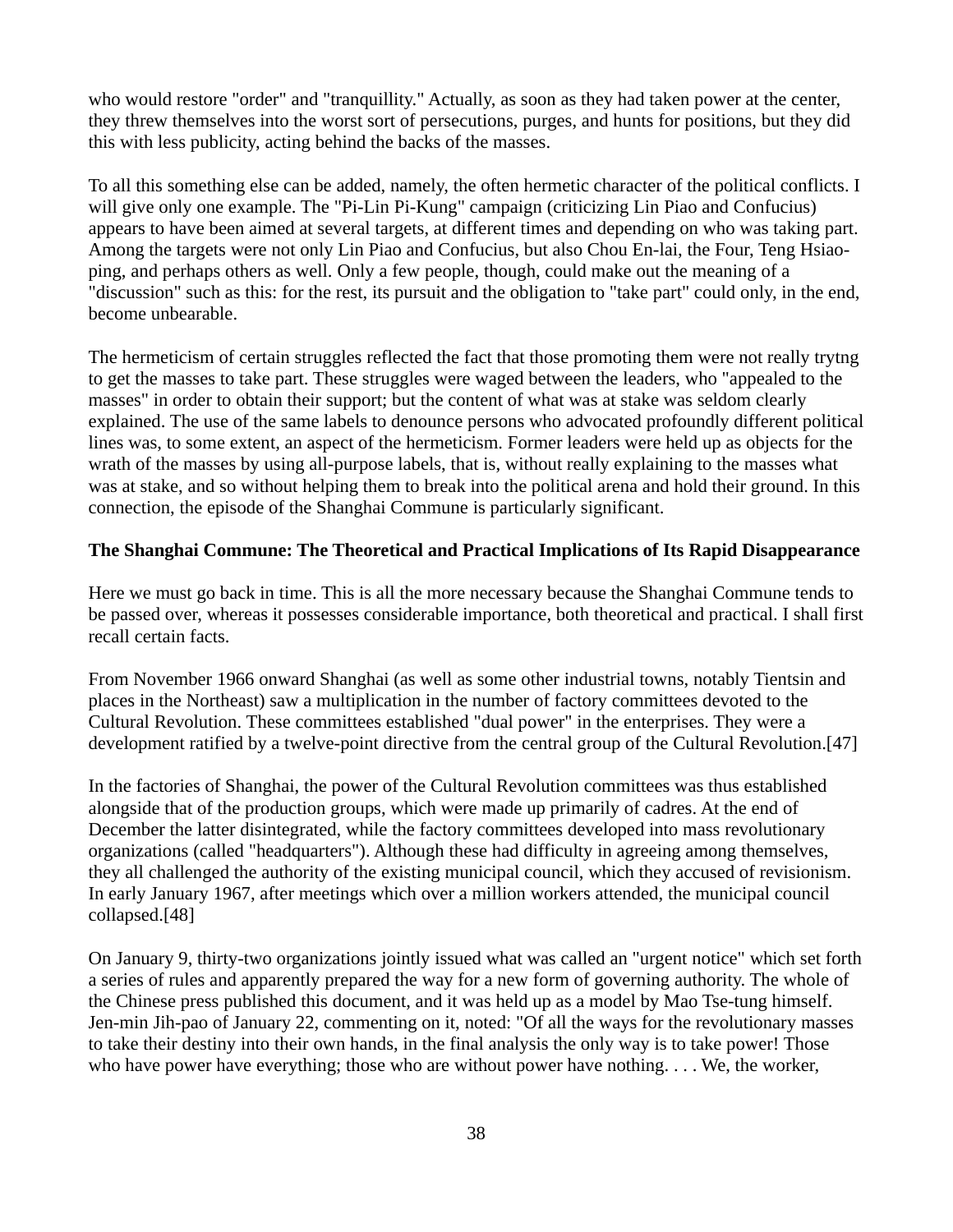who would restore "order" and "tranquillity." Actually, as soon as they had taken power at the center, they threw themselves into the worst sort of persecutions, purges, and hunts for positions, but they did this with less publicity, acting behind the backs of the masses.

To all this something else can be added, namely, the often hermetic character of the political conflicts. I will give only one example. The "Pi-Lin Pi-Kung" campaign (criticizing Lin Piao and Confucius) appears to have been aimed at several targets, at different times and depending on who was taking part. Among the targets were not only Lin Piao and Confucius, but also Chou En-lai, the Four, Teng Hsiao-ping, and perhaps others as well. Only a few people, though, could make out the meaning of a "discussion" such as this: for the rest, its pursuit and the obligation to "take part" could only, in the end, become unbearable.

The hermeticism of certain struggles reflected the fact that those promoting them were not really trytng to get the masses to take part. These struggles were waged between the leaders, who "appealed to the masses" in order to obtain their support; but the content of what was at stake was seldom clearly explained. The use of the same labels to denounce persons who advocated profoundly different political lines was, to some extent, an aspect of the hermeticism. Former leaders were held up as objects for the wrath of the masses by using all-purpose labels, that is, without really explaining to the masses what was at stake, and so without helping them to break into the political arena and hold their ground. In this connection, the episode of the Shanghai Commune is particularly significant.

**The Shanghai Commune: The Theoretical and Practical Implications of Its Rapid Disappearance**

Here we must go back in time. This is all the more necessary because the Shanghai Commune tends to be passed over, whereas it possesses considerable importance, both theoretical and practical. I shall first recall certain facts.

From November 1966 onward Shanghai (as well as some other industrial towns, notably Tientsin and places in the Northeast) saw a multiplication in the number of factory committees devoted to the Cultural Revolution. These committees established "dual power" in the enterprises. They were a development ratified by a twelve-point directive from the central group of the Cultural Revolution.[47]

In the factories of Shanghai, the power of the Cultural Revolution committees was thus established alongside that of the production groups, which were made up primarily of cadres. At the end of December the latter disintegrated, while the factory committees developed into mass revolutionary organizations (called "headquarters"). Although these had difficulty in agreeing among themselves, they all challenged the authority of the existing municipal council, which they accused of revisionism. In early January 1967, after meetings which over a million workers attended, the municipal council collapsed.[48]

On January 9, thirty-two organizations jointly issued what was called an "urgent notice" which set forth a series of rules and apparently prepared the way for a new form of governing authority. The whole of the Chinese press published this document, and it was held up as a model by Mao Tse-tung himself. Jen-min Jih-pao of January 22, commenting on it, noted: "Of all the ways for the revolutionary masses to take their destiny into their own hands, in the final analysis the only way is to take power! Those who have power have everything; those who are without power have nothing. . . . We, the worker,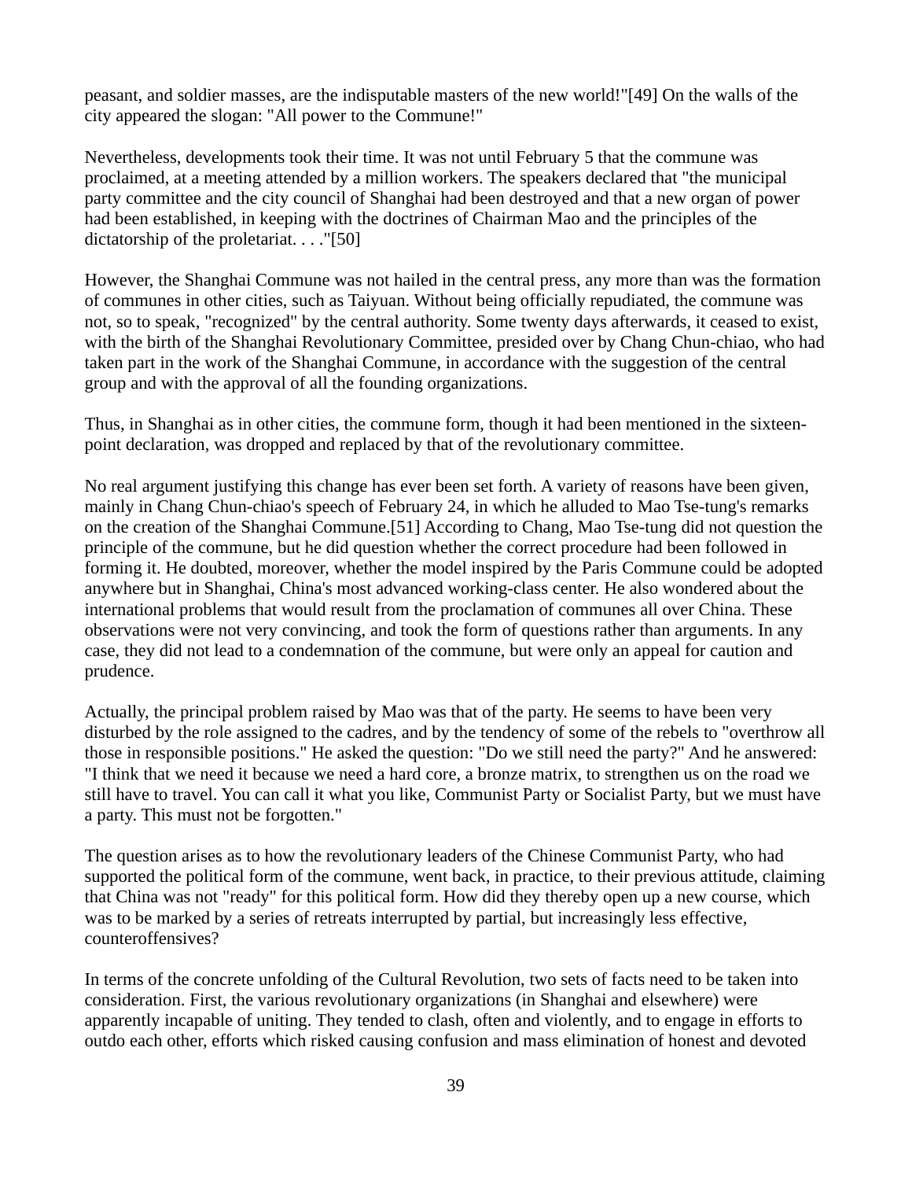peasant, and soldier masses, are the indisputable masters of the new world!"[49] On the walls of the city appeared the slogan: "All power to the Commune!"

Nevertheless, developments took their time. It was not until February 5 that the commune was proclaimed, at a meeting attended by a million workers. The speakers declared that "the municipal party committee and the city council of Shanghai had been destroyed and that a new organ of power had been established, in keeping with the doctrines of Chairman Mao and the principles of the dictatorship of the proletariat. . . ."[50]

However, the Shanghai Commune was not hailed in the central press, any more than was the formation of communes in other cities, such as Taiyuan. Without being officially repudiated, the commune was not, so to speak, "recognized" by the central authority. Some twenty days afterwards, it ceased to exist, with the birth of the Shanghai Revolutionary Committee, presided over by Chang Chun-chiao, who had taken part in the work of the Shanghai Commune, in accordance with the suggestion of the central group and with the approval of all the founding organizations.

Thus, in Shanghai as in other cities, the commune form, though it had been mentioned in the sixteen-point declaration, was dropped and replaced by that of the revolutionary committee.

No real argument justifying this change has ever been set forth. A variety of reasons have been given, mainly in Chang Chun-chiao's speech of February 24, in which he alluded to Mao Tse-tung's remarks on the creation of the Shanghai Commune.[51] According to Chang, Mao Tse-tung did not question the principle of the commune, but he did question whether the correct procedure had been followed in forming it. He doubted, moreover, whether the model inspired by the Paris Commune could be adopted anywhere but in Shanghai, China's most advanced working-class center. He also wondered about the international problems that would result from the proclamation of communes all over China. These observations were not very convincing, and took the form of questions rather than arguments. In any case, they did not lead to a condemnation of the commune, but were only an appeal for caution and prudence.

Actually, the principal problem raised by Mao was that of the party. He seems to have been very disturbed by the role assigned to the cadres, and by the tendency of some of the rebels to "overthrow all those in responsible positions." He asked the question: "Do we still need the party?" And he answered: "I think that we need it because we need a hard core, a bronze matrix, to strengthen us on the road we still have to travel. You can call it what you like, Communist Party or Socialist Party, but we must have a party. This must not be forgotten."

The question arises as to how the revolutionary leaders of the Chinese Communist Party, who had supported the political form of the commune, went back, in practice, to their previous attitude, claiming that China was not "ready" for this political form. How did they thereby open up a new course, which was to be marked by a series of retreats interrupted by partial, but increasingly less effective, counteroffensives?

In terms of the concrete unfolding of the Cultural Revolution, two sets of facts need to be taken into consideration. First, the various revolutionary organizations (in Shanghai and elsewhere) were apparently incapable of uniting. They tended to clash, often and violently, and to engage in efforts to outdo each other, efforts which risked causing confusion and mass elimination of honest and devoted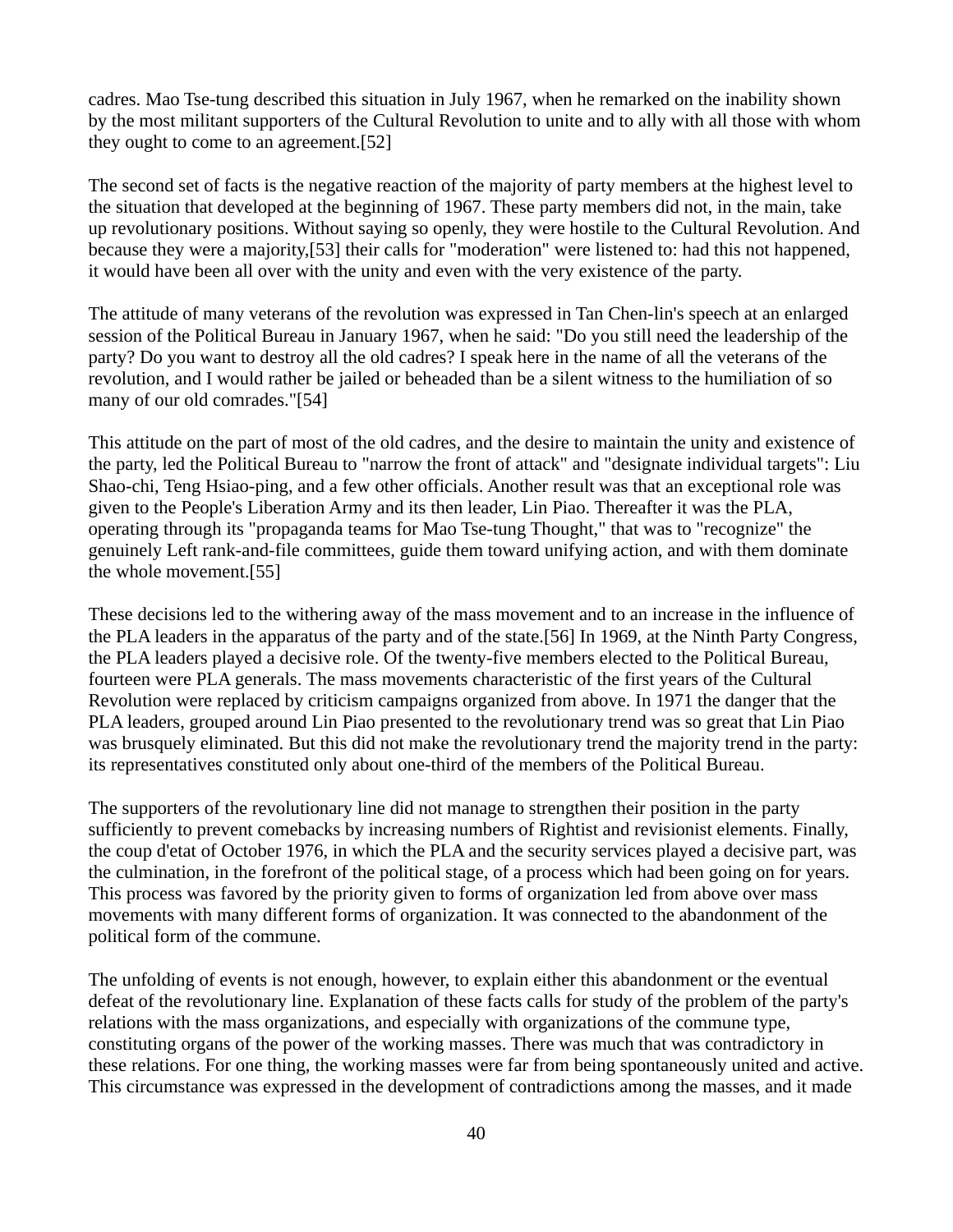cadres. Mao Tse-tung described this situation in July 1967, when he remarked on the inability shown by the most militant supporters of the Cultural Revolution to unite and to ally with all those with whom they ought to come to an agreement.[52]

The second set of facts is the negative reaction of the majority of party members at the highest level to the situation that developed at the beginning of 1967. These party members did not, in the main, take up revolutionary positions. Without saying so openly, they were hostile to the Cultural Revolution. And because they were a majority,[53] their calls for "moderation" were listened to: had this not happened, it would have been all over with the unity and even with the very existence of the party.

The attitude of many veterans of the revolution was expressed in Tan Chen-lin's speech at an enlarged session of the Political Bureau in January 1967, when he said: "Do you still need the leadership of the party? Do you want to destroy all the old cadres? I speak here in the name of all the veterans of the revolution, and I would rather be jailed or beheaded than be a silent witness to the humiliation of so many of our old comrades."[54]

This attitude on the part of most of the old cadres, and the desire to maintain the unity and existence of the party, led the Political Bureau to "narrow the front of attack" and "designate individual targets": Liu Shao-chi, Teng Hsiao-ping, and a few other officials. Another result was that an exceptional role was given to the People's Liberation Army and its then leader, Lin Piao. Thereafter it was the PLA, operating through its "propaganda teams for Mao Tse-tung Thought," that was to "recognize" the genuinely Left rank-and-file committees, guide them toward unifying action, and with them dominate the whole movement.[55]

These decisions led to the withering away of the mass movement and to an increase in the influence of the PLA leaders in the apparatus of the party and of the state.[56] In 1969, at the Ninth Party Congress, the PLA leaders played a decisive role. Of the twenty-five members elected to the Political Bureau, fourteen were PLA generals. The mass movements characteristic of the first years of the Cultural Revolution were replaced by criticism campaigns organized from above. In 1971 the danger that the PLA leaders, grouped around Lin Piao presented to the revolutionary trend was so great that Lin Piao was brusquely eliminated. But this did not make the revolutionary trend the majority trend in the party: its representatives constituted only about one-third of the members of the Political Bureau.

The supporters of the revolutionary line did not manage to strengthen their position in the party sufficiently to prevent comebacks by increasing numbers of Rightist and revisionist elements. Finally, the coup d'etat of October 1976, in which the PLA and the security services played a decisive part, was the culmination, in the forefront of the political stage, of a process which had been going on for years. This process was favored by the priority given to forms of organization led from above over mass movements with many different forms of organization. It was connected to the abandonment of the political form of the commune.

The unfolding of events is not enough, however, to explain either this abandonment or the eventual defeat of the revolutionary line. Explanation of these facts calls for study of the problem of the party's relations with the mass organizations, and especially with organizations of the commune type, constituting organs of the power of the working masses. There was much that was contradictory in these relations. For one thing, the working masses were far from being spontaneously united and active. This circumstance was expressed in the development of contradictions among the masses, and it made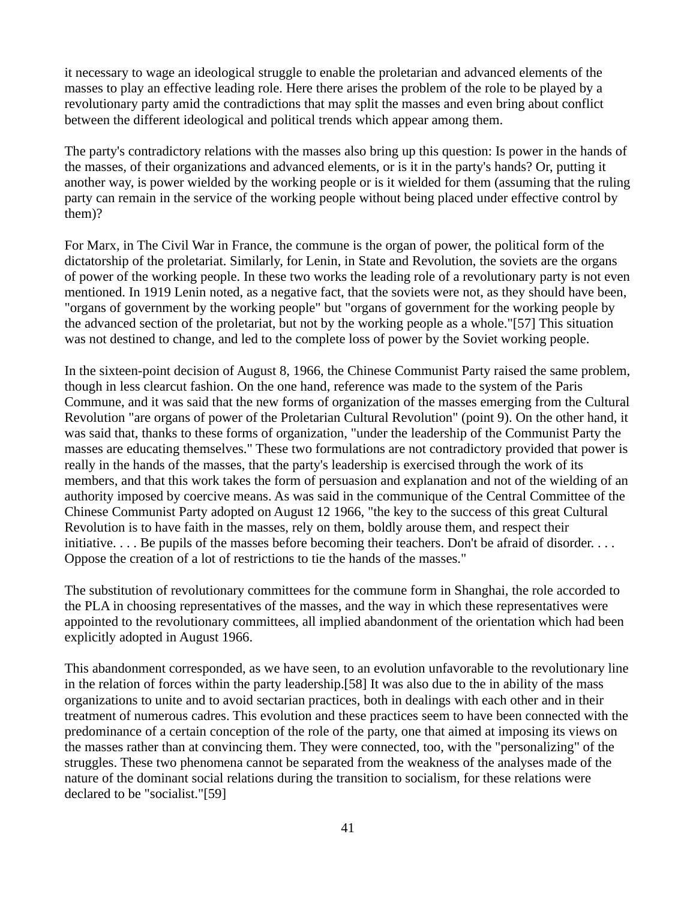it necessary to wage an ideological struggle to enable the proletarian and advanced elements of the masses to play an effective leading role. Here there arises the problem of the role to be played by a revolutionary party amid the contradictions that may split the masses and even bring about conflict between the different ideological and political trends which appear among them.

The party's contradictory relations with the masses also bring up this question: Is power in the hands of the masses, of their organizations and advanced elements, or is it in the party's hands? Or, putting it another way, is power wielded by the working people or is it wielded for them (assuming that the ruling party can remain in the service of the working people without being placed under effective control by them)?

For Marx, in The Civil War in France, the commune is the organ of power, the political form of the dictatorship of the proletariat. Similarly, for Lenin, in State and Revolution, the soviets are the organs of power of the working people. In these two works the leading role of a revolutionary party is not even mentioned. In 1919 Lenin noted, as a negative fact, that the soviets were not, as they should have been, "organs of government by the working people" but "organs of government for the working people by the advanced section of the proletariat, but not by the working people as a whole."[57] This situation was not destined to change, and led to the complete loss of power by the Soviet working people.

In the sixteen-point decision of August 8, 1966, the Chinese Communist Party raised the same problem, though in less clearcut fashion. On the one hand, reference was made to the system of the Paris Commune, and it was said that the new forms of organization of the masses emerging from the Cultural Revolution "are organs of power of the Proletarian Cultural Revolution" (point 9). On the other hand, it was said that, thanks to these forms of organization, "under the leadership of the Communist Party the masses are educating themselves." These two formulations are not contradictory provided that power is really in the hands of the masses, that the party's leadership is exercised through the work of its members, and that this work takes the form of persuasion and explanation and not of the wielding of an authority imposed by coercive means. As was said in the communique of the Central Committee of the Chinese Communist Party adopted on August 12 1966, "the key to the success of this great Cultural Revolution is to have faith in the masses, rely on them, boldly arouse them, and respect their initiative. . . . Be pupils of the masses before becoming their teachers. Don't be afraid of disorder. . . . Oppose the creation of a lot of restrictions to tie the hands of the masses."

The substitution of revolutionary committees for the commune form in Shanghai, the role accorded to the PLA in choosing representatives of the masses, and the way in which these representatives were appointed to the revolutionary committees, all implied abandonment of the orientation which had been explicitly adopted in August 1966.

This abandonment corresponded, as we have seen, to an evolution unfavorable to the revolutionary line in the relation of forces within the party leadership.[58] It was also due to the in ability of the mass organizations to unite and to avoid sectarian practices, both in dealings with each other and in their treatment of numerous cadres. This evolution and these practices seem to have been connected with the predominance of a certain conception of the role of the party, one that aimed at imposing its views on the masses rather than at convincing them. They were connected, too, with the "personalizing" of the struggles. These two phenomena cannot be separated from the weakness of the analyses made of the nature of the dominant social relations during the transition to socialism, for these relations were declared to be "socialist."[59]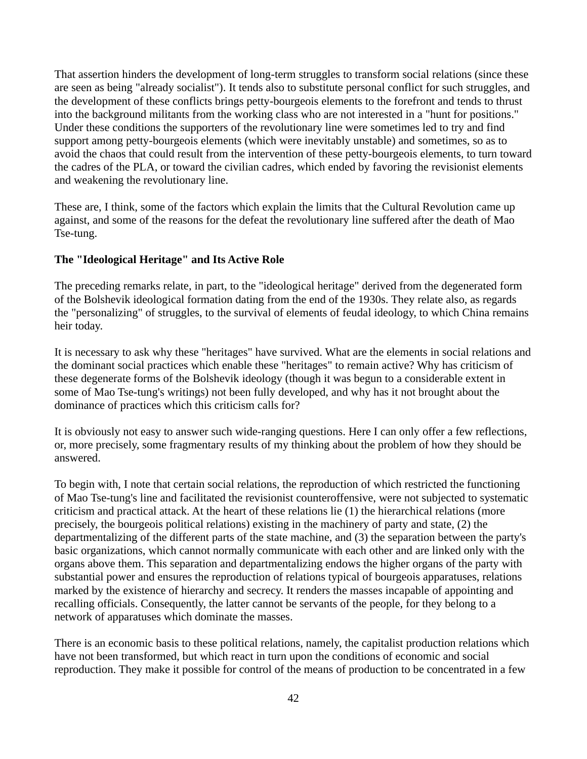That assertion hinders the development of long-term struggles to transform social relations (since these are seen as being "already socialist"). It tends also to substitute personal conflict for such struggles, and the development of these conflicts brings petty-bourgeois elements to the forefront and tends to thrust into the background militants from the working class who are not interested in a "hunt for positions." Under these conditions the supporters of the revolutionary line were sometimes led to try and find support among petty-bourgeois elements (which were inevitably unstable) and sometimes, so as to avoid the chaos that could result from the intervention of these petty-bourgeois elements, to turn toward the cadres of the PLA, or toward the civilian cadres, which ended by favoring the revisionist elements and weakening the revolutionary line.

These are, I think, some of the factors which explain the limits that the Cultural Revolution came up against, and some of the reasons for the defeat the revolutionary line suffered after the death of Mao Tse-tung.

**The "Ideological Heritage" and Its Active Role**

The preceding remarks relate, in part, to the "ideological heritage" derived from the degenerated form of the Bolshevik ideological formation dating from the end of the 1930s. They relate also, as regards the "personalizing" of struggles, to the survival of elements of feudal ideology, to which China remains heir today.

It is necessary to ask why these "heritages" have survived. What are the elements in social relations and the dominant social practices which enable these "heritages" to remain active? Why has criticism of these degenerate forms of the Bolshevik ideology (though it was begun to a considerable extent in some of Mao Tse-tung's writings) not been fully developed, and why has it not brought about the dominance of practices which this criticism calls for?

It is obviously not easy to answer such wide-ranging questions. Here I can only offer a few reflections, or, more precisely, some fragmentary results of my thinking about the problem of how they should be answered.

To begin with, I note that certain social relations, the reproduction of which restricted the functioning of Mao Tse-tung's line and facilitated the revisionist counteroffensive, were not subjected to systematic criticism and practical attack. At the heart of these relations lie (1) the hierarchical relations (more precisely, the bourgeois political relations) existing in the machinery of party and state, (2) the departmentalizing of the different parts of the state machine, and (3) the separation between the party's basic organizations, which cannot normally communicate with each other and are linked only with the organs above them. This separation and departmentalizing endows the higher organs of the party with substantial power and ensures the reproduction of relations typical of bourgeois apparatuses, relations marked by the existence of hierarchy and secrecy. It renders the masses incapable of appointing and recalling officials. Consequently, the latter cannot be servants of the people, for they belong to a network of apparatuses which dominate the masses.

There is an economic basis to these political relations, namely, the capitalist production relations which have not been transformed, but which react in turn upon the conditions of economic and social reproduction. They make it possible for control of the means of production to be concentrated in a few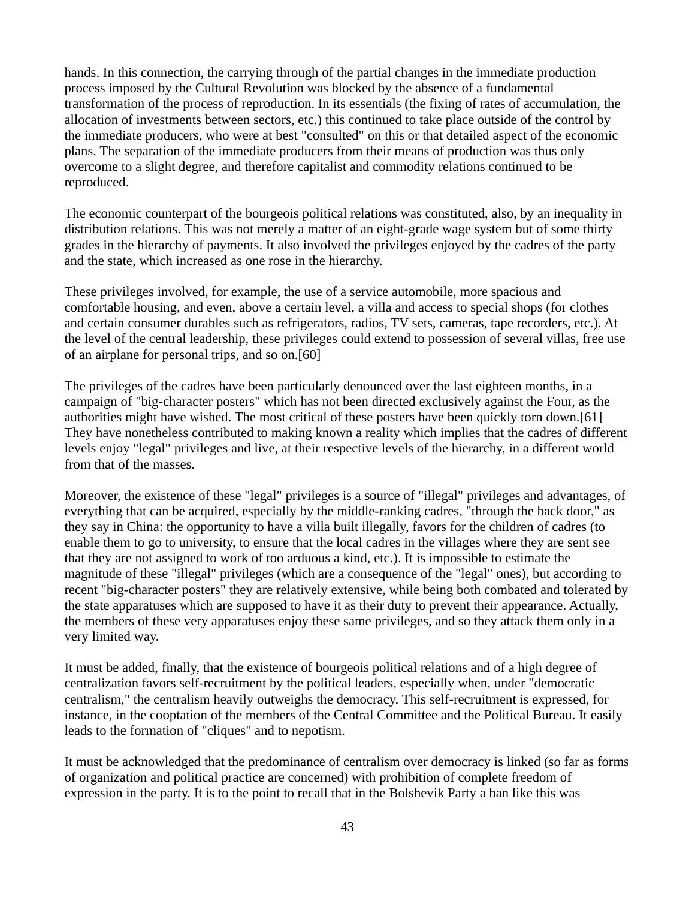hands. In this connection, the carrying through of the partial changes in the immediate production process imposed by the Cultural Revolution was blocked by the absence of a fundamental transformation of the process of reproduction. In its essentials (the fixing of rates of accumulation, the allocation of investments between sectors, etc.) this continued to take place outside of the control by the immediate producers, who were at best "consulted" on this or that detailed aspect of the economic plans. The separation of the immediate producers from their means of production was thus only overcome to a slight degree, and therefore capitalist and commodity relations continued to be reproduced.

The economic counterpart of the bourgeois political relations was constituted, also, by an inequality in distribution relations. This was not merely a matter of an eight-grade wage system but of some thirty grades in the hierarchy of payments. It also involved the privileges enjoyed by the cadres of the party and the state, which increased as one rose in the hierarchy.

These privileges involved, for example, the use of a service automobile, more spacious and comfortable housing, and even, above a certain level, a villa and access to special shops (for clothes and certain consumer durables such as refrigerators, radios, TV sets, cameras, tape recorders, etc.). At the level of the central leadership, these privileges could extend to possession of several villas, free use of an airplane for personal trips, and so on.[60]

The privileges of the cadres have been particularly denounced over the last eighteen months, in a campaign of "big-character posters" which has not been directed exclusively against the Four, as the authorities might have wished. The most critical of these posters have been quickly torn down.[61] They have nonetheless contributed to making known a reality which implies that the cadres of different levels enjoy "legal" privileges and live, at their respective levels of the hierarchy, in a different world from that of the masses.

Moreover, the existence of these "legal" privileges is a source of "illegal" privileges and advantages, of everything that can be acquired, especially by the middle-ranking cadres, "through the back door," as they say in China: the opportunity to have a villa built illegally, favors for the children of cadres (to enable them to go to university, to ensure that the local cadres in the villages where they are sent see that they are not assigned to work of too arduous a kind, etc.). It is impossible to estimate the magnitude of these "illegal" privileges (which are a consequence of the "legal" ones), but according to recent "big-character posters" they are relatively extensive, while being both combated and tolerated by the state apparatuses which are supposed to have it as their duty to prevent their appearance. Actually, the members of these very apparatuses enjoy these same privileges, and so they attack them only in a very limited way.

It must be added, finally, that the existence of bourgeois political relations and of a high degree of centralization favors self-recruitment by the political leaders, especially when, under "democratic centralism," the centralism heavily outweighs the democracy. This self-recruitment is expressed, for instance, in the cooptation of the members of the Central Committee and the Political Bureau. It easily leads to the formation of "cliques" and to nepotism.

It must be acknowledged that the predominance of centralism over democracy is linked (so far as forms of organization and political practice are concerned) with prohibition of complete freedom of expression in the party. It is to the point to recall that in the Bolshevik Party a ban like this was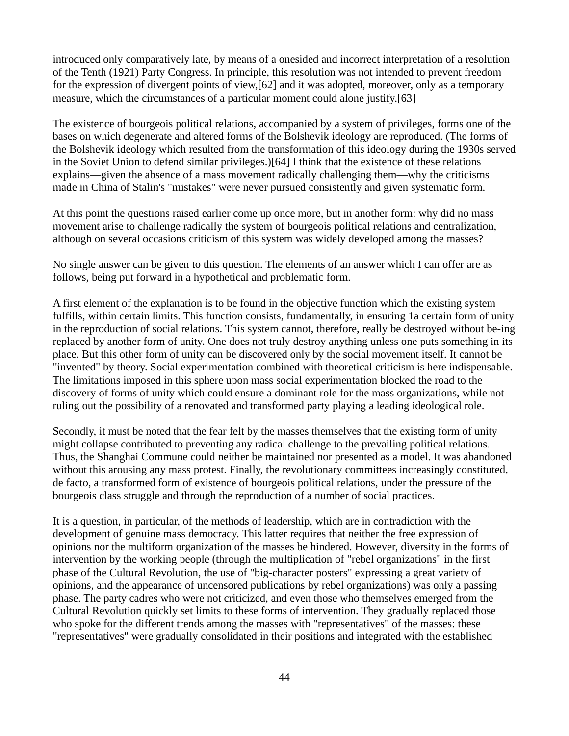introduced only comparatively late, by means of a onesided and incorrect interpretation of a resolution of the Tenth (1921) Party Congress. In principle, this resolution was not intended to prevent freedom for the expression of divergent points of view,[62] and it was adopted, moreover, only as a temporary measure, which the circumstances of a particular moment could alone justify.[63]

The existence of bourgeois political relations, accompanied by a system of privileges, forms one of the bases on which degenerate and altered forms of the Bolshevik ideology are reproduced. (The forms of the Bolshevik ideology which resulted from the transformation of this ideology during the 1930s served in the Soviet Union to defend similar privileges.)[64] I think that the existence of these relations explains—given the absence of a mass movement radically challenging them—why the criticisms made in China of Stalin's "mistakes" were never pursued consistently and given systematic form.

At this point the questions raised earlier come up once more, but in another form: why did no mass movement arise to challenge radically the system of bourgeois political relations and centralization, although on several occasions criticism of this system was widely developed among the masses?

No single answer can be given to this question. The elements of an answer which I can offer are as follows, being put forward in a hypothetical and problematic form.

A first element of the explanation is to be found in the objective function which the existing system fulfills, within certain limits. This function consists, fundamentally, in ensuring 1a certain form of unity in the reproduction of social relations. This system cannot, therefore, really be destroyed without be-ing replaced by another form of unity. One does not truly destroy anything unless one puts something in its place. But this other form of unity can be discovered only by the social movement itself. It cannot be "invented" by theory. Social experimentation combined with theoretical criticism is here indispensable. The limitations imposed in this sphere upon mass social experimentation blocked the road to the discovery of forms of unity which could ensure a dominant role for the mass organizations, while not ruling out the possibility of a renovated and transformed party playing a leading ideological role.

Secondly, it must be noted that the fear felt by the masses themselves that the existing form of unity might collapse contributed to preventing any radical challenge to the prevailing political relations. Thus, the Shanghai Commune could neither be maintained nor presented as a model. It was abandoned without this arousing any mass protest. Finally, the revolutionary committees increasingly constituted, de facto, a transformed form of existence of bourgeois political relations, under the pressure of the bourgeois class struggle and through the reproduction of a number of social practices.

It is a question, in particular, of the methods of leadership, which are in contradiction with the development of genuine mass democracy. This latter requires that neither the free expression of opinions nor the multiform organization of the masses be hindered. However, diversity in the forms of intervention by the working people (through the multiplication of "rebel organizations" in the first phase of the Cultural Revolution, the use of "big-character posters" expressing a great variety of opinions, and the appearance of uncensored publications by rebel organizations) was only a passing phase. The party cadres who were not criticized, and even those who themselves emerged from the Cultural Revolution quickly set limits to these forms of intervention. They gradually replaced those who spoke for the different trends among the masses with "representatives" of the masses: these "representatives" were gradually consolidated in their positions and integrated with the established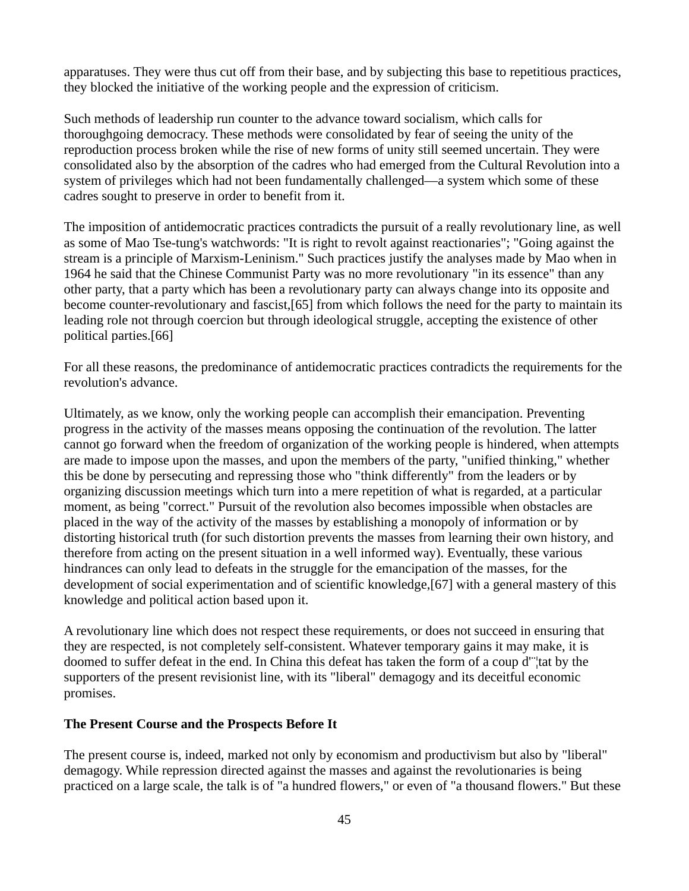apparatuses. They were thus cut off from their base, and by subjecting this base to repetitious practices, they blocked the initiative of the working people and the expression of criticism.

Such methods of leadership run counter to the advance toward socialism, which calls for thoroughgoing democracy. These methods were consolidated by fear of seeing the unity of the reproduction process broken while the rise of new forms of unity still seemed uncertain. They were consolidated also by the absorption of the cadres who had emerged from the Cultural Revolution into a system of privileges which had not been fundamentally challenged—a system which some of these cadres sought to preserve in order to benefit from it.

The imposition of antidemocratic practices contradicts the pursuit of a really revolutionary line, as well as some of Mao Tse-tung's watchwords: "It is right to revolt against reactionaries"; "Going against the stream is a principle of Marxism-Leninism." Such practices justify the analyses made by Mao when in 1964 he said that the Chinese Communist Party was no more revolutionary "in its essence" than any other party, that a party which has been a revolutionary party can always change into its opposite and become counter-revolutionary and fascist,[65] from which follows the need for the party to maintain its leading role not through coercion but through ideological struggle, accepting the existence of other political parties.[66]

For all these reasons, the predominance of antidemocratic practices contradicts the requirements for the revolution's advance.

Ultimately, as we know, only the working people can accomplish their emancipation. Preventing progress in the activity of the masses means opposing the continuation of the revolution. The latter cannot go forward when the freedom of organization of the working people is hindered, when attempts are made to impose upon the masses, and upon the members of the party, "unified thinking," whether this be done by persecuting and repressing those who "think differently" from the leaders or by organizing discussion meetings which turn into a mere repetition of what is regarded, at a particular moment, as being "correct." Pursuit of the revolution also becomes impossible when obstacles are placed in the way of the activity of the masses by establishing a monopoly of information or by distorting historical truth (for such distortion prevents the masses from learning their own history, and therefore from acting on the present situation in a well informed way). Eventually, these various hindrances can only lead to defeats in the struggle for the emancipation of the masses, for the development of social experimentation and of scientific knowledge,[67] with a general mastery of this knowledge and political action based upon it.

A revolutionary line which does not respect these requirements, or does not succeed in ensuring that they are respected, is not completely self-consistent. Whatever temporary gains it may make, it is doomed to suffer defeat in the end. In China this defeat has taken the form of a coup d'¨¦tat by the supporters of the present revisionist line, with its "liberal" demagogy and its deceitful economic promises.

**The Present Course and the Prospects Before It**

The present course is, indeed, marked not only by economism and productivism but also by "liberal" demagogy. While repression directed against the masses and against the revolutionaries is being practiced on a large scale, the talk is of "a hundred flowers," or even of "a thousand flowers." But these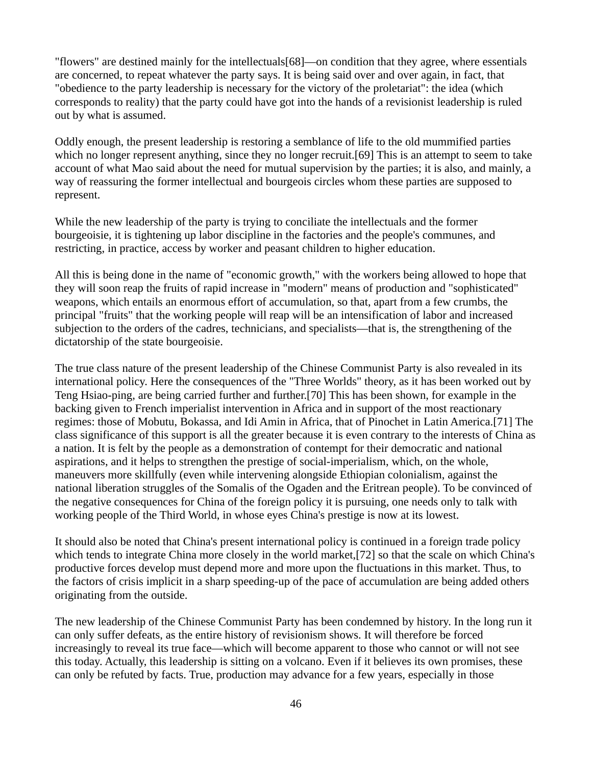"flowers" are destined mainly for the intellectuals[68]—on condition that they agree, where essentials are concerned, to repeat whatever the party says. It is being said over and over again, in fact, that "obedience to the party leadership is necessary for the victory of the proletariat": the idea (which corresponds to reality) that the party could have got into the hands of a revisionist leadership is ruled out by what is assumed.

Oddly enough, the present leadership is restoring a semblance of life to the old mummified parties which no longer represent anything, since they no longer recruit.[69] This is an attempt to seem to take account of what Mao said about the need for mutual supervision by the parties; it is also, and mainly, a way of reassuring the former intellectual and bourgeois circles whom these parties are supposed to represent.

While the new leadership of the party is trying to conciliate the intellectuals and the former bourgeoisie, it is tightening up labor discipline in the factories and the people's communes, and restricting, in practice, access by worker and peasant children to higher education.

All this is being done in the name of "economic growth," with the workers being allowed to hope that they will soon reap the fruits of rapid increase in "modern" means of production and "sophisticated" weapons, which entails an enormous effort of accumulation, so that, apart from a few crumbs, the principal "fruits" that the working people will reap will be an intensification of labor and increased subjection to the orders of the cadres, technicians, and specialists—that is, the strengthening of the dictatorship of the state bourgeoisie.

The true class nature of the present leadership of the Chinese Communist Party is also revealed in its international policy. Here the consequences of the "Three Worlds" theory, as it has been worked out by Teng Hsiao-ping, are being carried further and further.[70] This has been shown, for example in the backing given to French imperialist intervention in Africa and in support of the most reactionary regimes: those of Mobutu, Bokassa, and Idi Amin in Africa, that of Pinochet in Latin America.[71] The class significance of this support is all the greater because it is even contrary to the interests of China as a nation. It is felt by the people as a demonstration of contempt for their democratic and national aspirations, and it helps to strengthen the prestige of social-imperialism, which, on the whole, maneuvers more skillfully (even while intervening alongside Ethiopian colonialism, against the national liberation struggles of the Somalis of the Ogaden and the Eritrean people). To be convinced of the negative consequences for China of the foreign policy it is pursuing, one needs only to talk with working people of the Third World, in whose eyes China's prestige is now at its lowest.

It should also be noted that China's present international policy is continued in a foreign trade policy which tends to integrate China more closely in the world market,[72] so that the scale on which China's productive forces develop must depend more and more upon the fluctuations in this market. Thus, to the factors of crisis implicit in a sharp speeding-up of the pace of accumulation are being added others originating from the outside.

The new leadership of the Chinese Communist Party has been condemned by history. In the long run it can only suffer defeats, as the entire history of revisionism shows. It will therefore be forced increasingly to reveal its true face—which will become apparent to those who cannot or will not see this today. Actually, this leadership is sitting on a volcano. Even if it believes its own promises, these can only be refuted by facts. True, production may advance for a few years, especially in those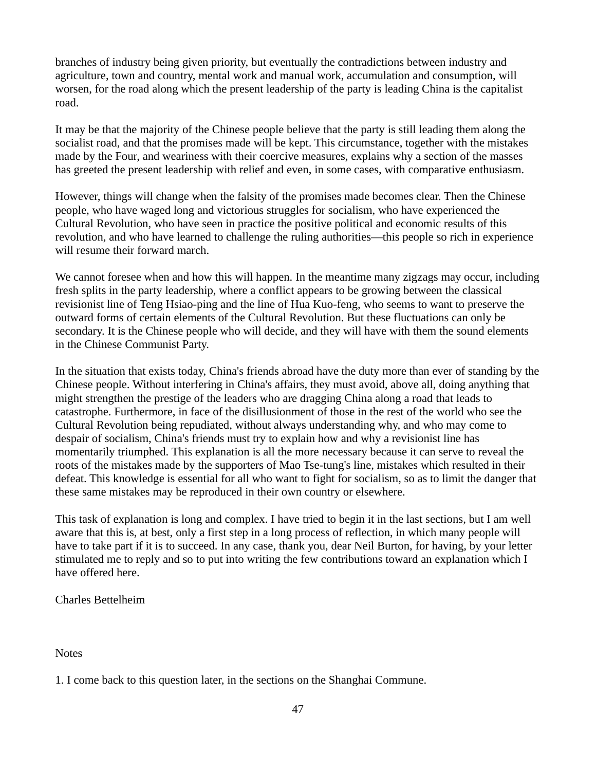branches of industry being given priority, but eventually the contradictions between industry and agriculture, town and country, mental work and manual work, accumulation and consumption, will worsen, for the road along which the present leadership of the party is leading China is the capitalist road.

It may be that the majority of the Chinese people believe that the party is still leading them along the socialist road, and that the promises made will be kept. This circumstance, together with the mistakes made by the Four, and weariness with their coercive measures, explains why a section of the masses has greeted the present leadership with relief and even, in some cases, with comparative enthusiasm.

However, things will change when the falsity of the promises made becomes clear. Then the Chinese people, who have waged long and victorious struggles for socialism, who have experienced the Cultural Revolution, who have seen in practice the positive political and economic results of this revolution, and who have learned to challenge the ruling authorities—this people so rich in experience will resume their forward march.

We cannot foresee when and how this will happen. In the meantime many zigzags may occur, including fresh splits in the party leadership, where a conflict appears to be growing between the classical revisionist line of Teng Hsiao-ping and the line of Hua Kuo-feng, who seems to want to preserve the outward forms of certain elements of the Cultural Revolution. But these fluctuations can only be secondary. It is the Chinese people who will decide, and they will have with them the sound elements in the Chinese Communist Party.

In the situation that exists today, China's friends abroad have the duty more than ever of standing by the Chinese people. Without interfering in China's affairs, they must avoid, above all, doing anything that might strengthen the prestige of the leaders who are dragging China along a road that leads to catastrophe. Furthermore, in face of the disillusionment of those in the rest of the world who see the Cultural Revolution being repudiated, without always understanding why, and who may come to despair of socialism, China's friends must try to explain how and why a revisionist line has momentarily triumphed. This explanation is all the more necessary because it can serve to reveal the roots of the mistakes made by the supporters of Mao Tse-tung's line, mistakes which resulted in their defeat. This knowledge is essential for all who want to fight for socialism, so as to limit the danger that these same mistakes may be reproduced in their own country or elsewhere.

This task of explanation is long and complex. I have tried to begin it in the last sections, but I am well aware that this is, at best, only a first step in a long process of reflection, in which many people will have to take part if it is to succeed. In any case, thank you, dear Neil Burton, for having, by your letter stimulated me to reply and so to put into writing the few contributions toward an explanation which I have offered here.

Charles Bettelheim

Notes

1. I come back to this question later, in the sections on the Shanghai Commune.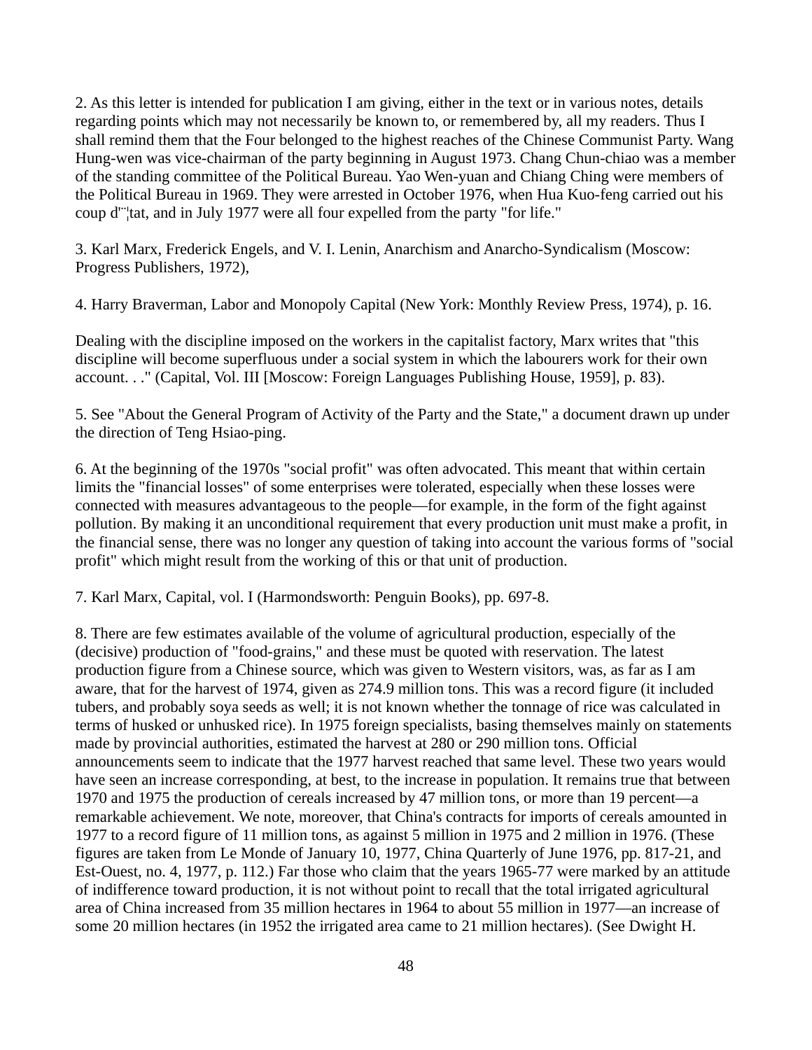2. As this letter is intended for publication I am giving, either in the text or in various notes, details regarding points which may not necessarily be known to, or remembered by, all my readers. Thus I shall remind them that the Four belonged to the highest reaches of the Chinese Communist Party. Wang Hung-wen was vice-chairman of the party beginning in August 1973. Chang Chun-chiao was a member of the standing committee of the Political Bureau. Yao Wen-yuan and Chiang Ching were members of the Political Bureau in 1969. They were arrested in October 1976, when Hua Kuo-feng carried out his coup d'¨¦tat, and in July 1977 were all four expelled from the party "for life."

3. Karl Marx, Frederick Engels, and V. I. Lenin, Anarchism and Anarcho-Syndicalism (Moscow: Progress Publishers, 1972),

4. Harry Braverman, Labor and Monopoly Capital (New York: Monthly Review Press, 1974), p. 16.

Dealing with the discipline imposed on the workers in the capitalist factory, Marx writes that "this discipline will become superfluous under a social system in which the labourers work for their own account. . ." (Capital, Vol. III [Moscow: Foreign Languages Publishing House, 1959], p. 83).

5. See "About the General Program of Activity of the Party and the State," a document drawn up under the direction of Teng Hsiao-ping.

6. At the beginning of the 1970s "social profit" was often advocated. This meant that within certain limits the "financial losses" of some enterprises were tolerated, especially when these losses were connected with measures advantageous to the people—for example, in the form of the fight against pollution. By making it an unconditional requirement that every production unit must make a profit, in the financial sense, there was no longer any question of taking into account the various forms of "social profit" which might result from the working of this or that unit of production.

7. Karl Marx, Capital, vol. I (Harmondsworth: Penguin Books), pp. 697-8.

8. There are few estimates available of the volume of agricultural production, especially of the (decisive) production of "food-grains," and these must be quoted with reservation. The latest production figure from a Chinese source, which was given to Western visitors, was, as far as I am aware, that for the harvest of 1974, given as 274.9 million tons. This was a record figure (it included tubers, and probably soya seeds as well; it is not known whether the tonnage of rice was calculated in terms of husked or unhusked rice). In 1975 foreign specialists, basing themselves mainly on statements made by provincial authorities, estimated the harvest at 280 or 290 million tons. Official announcements seem to indicate that the 1977 harvest reached that same level. These two years would have seen an increase corresponding, at best, to the increase in population. It remains true that between 1970 and 1975 the production of cereals increased by 47 million tons, or more than 19 percent—a remarkable achievement. We note, moreover, that China's contracts for imports of cereals amounted in 1977 to a record figure of 11 million tons, as against 5 million in 1975 and 2 million in 1976. (These figures are taken from Le Monde of January 10, 1977, China Quarterly of June 1976, pp. 817-21, and Est-Ouest, no. 4, 1977, p. 112.) Far those who claim that the years 1965-77 were marked by an attitude of indifference toward production, it is not without point to recall that the total irrigated agricultural area of China increased from 35 million hectares in 1964 to about 55 million in 1977—an increase of some 20 million hectares (in 1952 the irrigated area came to 21 million hectares). (See Dwight H.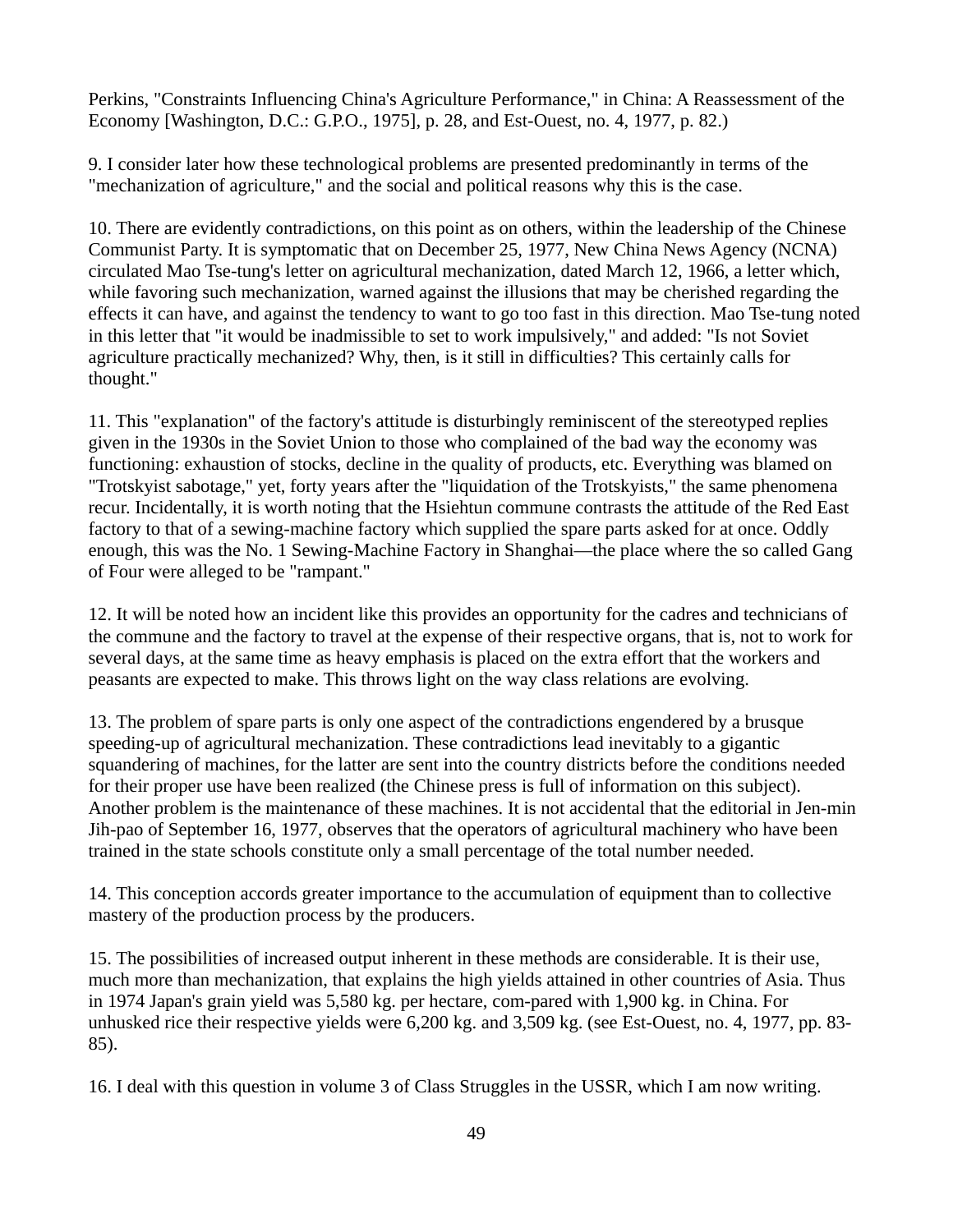Perkins, "Constraints Influencing China's Agriculture Performance," in China: A Reassessment of the Economy [Washington, D.C.: G.P.O., 1975], p. 28, and Est-Ouest, no. 4, 1977, p. 82.)

9. I consider later how these technological problems are presented predominantly in terms of the "mechanization of agriculture," and the social and political reasons why this is the case.

10. There are evidently contradictions, on this point as on others, within the leadership of the Chinese Communist Party. It is symptomatic that on December 25, 1977, New China News Agency (NCNA) circulated Mao Tse-tung's letter on agricultural mechanization, dated March 12, 1966, a letter which, while favoring such mechanization, warned against the illusions that may be cherished regarding the effects it can have, and against the tendency to want to go too fast in this direction. Mao Tse-tung noted in this letter that "it would be inadmissible to set to work impulsively," and added: "Is not Soviet agriculture practically mechanized? Why, then, is it still in difficulties? This certainly calls for thought."

11. This "explanation" of the factory's attitude is disturbingly reminiscent of the stereotyped replies given in the 1930s in the Soviet Union to those who complained of the bad way the economy was functioning: exhaustion of stocks, decline in the quality of products, etc. Everything was blamed on "Trotskyist sabotage," yet, forty years after the "liquidation of the Trotskyists," the same phenomena recur. Incidentally, it is worth noting that the Hsiehtun commune contrasts the attitude of the Red East factory to that of a sewing-machine factory which supplied the spare parts asked for at once. Oddly enough, this was the No. 1 Sewing-Machine Factory in Shanghai—the place where the so called Gang of Four were alleged to be "rampant."

12. It will be noted how an incident like this provides an opportunity for the cadres and technicians of the commune and the factory to travel at the expense of their respective organs, that is, not to work for several days, at the same time as heavy emphasis is placed on the extra effort that the workers and peasants are expected to make. This throws light on the way class relations are evolving.

13. The problem of spare parts is only one aspect of the contradictions engendered by a brusque speeding-up of agricultural mechanization. These contradictions lead inevitably to a gigantic squandering of machines, for the latter are sent into the country districts before the conditions needed for their proper use have been realized (the Chinese press is full of information on this subject). Another problem is the maintenance of these machines. It is not accidental that the editorial in Jen-min Jih-pao of September 16, 1977, observes that the operators of agricultural machinery who have been trained in the state schools constitute only a small percentage of the total number needed.

14. This conception accords greater importance to the accumulation of equipment than to collective mastery of the production process by the producers.

15. The possibilities of increased output inherent in these methods are considerable. It is their use, much more than mechanization, that explains the high yields attained in other countries of Asia. Thus in 1974 Japan's grain yield was 5,580 kg. per hectare, com-pared with 1,900 kg. in China. For unhusked rice their respective yields were 6,200 kg. and 3,509 kg. (see Est-Ouest, no. 4, 1977, pp. 83-85).

16. I deal with this question in volume 3 of Class Struggles in the USSR, which I am now writing.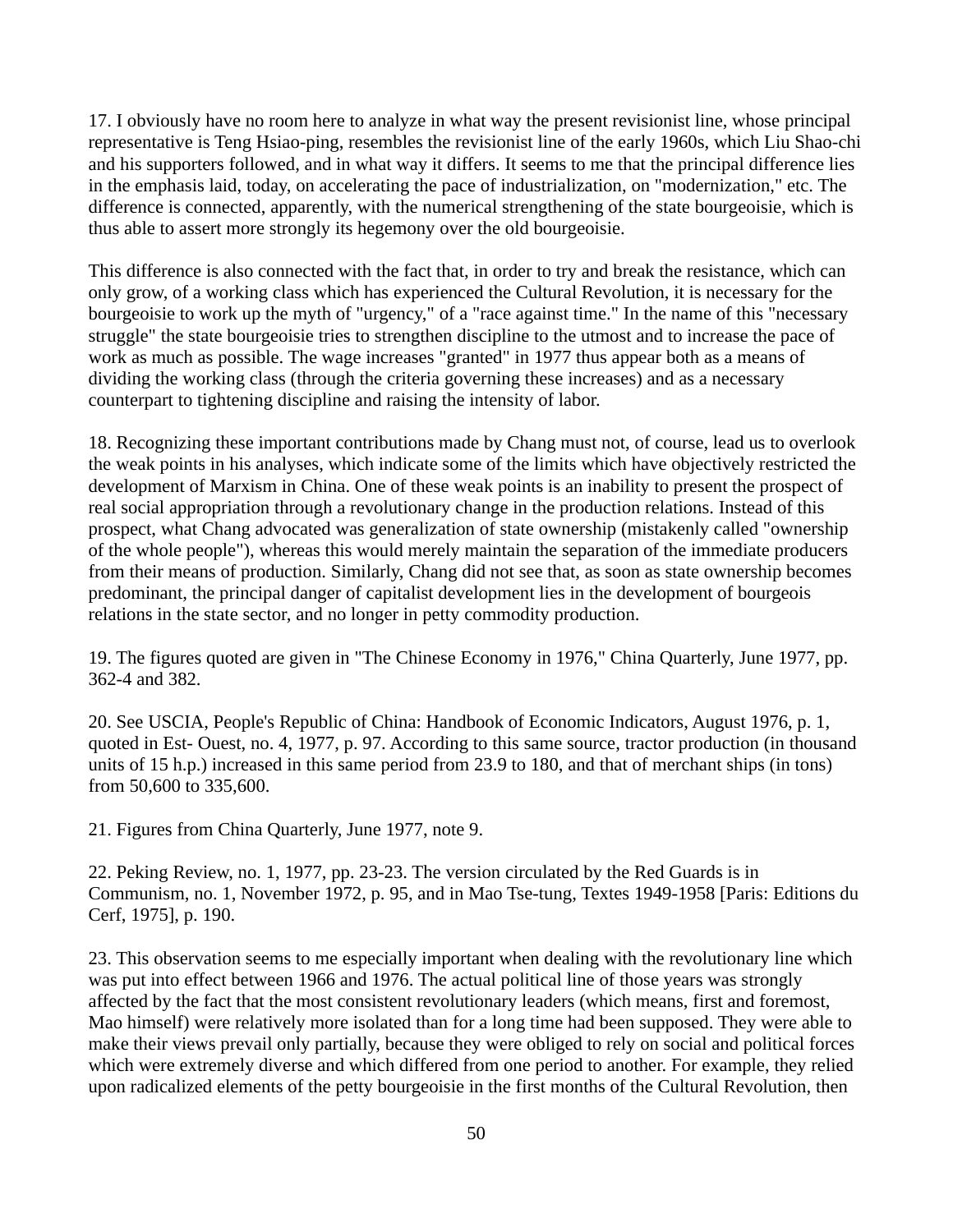17. I obviously have no room here to analyze in what way the present revisionist line, whose principal representative is Teng Hsiao-ping, resembles the revisionist line of the early 1960s, which Liu Shao-chi and his supporters followed, and in what way it differs. It seems to me that the principal difference lies in the emphasis laid, today, on accelerating the pace of industrialization, on "modernization," etc. The difference is connected, apparently, with the numerical strengthening of the state bourgeoisie, which is thus able to assert more strongly its hegemony over the old bourgeoisie.

This difference is also connected with the fact that, in order to try and break the resistance, which can only grow, of a working class which has experienced the Cultural Revolution, it is necessary for the bourgeoisie to work up the myth of "urgency," of a "race against time." In the name of this "necessary struggle" the state bourgeoisie tries to strengthen discipline to the utmost and to increase the pace of work as much as possible. The wage increases "granted" in 1977 thus appear both as a means of dividing the working class (through the criteria governing these increases) and as a necessary counterpart to tightening discipline and raising the intensity of labor.

18. Recognizing these important contributions made by Chang must not, of course, lead us to overlook the weak points in his analyses, which indicate some of the limits which have objectively restricted the development of Marxism in China. One of these weak points is an inability to present the prospect of real social appropriation through a revolutionary change in the production relations. Instead of this prospect, what Chang advocated was generalization of state ownership (mistakenly called "ownership of the whole people"), whereas this would merely maintain the separation of the immediate producers from their means of production. Similarly, Chang did not see that, as soon as state ownership becomes predominant, the principal danger of capitalist development lies in the development of bourgeois relations in the state sector, and no longer in petty commodity production.

19. The figures quoted are given in "The Chinese Economy in 1976," China Quarterly, June 1977, pp. 362-4 and 382.

20. See USCIA, People's Republic of China: Handbook of Economic Indicators, August 1976, p. 1, quoted in Est- Ouest, no. 4, 1977, p. 97. According to this same source, tractor production (in thousand units of 15 h.p.) increased in this same period from 23.9 to 180, and that of merchant ships (in tons) from 50,600 to 335,600.

21. Figures from China Quarterly, June 1977, note 9.

22. Peking Review, no. 1, 1977, pp. 23-23. The version circulated by the Red Guards is in Communism, no. 1, November 1972, p. 95, and in Mao Tse-tung, Textes 1949-1958 [Paris: Editions du Cerf, 1975], p. 190.

23. This observation seems to me especially important when dealing with the revolutionary line which was put into effect between 1966 and 1976. The actual political line of those years was strongly affected by the fact that the most consistent revolutionary leaders (which means, first and foremost, Mao himself) were relatively more isolated than for a long time had been supposed. They were able to make their views prevail only partially, because they were obliged to rely on social and political forces which were extremely diverse and which differed from one period to another. For example, they relied upon radicalized elements of the petty bourgeoisie in the first months of the Cultural Revolution, then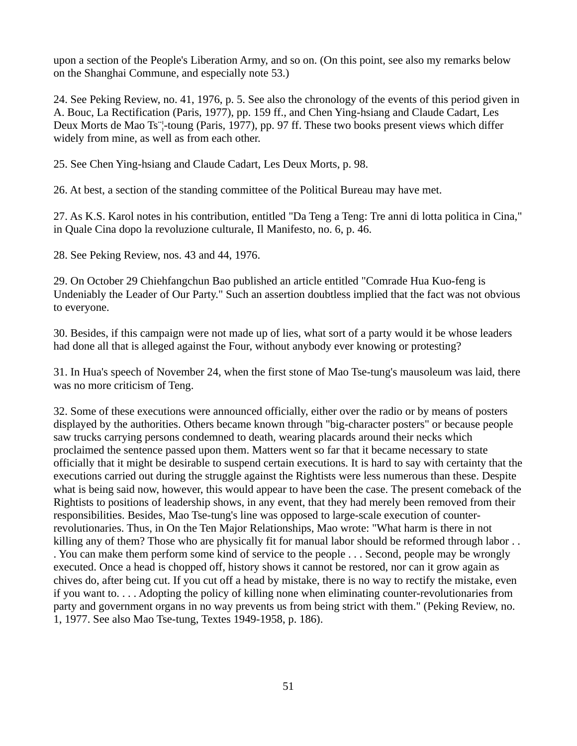upon a section of the People's Liberation Army, and so on. (On this point, see also my remarks below on the Shanghai Commune, and especially note 53.)

24. See Peking Review, no. 41, 1976, p. 5. See also the chronology of the events of this period given in A. Bouc, La Rectification (Paris, 1977), pp. 159 ff., and Chen Ying-hsiang and Claude Cadart, Les Deux Morts de Mao Ts¨¦-toung (Paris, 1977), pp. 97 ff. These two books present views which differ widely from mine, as well as from each other.

25. See Chen Ying-hsiang and Claude Cadart, Les Deux Morts, p. 98.

26. At best, a section of the standing committee of the Political Bureau may have met.

27. As K.S. Karol notes in his contribution, entitled "Da Teng a Teng: Tre anni di lotta politica in Cina," in Quale Cina dopo la revoluzione culturale, Il Manifesto, no. 6, p. 46.

28. See Peking Review, nos. 43 and 44, 1976.

29. On October 29 Chiehfangchun Bao published an article entitled "Comrade Hua Kuo-feng is Undeniably the Leader of Our Party." Such an assertion doubtless implied that the fact was not obvious to everyone.

30. Besides, if this campaign were not made up of lies, what sort of a party would it be whose leaders had done all that is alleged against the Four, without anybody ever knowing or protesting?

31. In Hua's speech of November 24, when the first stone of Mao Tse-tung's mausoleum was laid, there was no more criticism of Teng.

32. Some of these executions were announced officially, either over the radio or by means of posters displayed by the authorities. Others became known through "big-character posters" or because people saw trucks carrying persons condemned to death, wearing placards around their necks which proclaimed the sentence passed upon them. Matters went so far that it became necessary to state officially that it might be desirable to suspend certain executions. It is hard to say with certainty that the executions carried out during the struggle against the Rightists were less numerous than these. Despite what is being said now, however, this would appear to have been the case. The present comeback of the Rightists to positions of leadership shows, in any event, that they had merely been removed from their responsibilities. Besides, Mao Tse-tung's line was opposed to large-scale execution of counter-revolutionaries. Thus, in On the Ten Major Relationships, Mao wrote: "What harm is there in not killing any of them? Those who are physically fit for manual labor should be reformed through labor . . . You can make them perform some kind of service to the people . . . Second, people may be wrongly executed. Once a head is chopped off, history shows it cannot be restored, nor can it grow again as chives do, after being cut. If you cut off a head by mistake, there is no way to rectify the mistake, even if you want to. . . . Adopting the policy of killing none when eliminating counter-revolutionaries from party and government organs in no way prevents us from being strict with them." (Peking Review, no. 1, 1977. See also Mao Tse-tung, Textes 1949-1958, p. 186).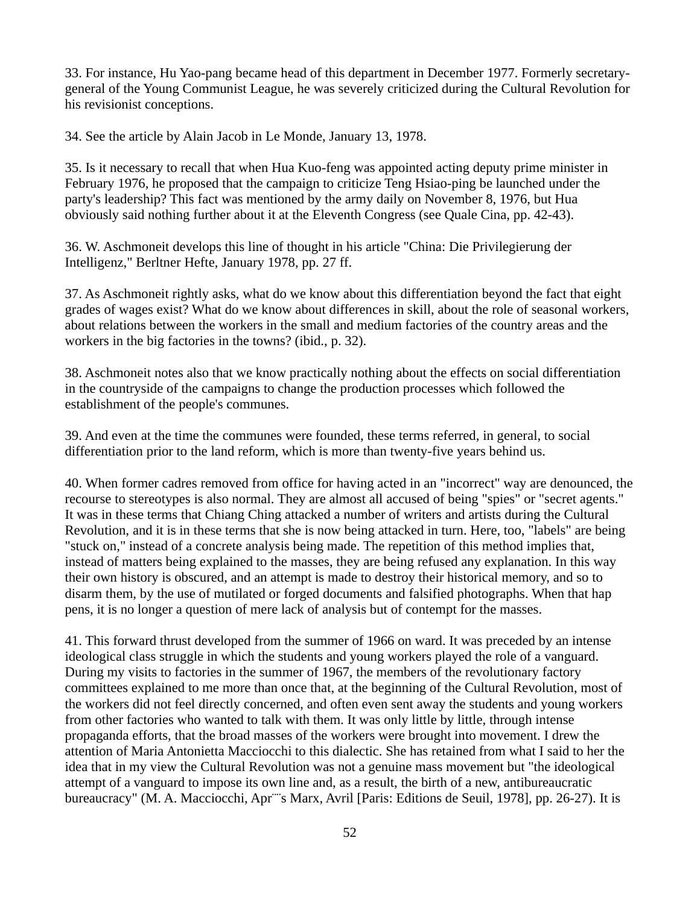33. For instance, Hu Yao-pang became head of this department in December 1977. Formerly secretary-general of the Young Communist League, he was severely criticized during the Cultural Revolution for his revisionist conceptions.

34. See the article by Alain Jacob in Le Monde, January 13, 1978.

35. Is it necessary to recall that when Hua Kuo-feng was appointed acting deputy prime minister in February 1976, he proposed that the campaign to criticize Teng Hsiao-ping be launched under the party's leadership? This fact was mentioned by the army daily on November 8, 1976, but Hua obviously said nothing further about it at the Eleventh Congress (see Quale Cina, pp. 42-43).

36. W. Aschmoneit develops this line of thought in his article "China: Die Privilegierung der Intelligenz," Berltner Hefte, January 1978, pp. 27 ff.

37. As Aschmoneit rightly asks, what do we know about this differentiation beyond the fact that eight grades of wages exist? What do we know about differences in skill, about the role of seasonal workers, about relations between the workers in the small and medium factories of the country areas and the workers in the big factories in the towns? (ibid., p. 32).

38. Aschmoneit notes also that we know practically nothing about the effects on social differentiation in the countryside of the campaigns to change the production processes which followed the establishment of the people's communes.

39. And even at the time the communes were founded, these terms referred, in general, to social differentiation prior to the land reform, which is more than twenty-five years behind us.

40. When former cadres removed from office for having acted in an "incorrect" way are denounced, the recourse to stereotypes is also normal. They are almost all accused of being "spies" or "secret agents." It was in these terms that Chiang Ching attacked a number of writers and artists during the Cultural Revolution, and it is in these terms that she is now being attacked in turn. Here, too, "labels" are being "stuck on," instead of a concrete analysis being made. The repetition of this method implies that, instead of matters being explained to the masses, they are being refused any explanation. In this way their own history is obscured, and an attempt is made to destroy their historical memory, and so to disarm them, by the use of mutilated or forged documents and falsified photographs. When that hap pens, it is no longer a question of mere lack of analysis but of contempt for the masses.

41. This forward thrust developed from the summer of 1966 on ward. It was preceded by an intense ideological class struggle in which the students and young workers played the role of a vanguard. During my visits to factories in the summer of 1967, the members of the revolutionary factory committees explained to me more than once that, at the beginning of the Cultural Revolution, most of the workers did not feel directly concerned, and often even sent away the students and young workers from other factories who wanted to talk with them. It was only little by little, through intense propaganda efforts, that the broad masses of the workers were brought into movement. I drew the attention of Maria Antonietta Macciocchi to this dialectic. She has retained from what I said to her the idea that in my view the Cultural Revolution was not a genuine mass movement but "the ideological attempt of a vanguard to impose its own line and, as a result, the birth of a new, antibureaucratic bureaucracy" (M. A. Macciocchi, Apr¨¨s Marx, Avril [Paris: Editions de Seuil, 1978], pp. 26-27). It is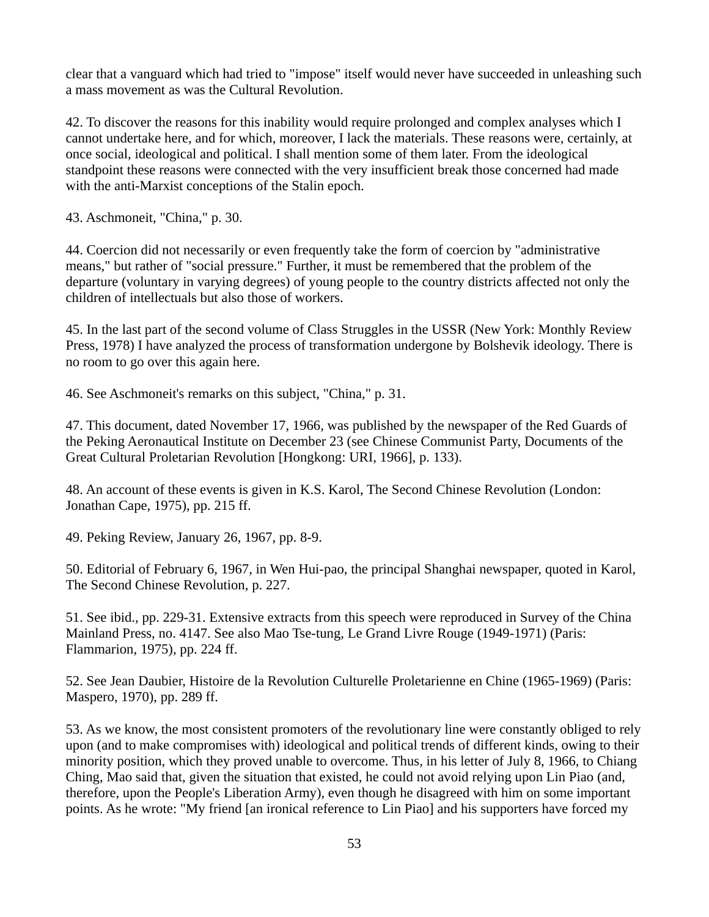clear that a vanguard which had tried to "impose" itself would never have succeeded in unleashing such a mass movement as was the Cultural Revolution.

42. To discover the reasons for this inability would require prolonged and complex analyses which I cannot undertake here, and for which, moreover, I lack the materials. These reasons were, certainly, at once social, ideological and political. I shall mention some of them later. From the ideological standpoint these reasons were connected with the very insufficient break those concerned had made with the anti-Marxist conceptions of the Stalin epoch.

43. Aschmoneit, "China," p. 30.

44. Coercion did not necessarily or even frequently take the form of coercion by "administrative means," but rather of "social pressure." Further, it must be remembered that the problem of the departure (voluntary in varying degrees) of young people to the country districts affected not only the children of intellectuals but also those of workers.

45. In the last part of the second volume of Class Struggles in the USSR (New York: Monthly Review Press, 1978) I have analyzed the process of transformation undergone by Bolshevik ideology. There is no room to go over this again here.

46. See Aschmoneit's remarks on this subject, "China," p. 31.

47. This document, dated November 17, 1966, was published by the newspaper of the Red Guards of the Peking Aeronautical Institute on December 23 (see Chinese Communist Party, Documents of the Great Cultural Proletarian Revolution [Hongkong: URI, 1966], p. 133).

48. An account of these events is given in K.S. Karol, The Second Chinese Revolution (London: Jonathan Cape, 1975), pp. 215 ff.

49. Peking Review, January 26, 1967, pp. 8-9.

50. Editorial of February 6, 1967, in Wen Hui-pao, the principal Shanghai newspaper, quoted in Karol, The Second Chinese Revolution, p. 227.

51. See ibid., pp. 229-31. Extensive extracts from this speech were reproduced in Survey of the China Mainland Press, no. 4147. See also Mao Tse-tung, Le Grand Livre Rouge (1949-1971) (Paris: Flammarion, 1975), pp. 224 ff.

52. See Jean Daubier, Histoire de la Revolution Culturelle Proletarienne en Chine (1965-1969) (Paris: Maspero, 1970), pp. 289 ff.

53. As we know, the most consistent promoters of the revolutionary line were constantly obliged to rely upon (and to make compromises with) ideological and political trends of different kinds, owing to their minority position, which they proved unable to overcome. Thus, in his letter of July 8, 1966, to Chiang Ching, Mao said that, given the situation that existed, he could not avoid relying upon Lin Piao (and, therefore, upon the People's Liberation Army), even though he disagreed with him on some important points. As he wrote: "My friend [an ironical reference to Lin Piao] and his supporters have forced my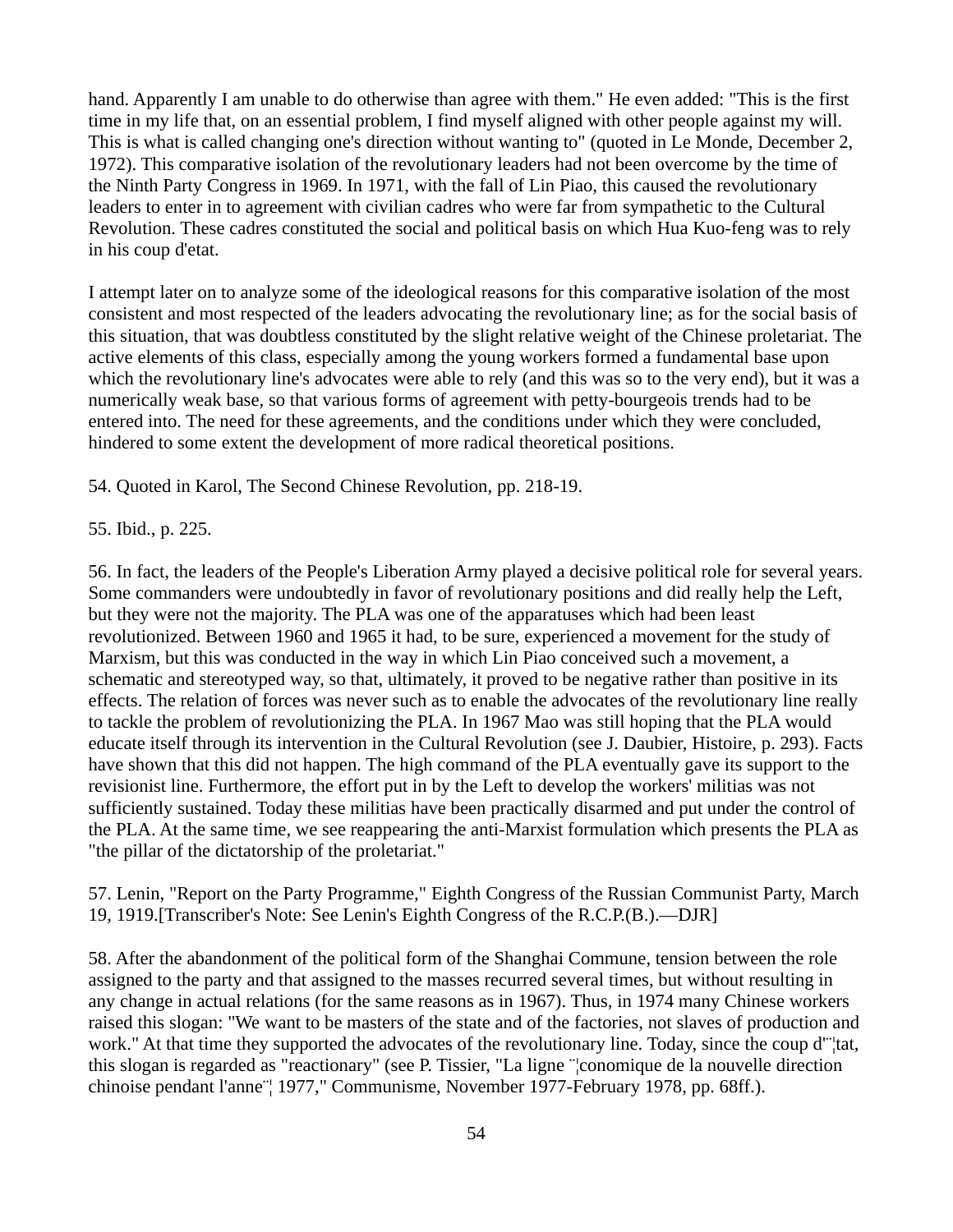hand. Apparently I am unable to do otherwise than agree with them." He even added: "This is the first time in my life that, on an essential problem, I find myself aligned with other people against my will. This is what is called changing one's direction without wanting to" (quoted in Le Monde, December 2, 1972). This comparative isolation of the revolutionary leaders had not been overcome by the time of the Ninth Party Congress in 1969. In 1971, with the fall of Lin Piao, this caused the revolutionary leaders to enter in to agreement with civilian cadres who were far from sympathetic to the Cultural Revolution. These cadres constituted the social and political basis on which Hua Kuo-feng was to rely in his coup d'etat.

I attempt later on to analyze some of the ideological reasons for this comparative isolation of the most consistent and most respected of the leaders advocating the revolutionary line; as for the social basis of this situation, that was doubtless constituted by the slight relative weight of the Chinese proletariat. The active elements of this class, especially among the young workers formed a fundamental base upon which the revolutionary line's advocates were able to rely (and this was so to the very end), but it was a numerically weak base, so that various forms of agreement with petty-bourgeois trends had to be entered into. The need for these agreements, and the conditions under which they were concluded, hindered to some extent the development of more radical theoretical positions.

54. Quoted in Karol, The Second Chinese Revolution, pp. 218-19.

55. Ibid., p. 225.

56. In fact, the leaders of the People's Liberation Army played a decisive political role for several years. Some commanders were undoubtedly in favor of revolutionary positions and did really help the Left, but they were not the majority. The PLA was one of the apparatuses which had been least revolutionized. Between 1960 and 1965 it had, to be sure, experienced a movement for the study of Marxism, but this was conducted in the way in which Lin Piao conceived such a movement, a schematic and stereotyped way, so that, ultimately, it proved to be negative rather than positive in its effects. The relation of forces was never such as to enable the advocates of the revolutionary line really to tackle the problem of revolutionizing the PLA. In 1967 Mao was still hoping that the PLA would educate itself through its intervention in the Cultural Revolution (see J. Daubier, Histoire, p. 293). Facts have shown that this did not happen. The high command of the PLA eventually gave its support to the revisionist line. Furthermore, the effort put in by the Left to develop the workers' militias was not sufficiently sustained. Today these militias have been practically disarmed and put under the control of the PLA. At the same time, we see reappearing the anti-Marxist formulation which presents the PLA as "the pillar of the dictatorship of the proletariat."

57. Lenin, "Report on the Party Programme," Eighth Congress of the Russian Communist Party, March 19, 1919.[Transcriber's Note: See Lenin's Eighth Congress of the R.C.P.(B.).—DJR]

58. After the abandonment of the political form of the Shanghai Commune, tension between the role assigned to the party and that assigned to the masses recurred several times, but without resulting in any change in actual relations (for the same reasons as in 1967). Thus, in 1974 many Chinese workers raised this slogan: "We want to be masters of the state and of the factories, not slaves of production and work." At that time they supported the advocates of the revolutionary line. Today, since the coup d'¨¦tat, this slogan is regarded as "reactionary" (see P. Tissier, "La ligne ¨¦conomique de la nouvelle direction chinoise pendant l'anne¨¦ 1977," Communisme, November 1977-February 1978, pp. 68ff.).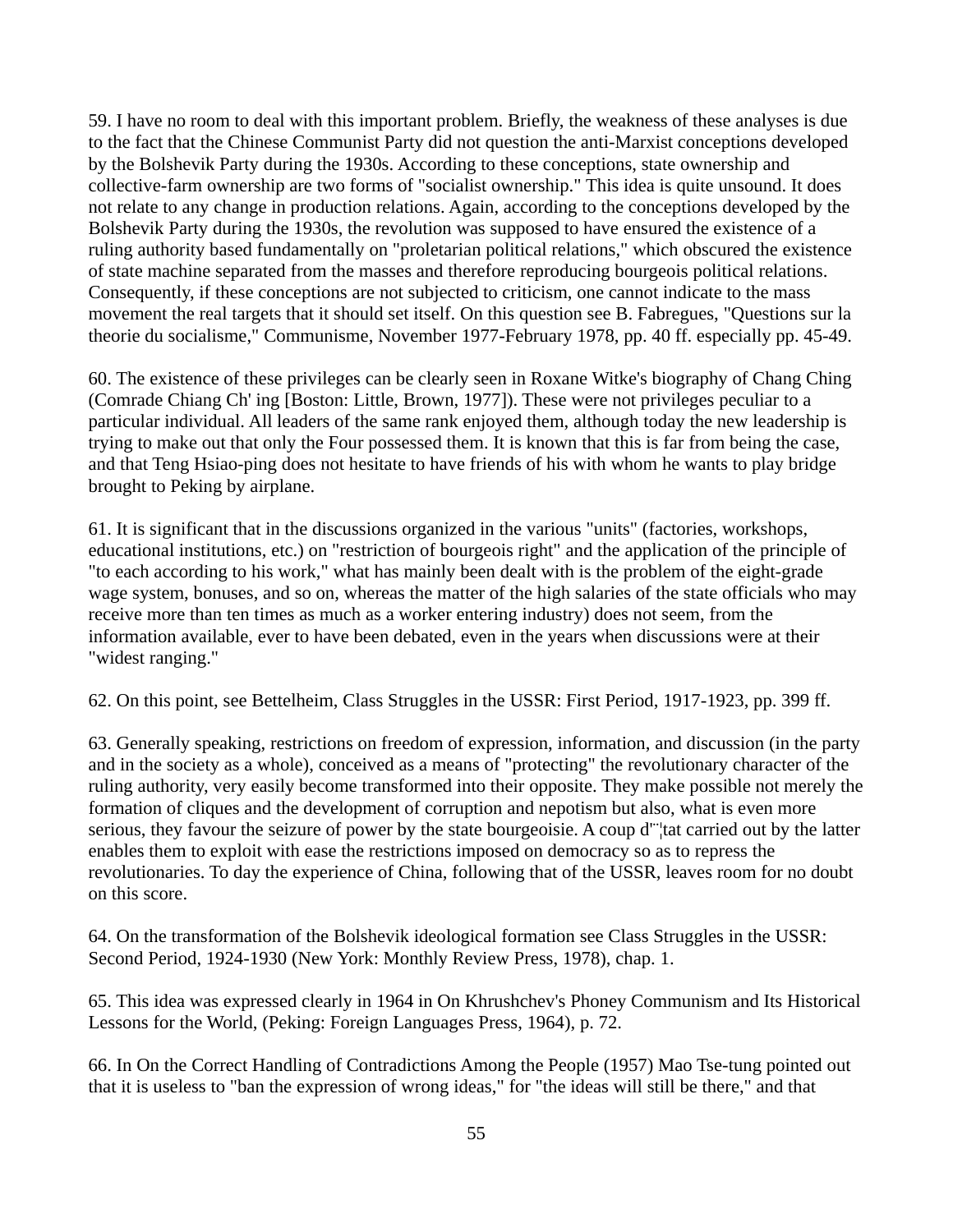59. I have no room to deal with this important problem. Briefly, the weakness of these analyses is due to the fact that the Chinese Communist Party did not question the anti-Marxist conceptions developed by the Bolshevik Party during the 1930s. According to these conceptions, state ownership and collective-farm ownership are two forms of "socialist ownership." This idea is quite unsound. It does not relate to any change in production relations. Again, according to the conceptions developed by the Bolshevik Party during the 1930s, the revolution was supposed to have ensured the existence of a ruling authority based fundamentally on "proletarian political relations," which obscured the existence of state machine separated from the masses and therefore reproducing bourgeois political relations. Consequently, if these conceptions are not subjected to criticism, one cannot indicate to the mass movement the real targets that it should set itself. On this question see B. Fabregues, "Questions sur la theorie du socialisme," Communisme, November 1977-February 1978, pp. 40 ff. especially pp. 45-49.

60. The existence of these privileges can be clearly seen in Roxane Witke's biography of Chang Ching (Comrade Chiang Ch' ing [Boston: Little, Brown, 1977]). These were not privileges peculiar to a particular individual. All leaders of the same rank enjoyed them, although today the new leadership is trying to make out that only the Four possessed them. It is known that this is far from being the case, and that Teng Hsiao-ping does not hesitate to have friends of his with whom he wants to play bridge brought to Peking by airplane.

61. It is significant that in the discussions organized in the various "units" (factories, workshops, educational institutions, etc.) on "restriction of bourgeois right" and the application of the principle of "to each according to his work," what has mainly been dealt with is the problem of the eight-grade wage system, bonuses, and so on, whereas the matter of the high salaries of the state officials who may receive more than ten times as much as a worker entering industry) does not seem, from the information available, ever to have been debated, even in the years when discussions were at their "widest ranging."

62. On this point, see Bettelheim, Class Struggles in the USSR: First Period, 1917-1923, pp. 399 ff.

63. Generally speaking, restrictions on freedom of expression, information, and discussion (in the party and in the society as a whole), conceived as a means of "protecting" the revolutionary character of the ruling authority, very easily become transformed into their opposite. They make possible not merely the formation of cliques and the development of corruption and nepotism but also, what is even more serious, they favour the seizure of power by the state bourgeoisie. A coup d'¨¦tat carried out by the latter enables them to exploit with ease the restrictions imposed on democracy so as to repress the revolutionaries. To day the experience of China, following that of the USSR, leaves room for no doubt on this score.

64. On the transformation of the Bolshevik ideological formation see Class Struggles in the USSR: Second Period, 1924-1930 (New York: Monthly Review Press, 1978), chap. 1.

65. This idea was expressed clearly in 1964 in On Khrushchev's Phoney Communism and Its Historical Lessons for the World, (Peking: Foreign Languages Press, 1964), p. 72.

66. In On the Correct Handling of Contradictions Among the People (1957) Mao Tse-tung pointed out that it is useless to "ban the expression of wrong ideas," for "the ideas will still be there," and that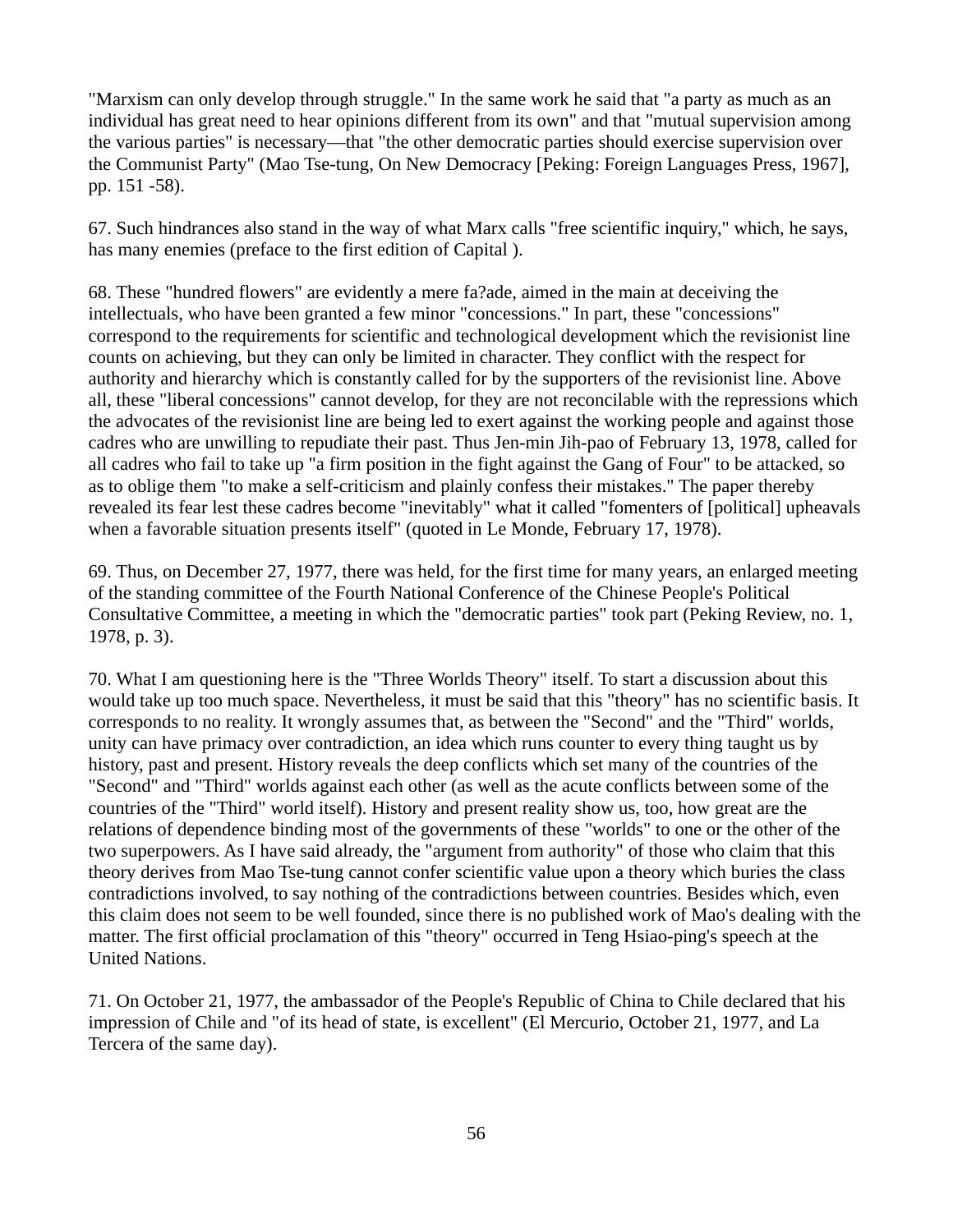"Marxism can only develop through struggle." In the same work he said that "a party as much as an individual has great need to hear opinions different from its own" and that "mutual supervision among the various parties" is necessary—that "the other democratic parties should exercise supervision over the Communist Party" (Mao Tse-tung, On New Democracy [Peking: Foreign Languages Press, 1967], pp. 151 -58).

67. Such hindrances also stand in the way of what Marx calls "free scientific inquiry," which, he says, has many enemies (preface to the first edition of Capital ).

68. These "hundred flowers" are evidently a mere fa?ade, aimed in the main at deceiving the intellectuals, who have been granted a few minor "concessions." In part, these "concessions" correspond to the requirements for scientific and technological development which the revisionist line counts on achieving, but they can only be limited in character. They conflict with the respect for authority and hierarchy which is constantly called for by the supporters of the revisionist line. Above all, these "liberal concessions" cannot develop, for they are not reconcilable with the repressions which the advocates of the revisionist line are being led to exert against the working people and against those cadres who are unwilling to repudiate their past. Thus Jen-min Jih-pao of February 13, 1978, called for all cadres who fail to take up "a firm position in the fight against the Gang of Four" to be attacked, so as to oblige them "to make a self-criticism and plainly confess their mistakes." The paper thereby revealed its fear lest these cadres become "inevitably" what it called "fomenters of [political] upheavals when a favorable situation presents itself" (quoted in Le Monde, February 17, 1978).

69. Thus, on December 27, 1977, there was held, for the first time for many years, an enlarged meeting of the standing committee of the Fourth National Conference of the Chinese People's Political Consultative Committee, a meeting in which the "democratic parties" took part (Peking Review, no. 1, 1978, p. 3).

70. What I am questioning here is the "Three Worlds Theory" itself. To start a discussion about this would take up too much space. Nevertheless, it must be said that this "theory" has no scientific basis. It corresponds to no reality. It wrongly assumes that, as between the "Second" and the "Third" worlds, unity can have primacy over contradiction, an idea which runs counter to every thing taught us by history, past and present. History reveals the deep conflicts which set many of the countries of the "Second" and "Third" worlds against each other (as well as the acute conflicts between some of the countries of the "Third" world itself). History and present reality show us, too, how great are the relations of dependence binding most of the governments of these "worlds" to one or the other of the two superpowers. As I have said already, the "argument from authority" of those who claim that this theory derives from Mao Tse-tung cannot confer scientific value upon a theory which buries the class contradictions involved, to say nothing of the contradictions between countries. Besides which, even this claim does not seem to be well founded, since there is no published work of Mao's dealing with the matter. The first official proclamation of this "theory" occurred in Teng Hsiao-ping's speech at the United Nations.

71. On October 21, 1977, the ambassador of the People's Republic of China to Chile declared that his impression of Chile and "of its head of state, is excellent" (El Mercurio, October 21, 1977, and La Tercera of the same day).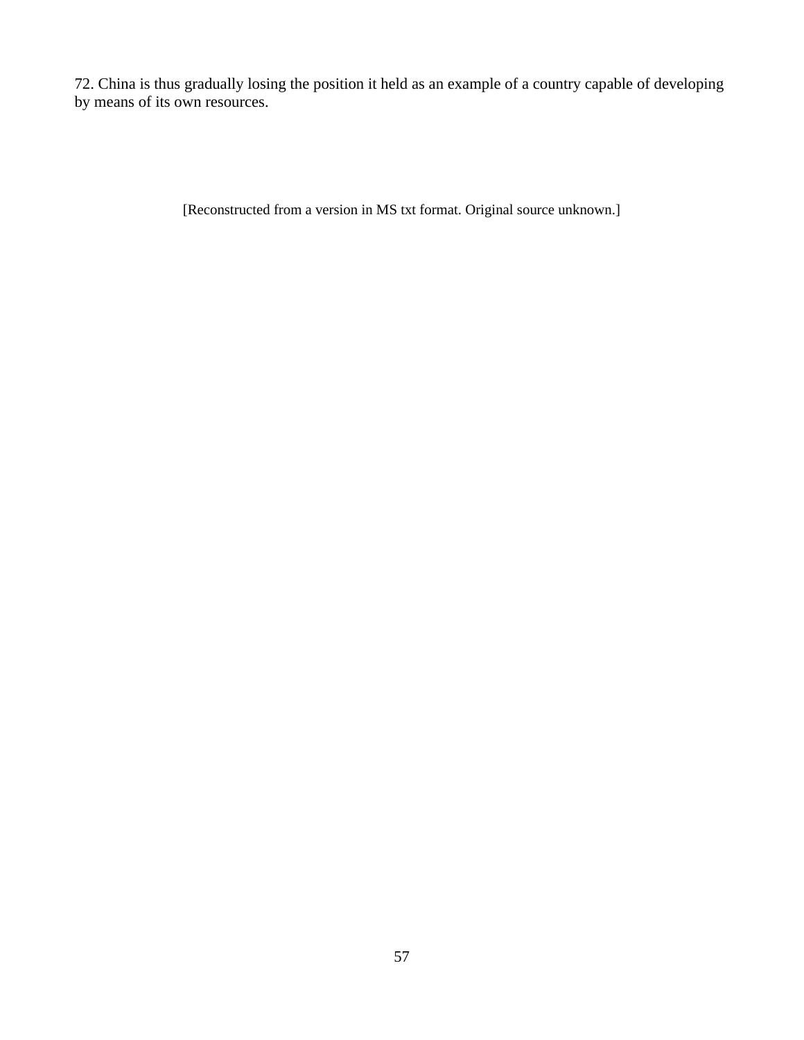72. China is thus gradually losing the position it held as an example of a country capable of developing by means of its own resources.

[Reconstructed from a version in MS txt format. Original source unknown.]